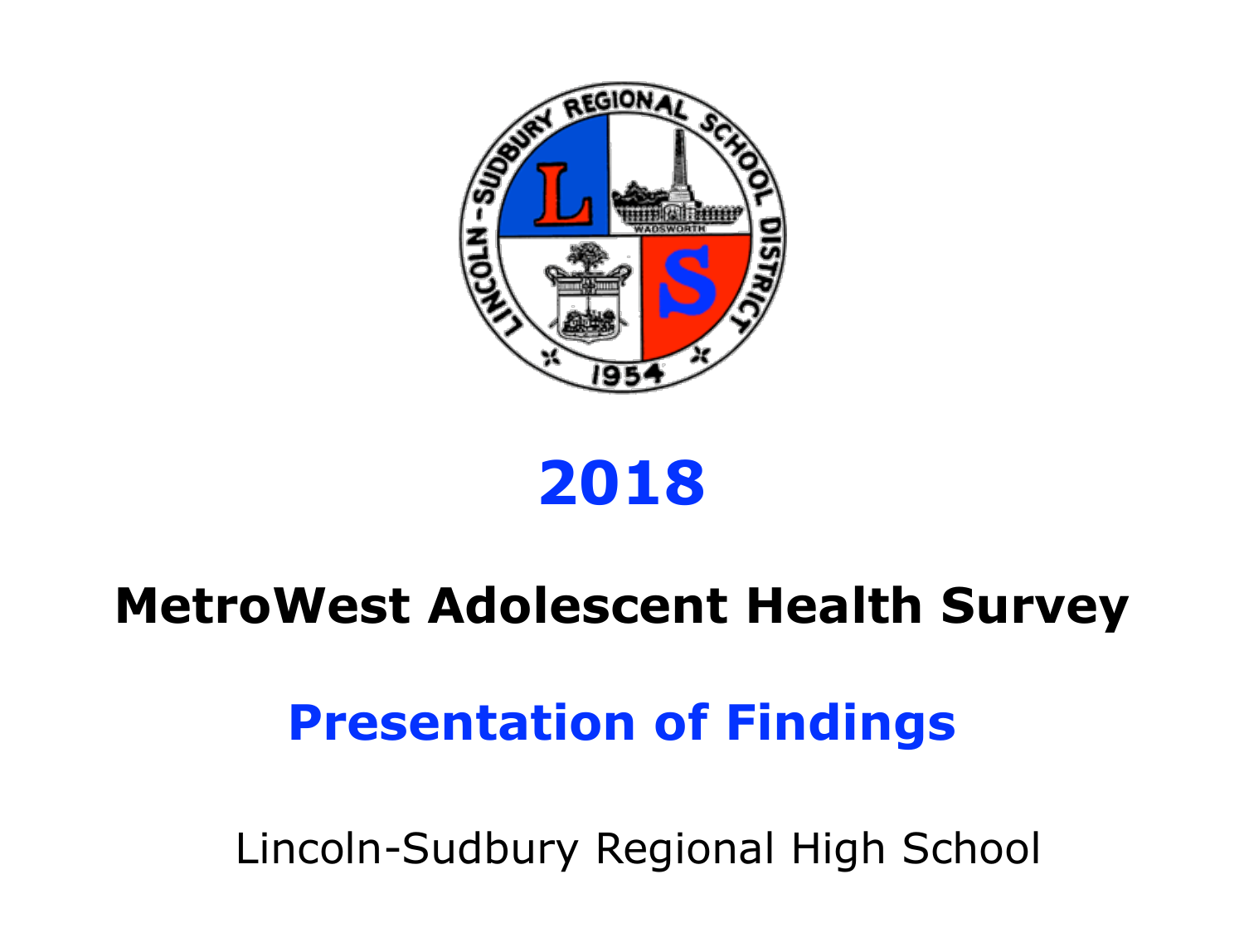# 2018

# MetroWest Adolescent Health Survey

## Presentation of Findings

Lincoln-Sudbury Regional High School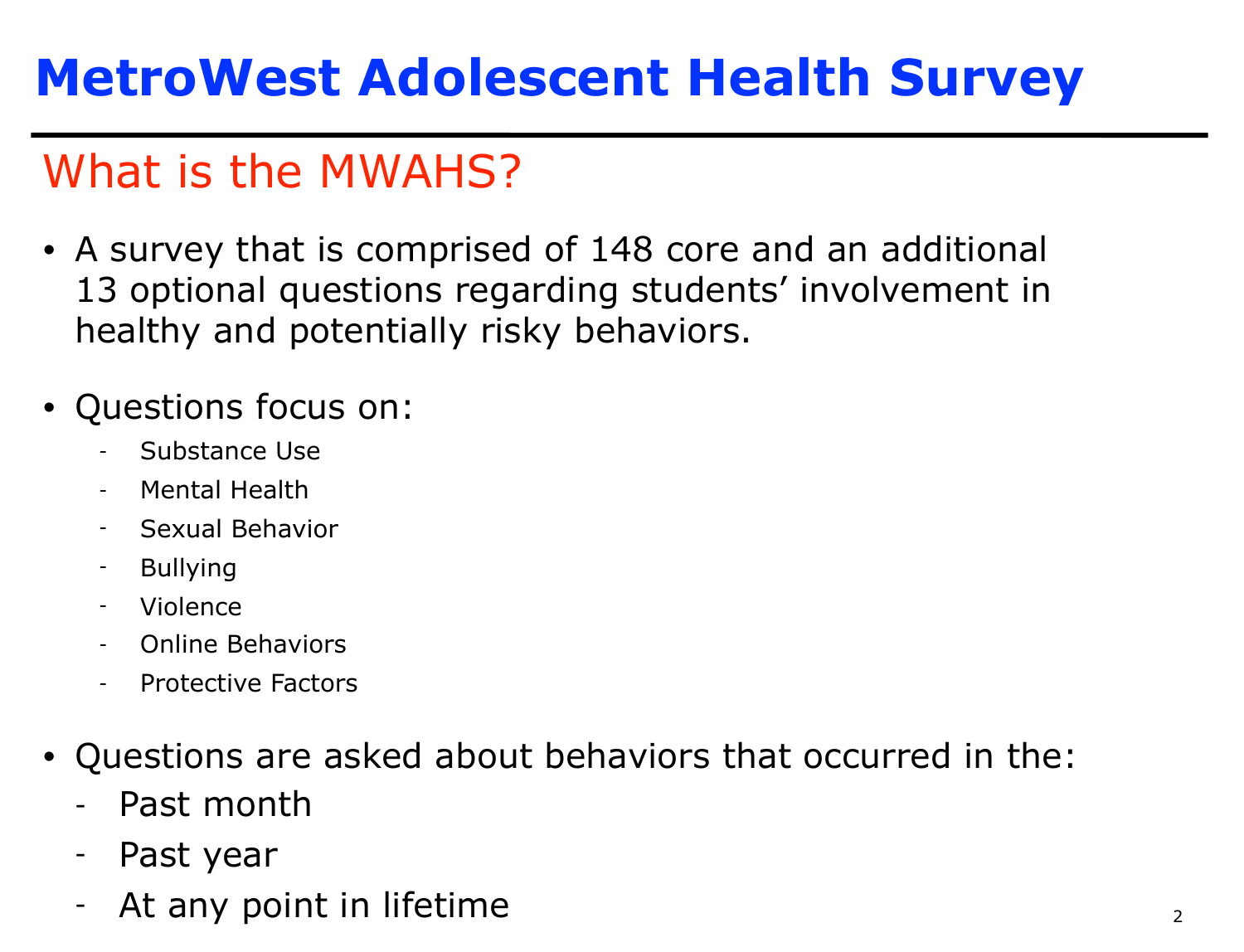# MetroWest Adolescent Health Survey

## What is the MWAHS?

- A survey that is comprised of 148 core and an additional 13 optional questions regarding students' involvement in healthy and potentially risky behaviors.

- Questions focus on:
  - Substance Use
  - Mental Health
  - Sexual Behavior
  - Bullying
  - Violence
  - Online Behaviors
  - Protective Factors

- Questions are asked about behaviors that occurred in the:
  - Past month
  - Past year
  - At any point in lifetime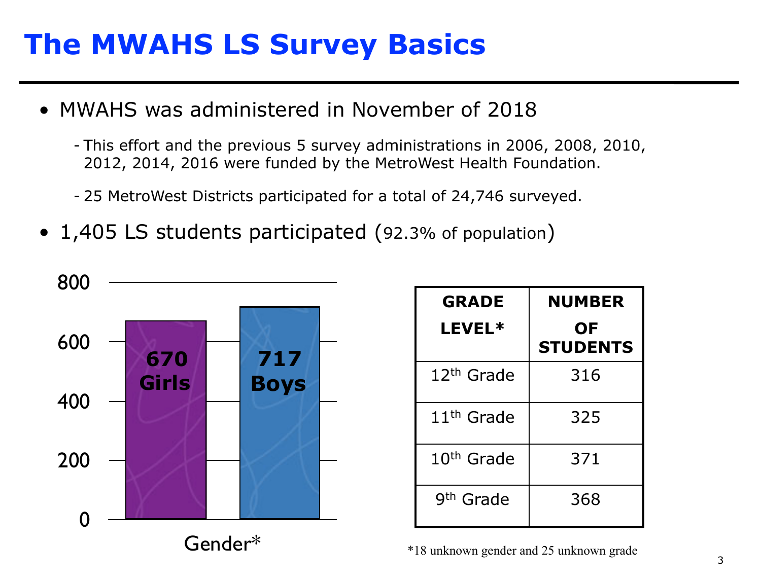# The MWAHS LS Survey Basics

- MWAHS was administered in November of 2018
  - This effort and the previous 5 survey administrations in 2006, 2008, 2010, 2012, 2014, 2016 were funded by the MetroWest Health Foundation.
  - 25 MetroWest Districts participated for a total of 24,746 surveyed.
- 1,405 LS students participated (92.3% of population)

| Gender* | Number |
|---|---|
| Girls | 670 |
| Boys | 717 |

| GRADE LEVEL* | NUMBER OF STUDENTS |
|---|---|
| 12th Grade | 316 |
| 11th Grade | 325 |
| 10th Grade | 371 |
| 9th Grade | 368 |

*18 unknown gender and 25 unknown grade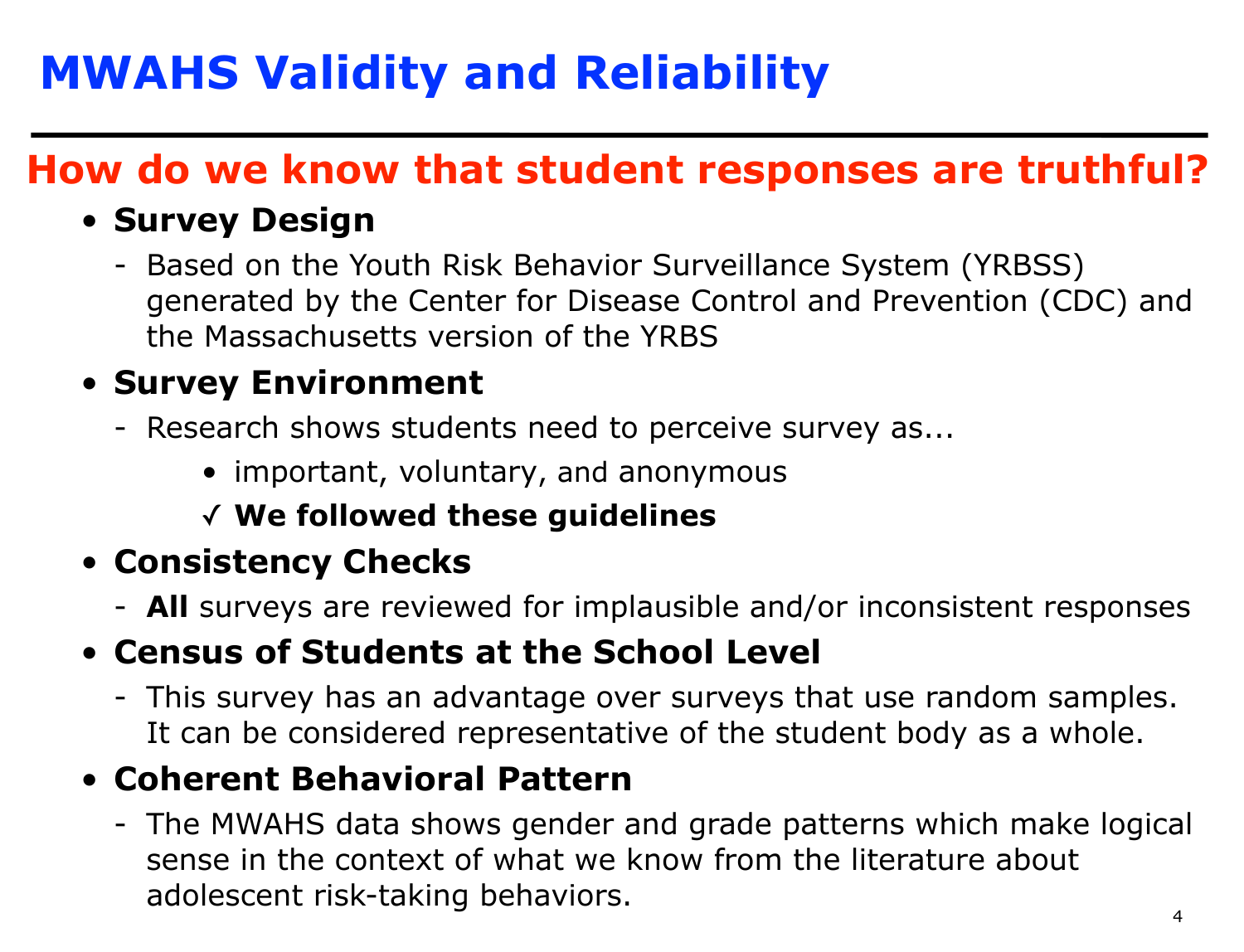# MWAHS Validity and Reliability

## How do we know that student responses are truthful?

- **Survey Design**
  - Based on the Youth Risk Behavior Surveillance System (YRBSS) generated by the Center for Disease Control and Prevention (CDC) and the Massachusetts version of the YRBS
- **Survey Environment**
  - Research shows students need to perceive survey as...
    - important, voluntary, and anonymous
    - ✓ **We followed these guidelines**
- **Consistency Checks**
  - **All** surveys are reviewed for implausible and/or inconsistent responses
- **Census of Students at the School Level**
  - This survey has an advantage over surveys that use random samples. It can be considered representative of the student body as a whole.
- **Coherent Behavioral Pattern**
  - The MWAHS data shows gender and grade patterns which make logical sense in the context of what we know from the literature about adolescent risk-taking behaviors.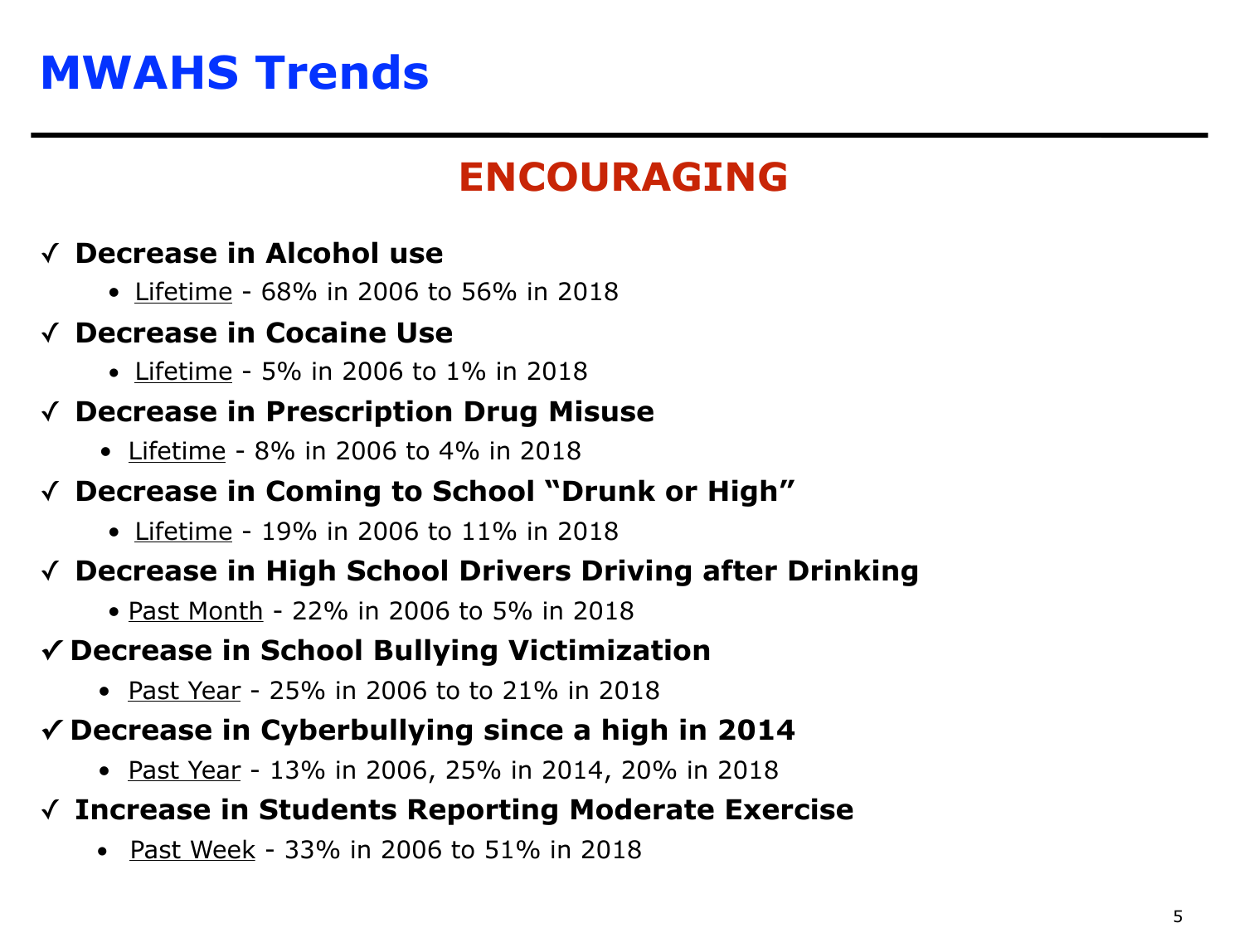# MWAHS Trends

## ENCOURAGING

✓ **Decrease in Alcohol use**

- Lifetime - 68% in 2006 to 56% in 2018

✓ **Decrease in Cocaine Use**

- Lifetime - 5% in 2006 to 1% in 2018

✓ **Decrease in Prescription Drug Misuse**

- Lifetime - 8% in 2006 to 4% in 2018

✓ **Decrease in Coming to School "Drunk or High"**

- Lifetime - 19% in 2006 to 11% in 2018

✓ **Decrease in High School Drivers Driving after Drinking**

- Past Month - 22% in 2006 to 5% in 2018

✓ **Decrease in School Bullying Victimization**

- Past Year - 25% in 2006 to to 21% in 2018

✓ **Decrease in Cyberbullying since a high in 2014**

- Past Year - 13% in 2006, 25% in 2014, 20% in 2018

✓ **Increase in Students Reporting Moderate Exercise**

- Past Week - 33% in 2006 to 51% in 2018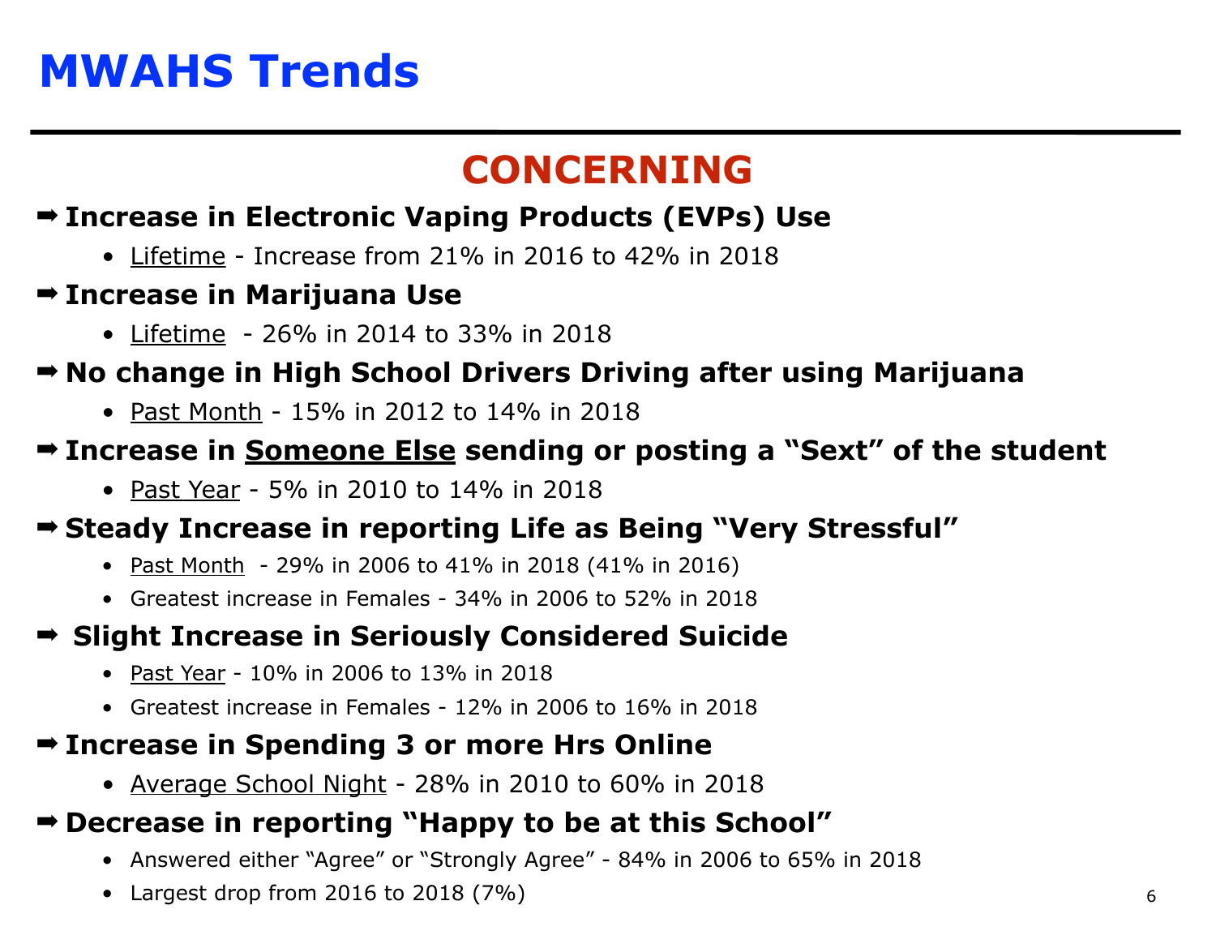# MWAHS Trends

## CONCERNING

➡ **Increase in Electronic Vaping Products (EVPs) Use**

- Lifetime - Increase from 21% in 2016 to 42% in 2018

➡ **Increase in Marijuana Use**

- Lifetime - 26% in 2014 to 33% in 2018

➡ **No change in High School Drivers Driving after using Marijuana**

- Past Month - 15% in 2012 to 14% in 2018

➡ **Increase in Someone Else sending or posting a "Sext" of the student**

- Past Year - 5% in 2010 to 14% in 2018

➡ **Steady Increase in reporting Life as Being "Very Stressful"**

- Past Month - 29% in 2006 to 41% in 2018 (41% in 2016)
- Greatest increase in Females - 34% in 2006 to 52% in 2018

➡ **Slight Increase in Seriously Considered Suicide**

- Past Year - 10% in 2006 to 13% in 2018
- Greatest increase in Females - 12% in 2006 to 16% in 2018

➡ **Increase in Spending 3 or more Hrs Online**

- Average School Night - 28% in 2010 to 60% in 2018

➡ **Decrease in reporting "Happy to be at this School"**

- Answered either "Agree" or "Strongly Agree" - 84% in 2006 to 65% in 2018
- Largest drop from 2016 to 2018 (7%)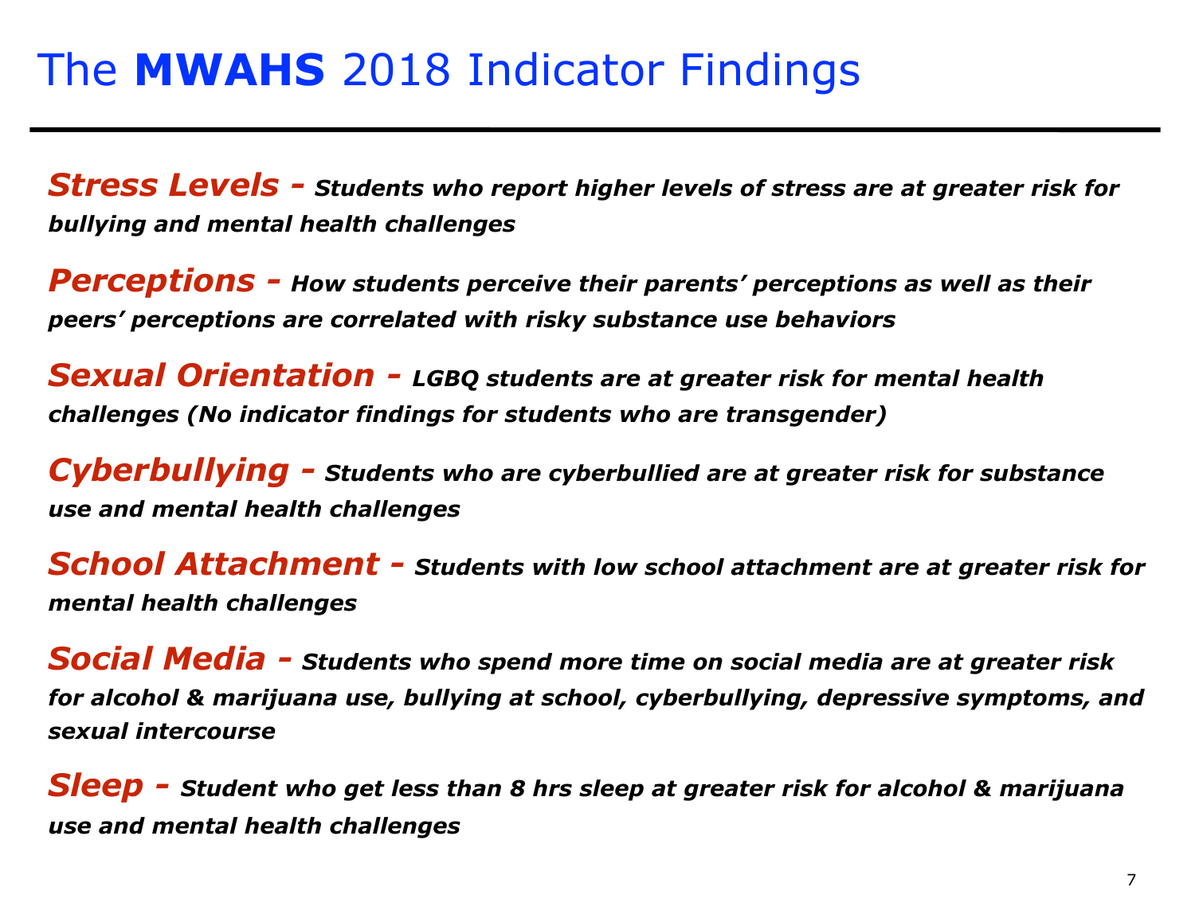# The **MWAHS** 2018 Indicator Findings

***Stress Levels -*** ***Students who report higher levels of stress are at greater risk for bullying and mental health challenges***

***Perceptions -*** ***How students perceive their parents' perceptions as well as their peers' perceptions are correlated with risky substance use behaviors***

***Sexual Orientation -*** ***LGBQ students are at greater risk for mental health challenges (No indicator findings for students who are transgender)***

***Cyberbullying -*** ***Students who are cyberbullied are at greater risk for substance use and mental health challenges***

***School Attachment -*** ***Students with low school attachment are at greater risk for mental health challenges***

***Social Media -*** ***Students who spend more time on social media are at greater risk for alcohol & marijuana use, bullying at school, cyberbullying, depressive symptoms, and sexual intercourse***

***Sleep -*** ***Student who get less than 8 hrs sleep at greater risk for alcohol & marijuana use and mental health challenges***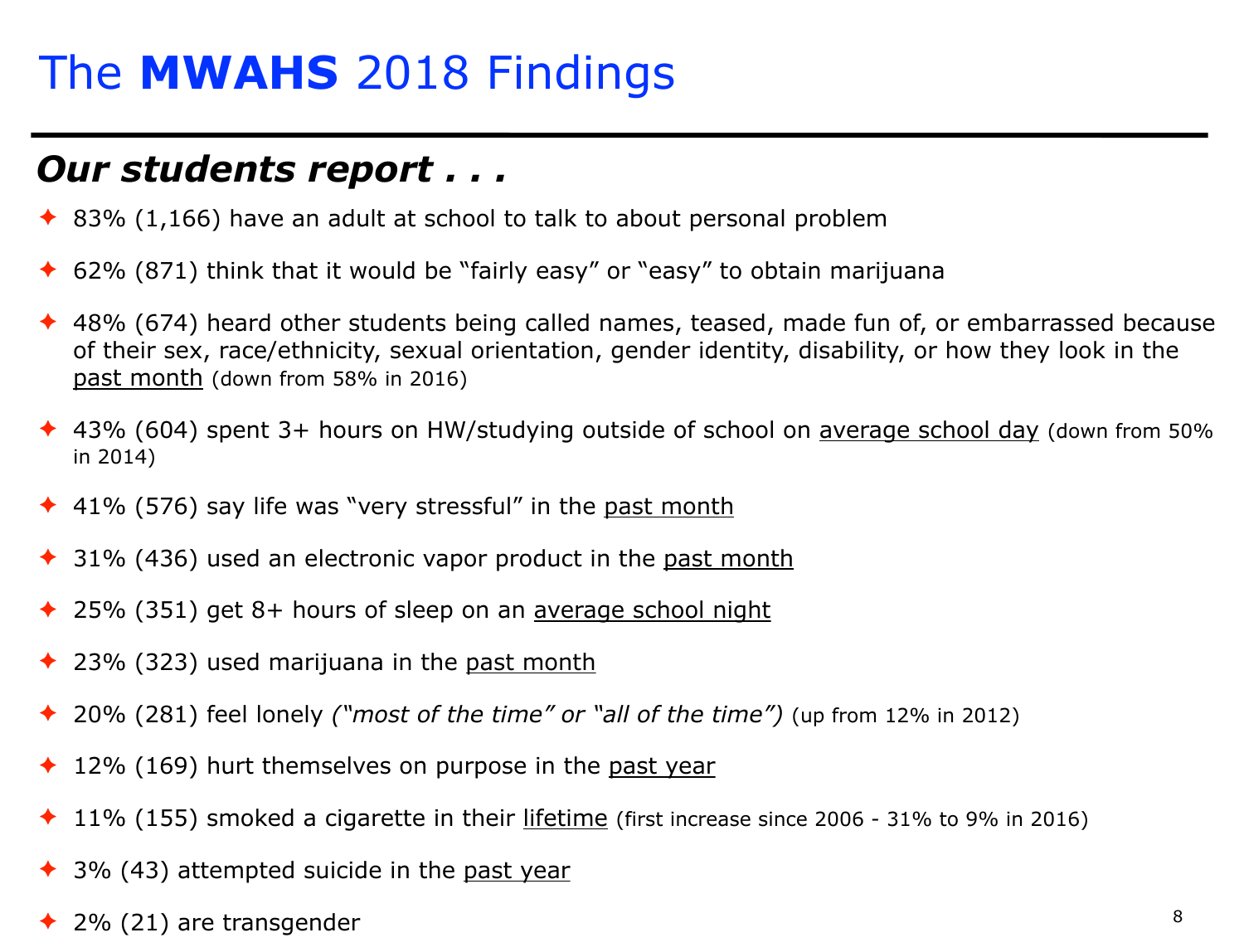# The **MWAHS** 2018 Findings

## ***Our students report . . .***

- 83% (1,166) have an adult at school to talk to about personal problem
- 62% (871) think that it would be "fairly easy" or "easy" to obtain marijuana
- 48% (674) heard other students being called names, teased, made fun of, or embarrassed because of their sex, race/ethnicity, sexual orientation, gender identity, disability, or how they look in the <u>past month</u> (down from 58% in 2016)
- 43% (604) spent 3+ hours on HW/studying outside of school on <u>average school day</u> (down from 50% in 2014)
- 41% (576) say life was "very stressful" in the <u>past month</u>
- 31% (436) used an electronic vapor product in the <u>past month</u>
- 25% (351) get 8+ hours of sleep on an <u>average school night</u>
- 23% (323) used marijuana in the <u>past month</u>
- 20% (281) feel lonely *("most of the time" or "all of the time")* (up from 12% in 2012)
- 12% (169) hurt themselves on purpose in the <u>past year</u>
- 11% (155) smoked a cigarette in their <u>lifetime</u> (first increase since 2006 - 31% to 9% in 2016)
- 3% (43) attempted suicide in the <u>past year</u>
- 2% (21) are transgender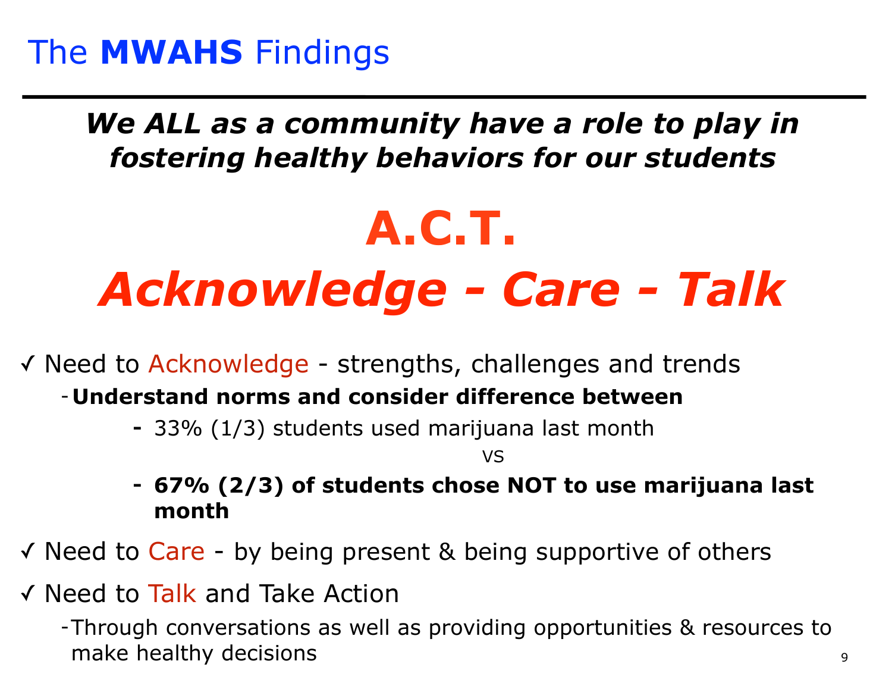# The **MWAHS** Findings

***We ALL as a community have a role to play in fostering healthy behaviors for our students***

## A.C.T.

## *Acknowledge - Care - Talk*

✓ Need to Acknowledge - strengths, challenges and trends

- **Understand norms and consider difference between**
    - 33% (1/3) students used marijuana last month

      vs

    - **67% (2/3) of students chose NOT to use marijuana last month**

✓ Need to Care - by being present & being supportive of others

✓ Need to Talk and Take Action

- Through conversations as well as providing opportunities & resources to make healthy decisions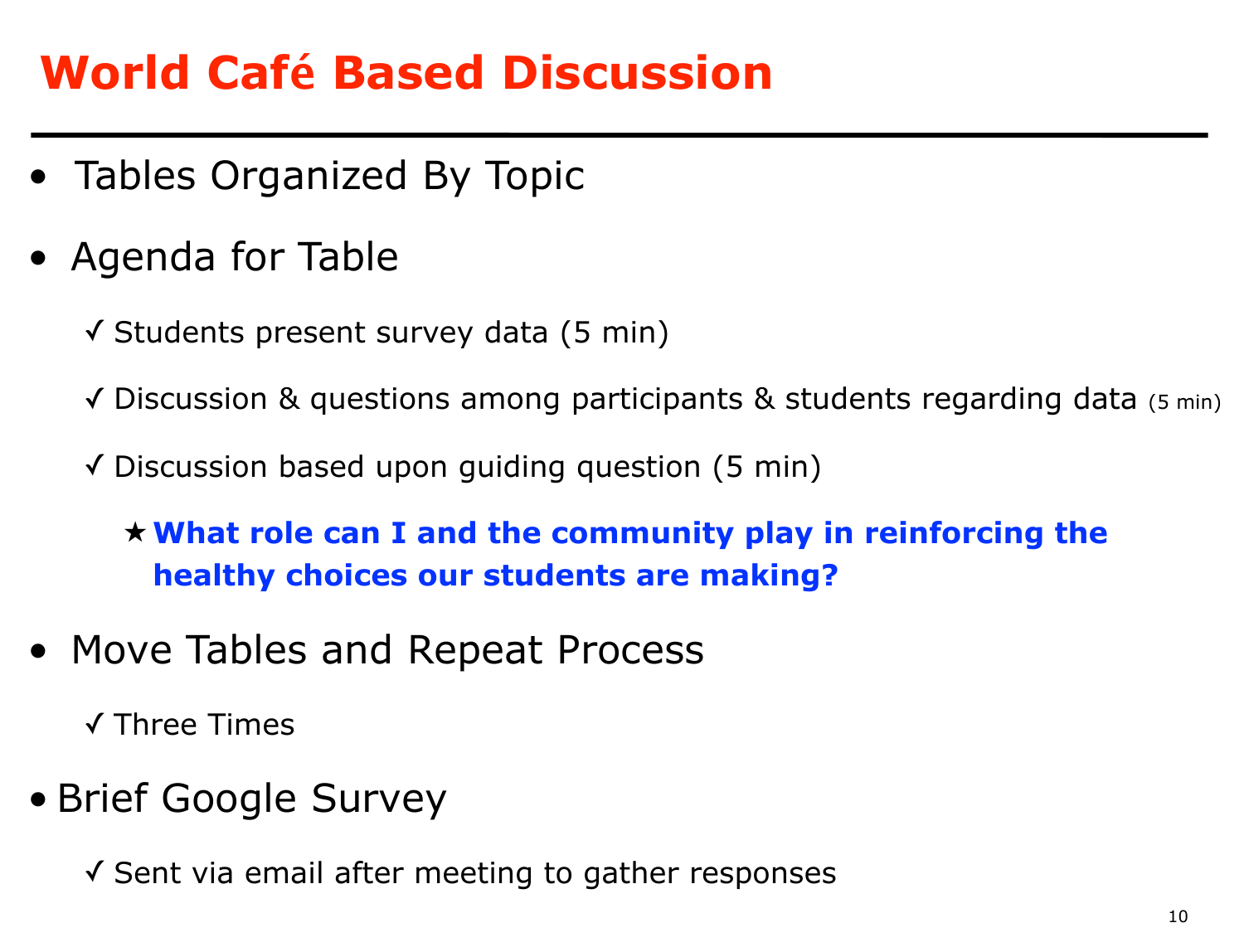# World Café Based Discussion

- Tables Organized By Topic
- Agenda for Table
  - ✓ Students present survey data (5 min)
  - ✓ Discussion & questions among participants & students regarding data (5 min)
  - ✓ Discussion based upon guiding question (5 min)
    - ★ **What role can I and the community play in reinforcing the healthy choices our students are making?**
- Move Tables and Repeat Process
  - ✓ Three Times
- Brief Google Survey
  - ✓ Sent via email after meeting to gather responses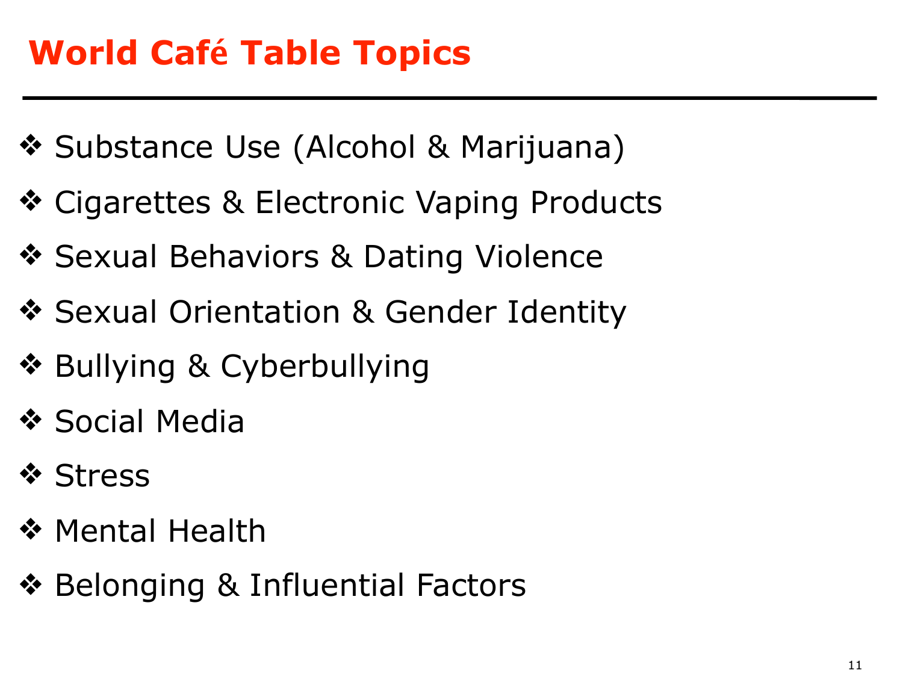# World Café Table Topics

- Substance Use (Alcohol & Marijuana)
- Cigarettes & Electronic Vaping Products
- Sexual Behaviors & Dating Violence
- Sexual Orientation & Gender Identity
- Bullying & Cyberbullying
- Social Media
- Stress
- Mental Health
- Belonging & Influential Factors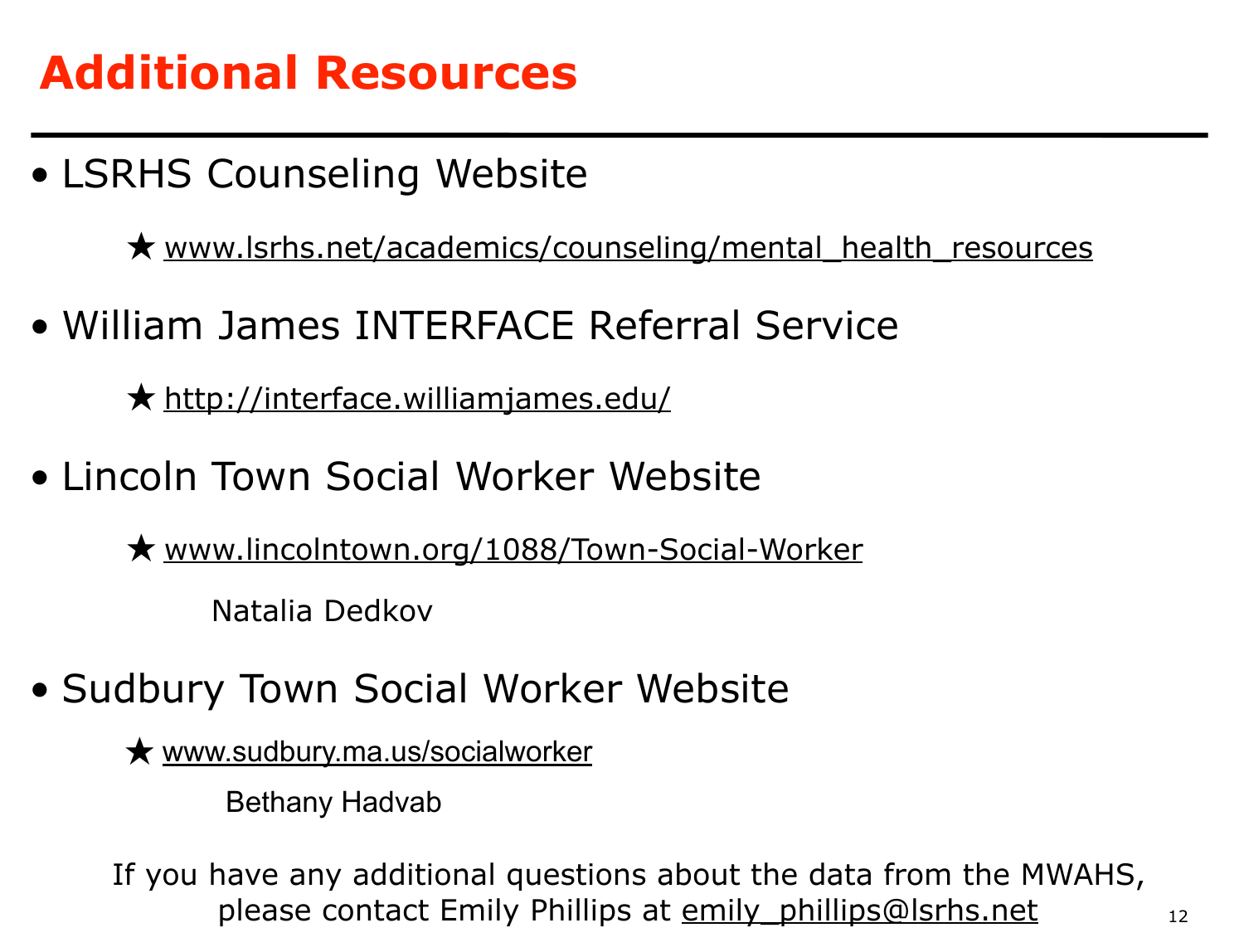# Additional Resources

- LSRHS Counseling Website
  - ★ www.lsrhs.net/academics/counseling/mental_health_resources
- William James INTERFACE Referral Service
  - ★ http://interface.williamjames.edu/
- Lincoln Town Social Worker Website
  - ★ www.lincolntown.org/1088/Town-Social-Worker

    Natalia Dedkov
- Sudbury Town Social Worker Website
  - ★ www.sudbury.ma.us/socialworker

    Bethany Hadvab

If you have any additional questions about the data from the MWAHS, please contact Emily Phillips at emily_phillips@lsrhs.net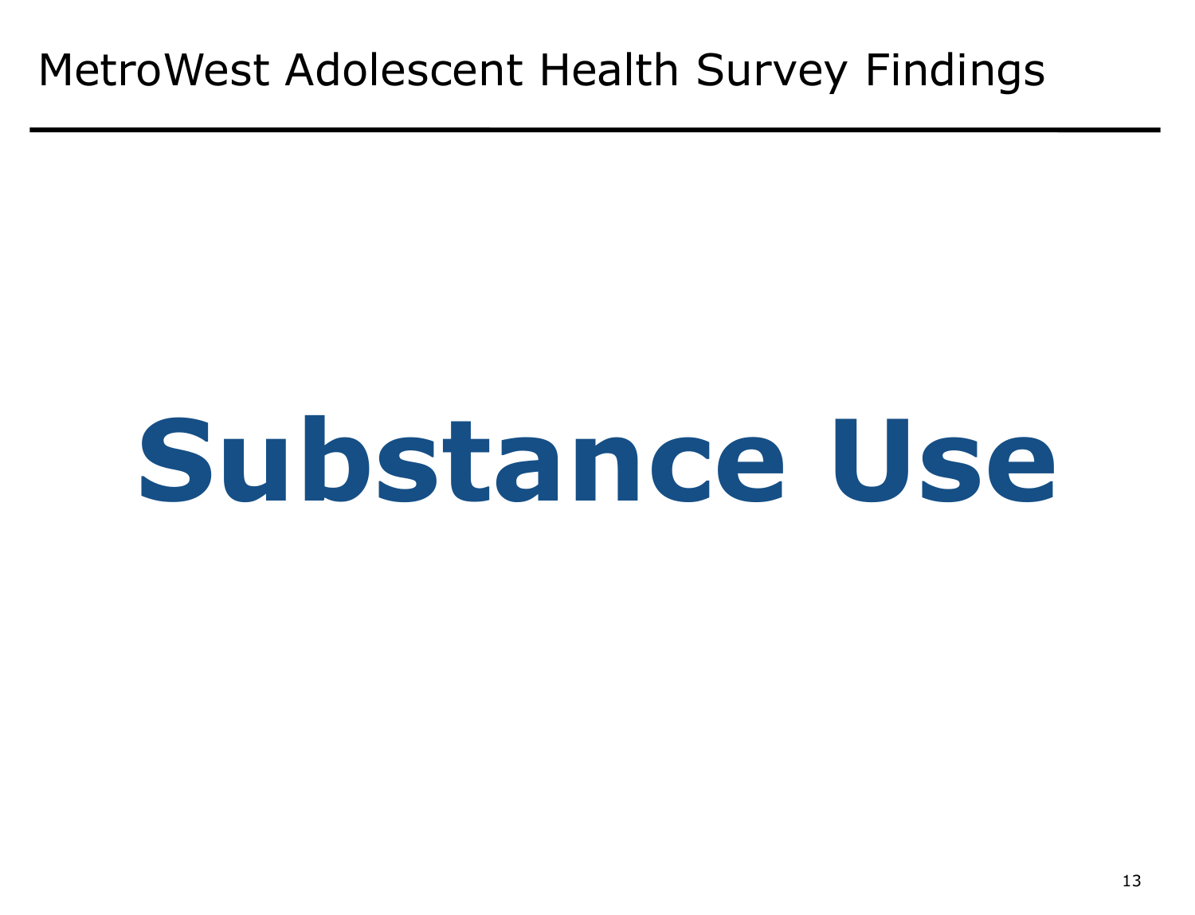MetroWest Adolescent Health Survey Findings

# Substance Use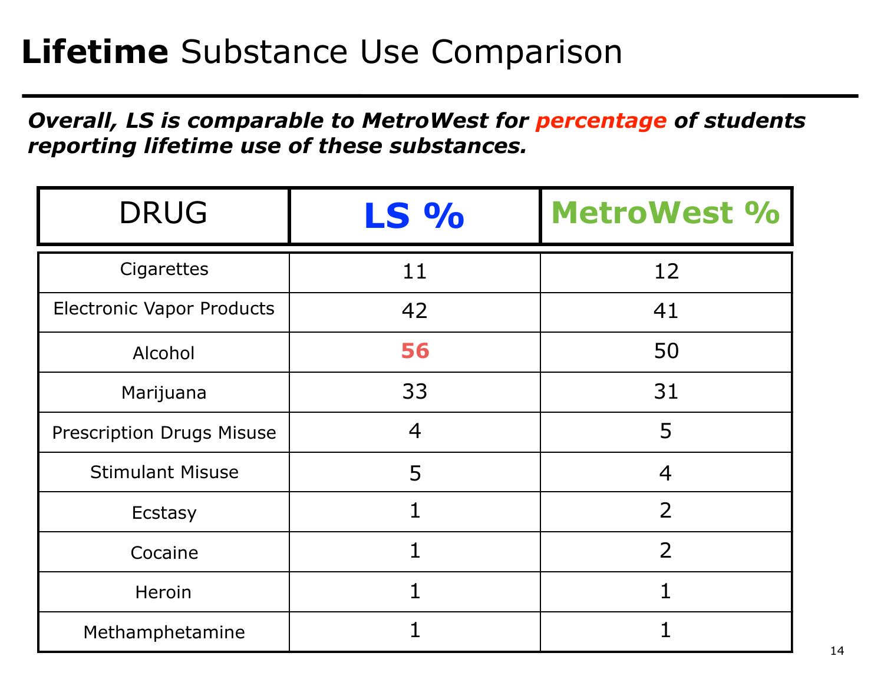# **Lifetime** Substance Use Comparison

***Overall, LS is comparable to MetroWest for percentage of students reporting lifetime use of these substances.***

| DRUG | LS % | MetroWest % |
|---|---|---|
| Cigarettes | 11 | 12 |
| Electronic Vapor Products | 42 | 41 |
| Alcohol | **56** | 50 |
| Marijuana | 33 | 31 |
| Prescription Drugs Misuse | 4 | 5 |
| Stimulant Misuse | 5 | 4 |
| Ecstasy | 1 | 2 |
| Cocaine | 1 | 2 |
| Heroin | 1 | 1 |
| Methamphetamine | 1 | 1 |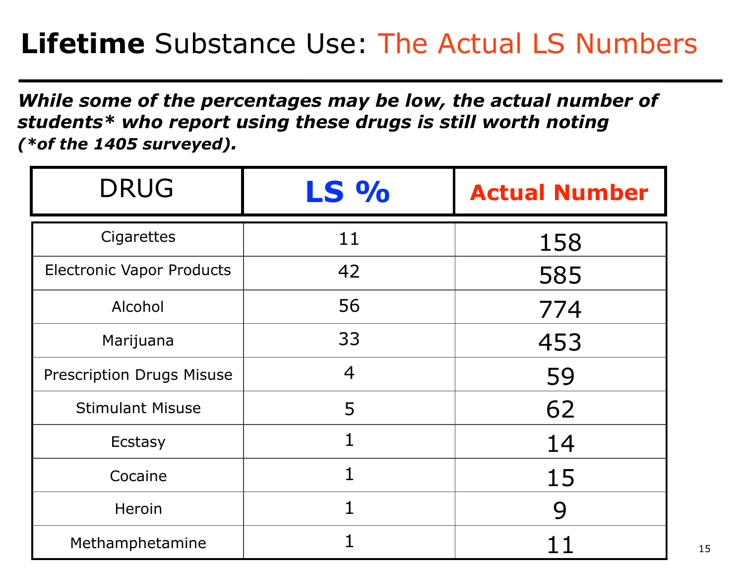# **Lifetime** Substance Use: The Actual LS Numbers

***While some of the percentages may be low, the actual number of students* who report using these drugs is still worth noting (*of the 1405 surveyed).***

| DRUG | LS % | Actual Number |
|---|---|---|
| Cigarettes | 11 | 158 |
| Electronic Vapor Products | 42 | 585 |
| Alcohol | 56 | 774 |
| Marijuana | 33 | 453 |
| Prescription Drugs Misuse | 4 | 59 |
| Stimulant Misuse | 5 | 62 |
| Ecstasy | 1 | 14 |
| Cocaine | 1 | 15 |
| Heroin | 1 | 9 |
| Methamphetamine | 1 | 11 |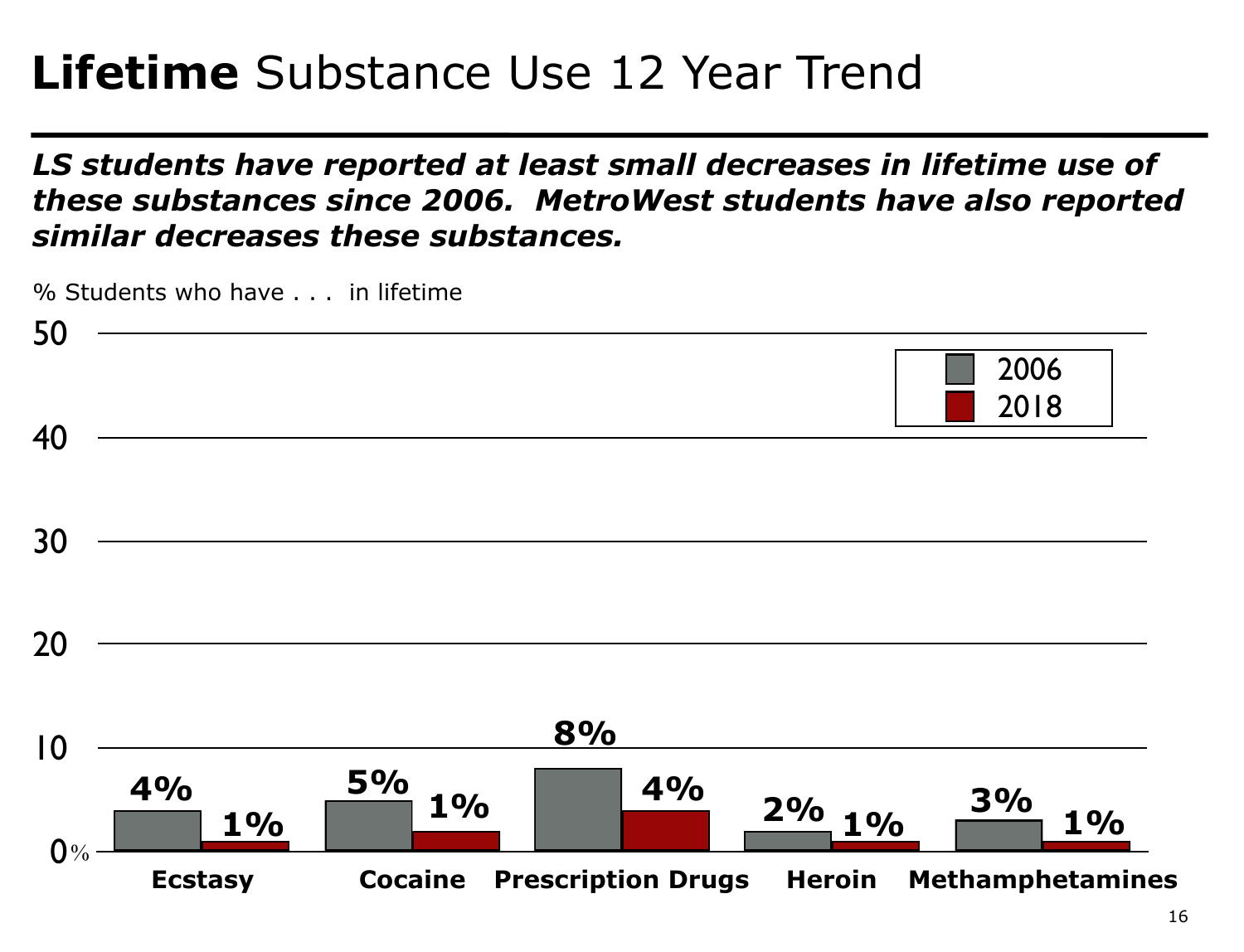# **Lifetime** Substance Use 12 Year Trend

***LS students have reported at least small decreases in lifetime use of these substances since 2006. MetroWest students have also reported similar decreases these substances.***

% Students who have . . . in lifetime

| Substance | 2006 | 2018 |
|---|---|---|
| Ecstasy | 4% | 1% |
| Cocaine | 5% | 1% |
| Prescription Drugs | 8% | 4% |
| Heroin | 2% | 1% |
| Methamphetamines | 3% | 1% |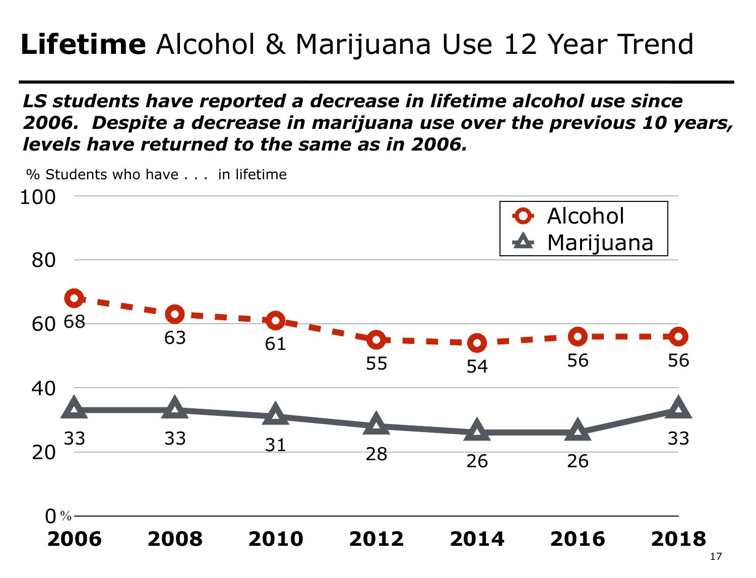# **Lifetime** Alcohol & Marijuana Use 12 Year Trend

***LS students have reported a decrease in lifetime alcohol use since 2006. Despite a decrease in marijuana use over the previous 10 years, levels have returned to the same as in 2006.***

% Students who have . . . in lifetime

| | 2006 | 2008 | 2010 | 2012 | 2014 | 2016 | 2018 |
|---|---|---|---|---|---|---|---|
| Alcohol | 68 | 63 | 61 | 55 | 54 | 56 | 56 |
| Marijuana | 33 | 33 | 31 | 28 | 26 | 26 | 33 |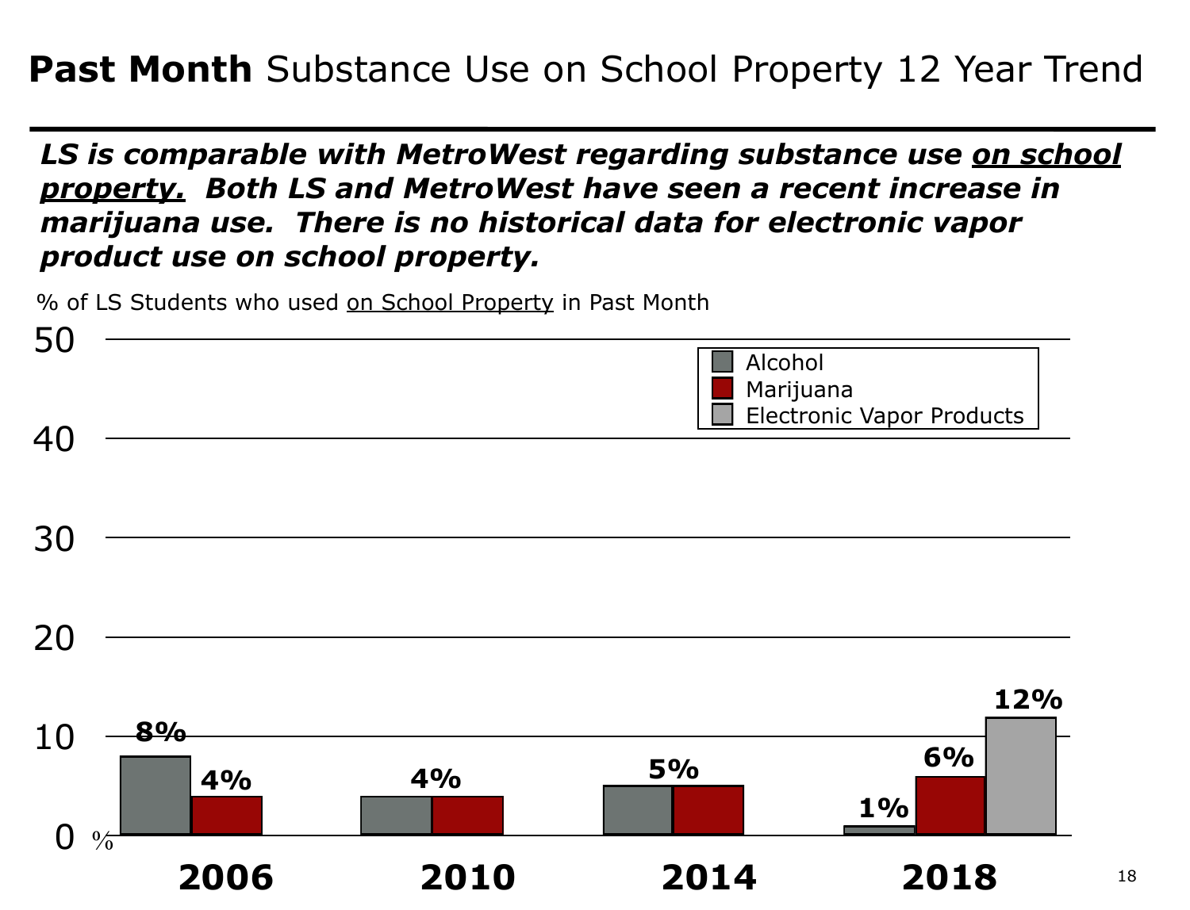# **Past Month** Substance Use on School Property 12 Year Trend

***LS is comparable with MetroWest regarding substance use <u>on school property.</u> Both LS and MetroWest have seen a recent increase in marijuana use. There is no historical data for electronic vapor product use on school property.***

% of LS Students who used <u>on School Property</u> in Past Month

| Year | Alcohol | Marijuana | Electronic Vapor Products |
|---|---|---|---|
| 2006 | 8% | 4% | |
| 2010 | 4% | 4% | |
| 2014 | 5% | 5% | |
| 2018 | 1% | 6% | 12% |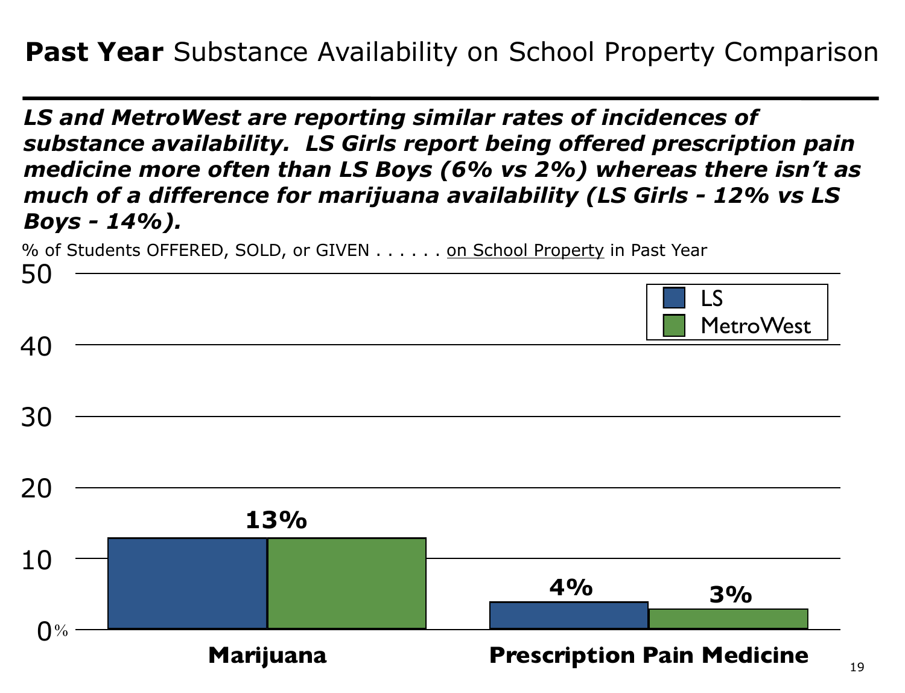# **Past Year** Substance Availability on School Property Comparison

***LS and MetroWest are reporting similar rates of incidences of substance availability. LS Girls report being offered prescription pain medicine more often than LS Boys (6% vs 2%) whereas there isn't as much of a difference for marijuana availability (LS Girls - 12% vs LS Boys - 14%).***

% of Students OFFERED, SOLD, or GIVEN . . . . . . on School Property in Past Year

| | LS | MetroWest |
|---|---|---|
| Marijuana | 13% | 13% |
| Prescription Pain Medicine | 4% | 3% |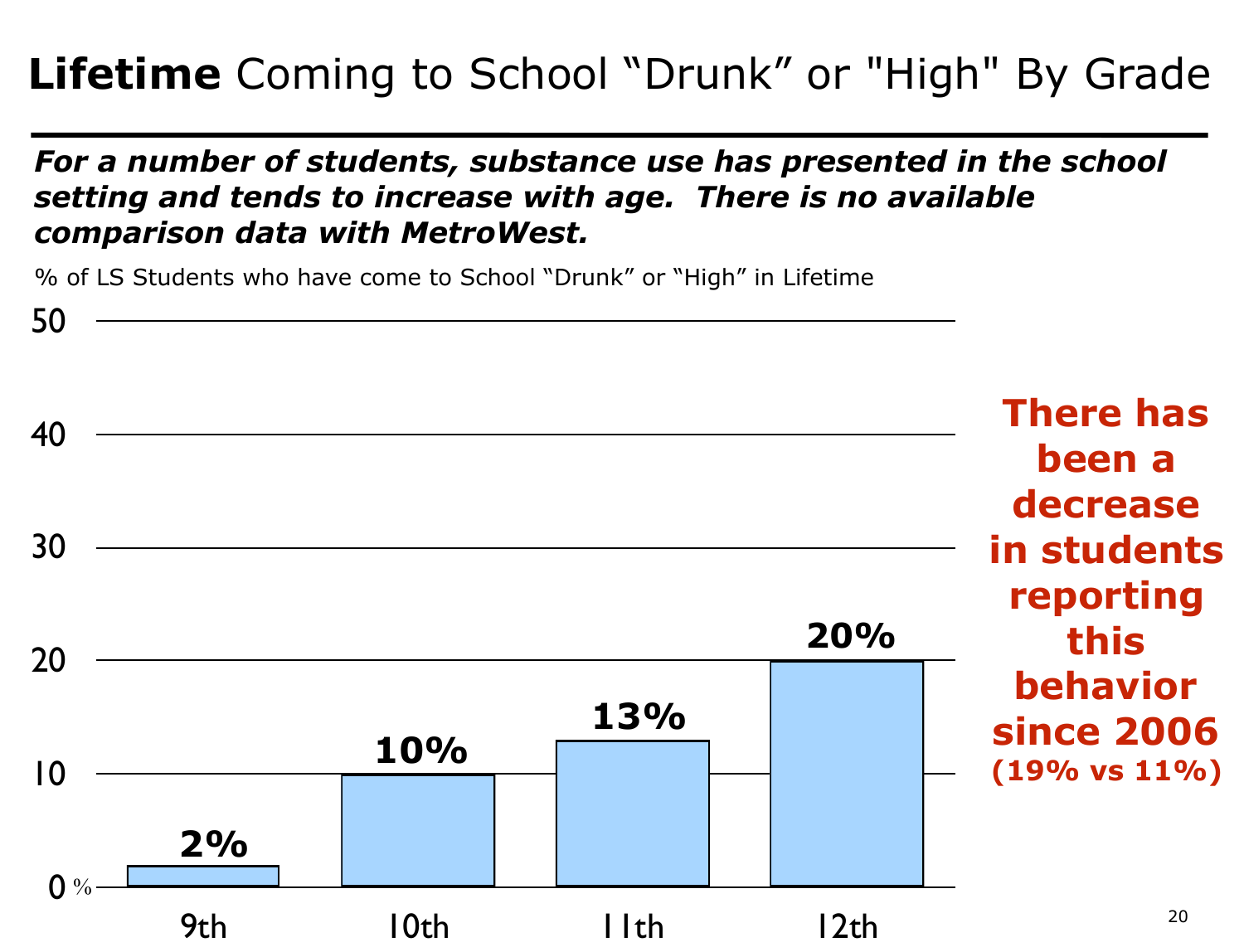# **Lifetime** Coming to School "Drunk" or "High" By Grade

***For a number of students, substance use has presented in the school setting and tends to increase with age. There is no available comparison data with MetroWest.***

% of LS Students who have come to School "Drunk" or "High" in Lifetime

| Grade | % |
|---|---|
| 9th | 2% |
| 10th | 10% |
| 11th | 13% |
| 12th | 20% |

**There has been a decrease in students reporting this behavior since 2006**
**(19% vs 11%)**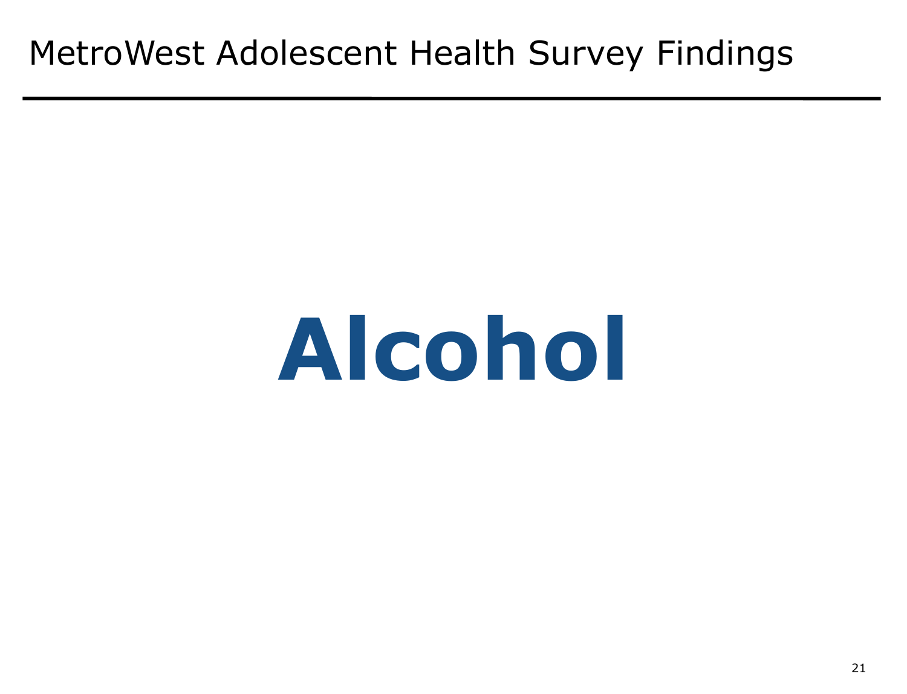MetroWest Adolescent Health Survey Findings

# Alcohol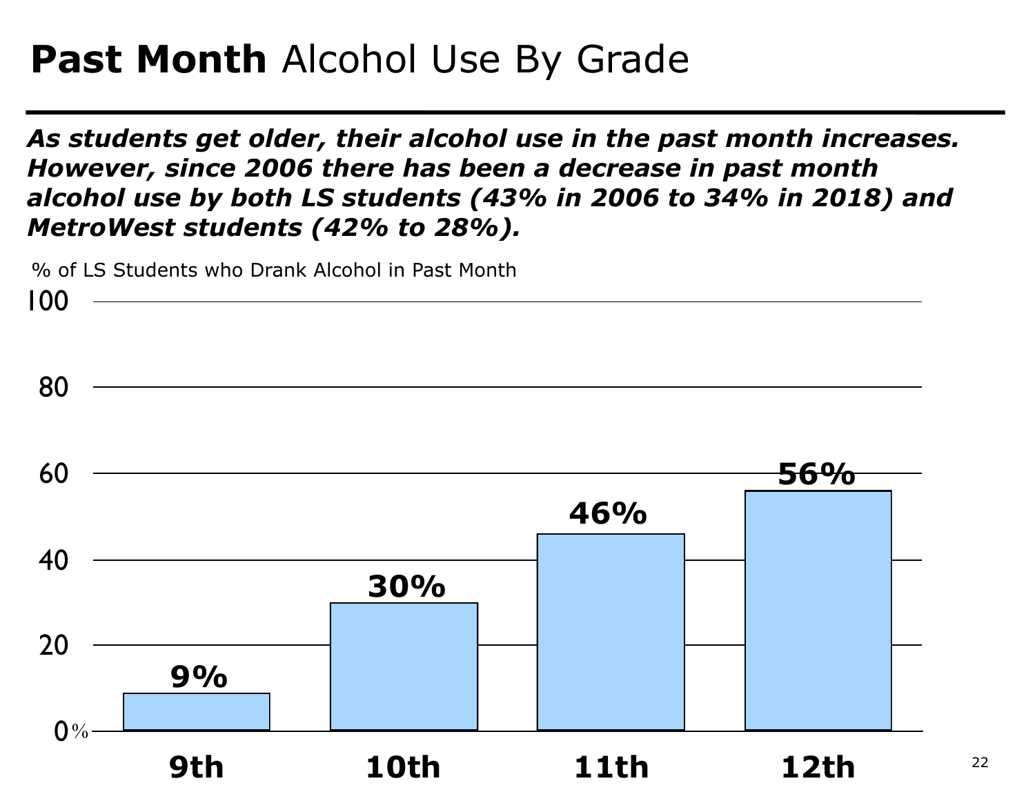# **Past Month** Alcohol Use By Grade

***As students get older, their alcohol use in the past month increases. However, since 2006 there has been a decrease in past month alcohol use by both LS students (43% in 2006 to 34% in 2018) and MetroWest students (42% to 28%).***

% of LS Students who Drank Alcohol in Past Month

| Grade | % |
|---|---|
| 9th | 9% |
| 10th | 30% |
| 11th | 46% |
| 12th | 56% |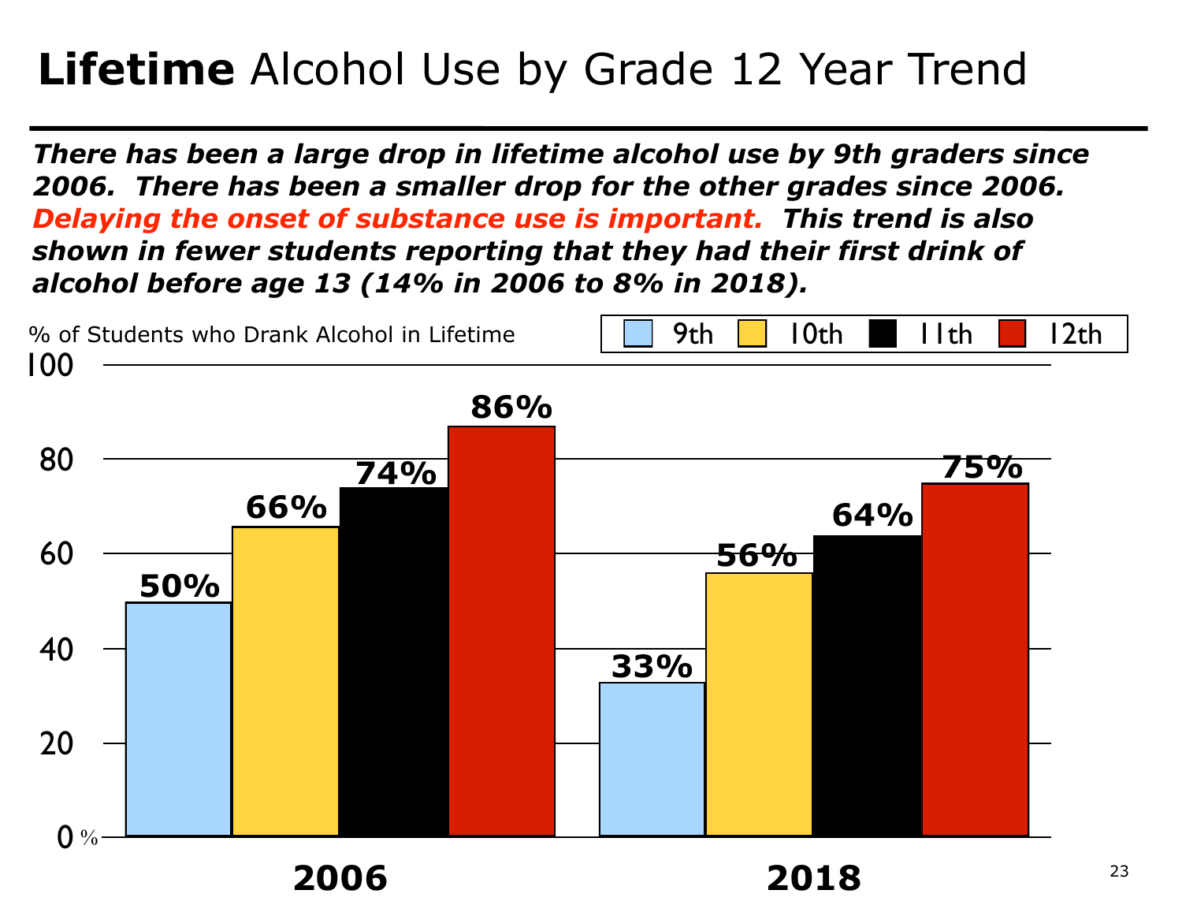# **Lifetime** Alcohol Use by Grade 12 Year Trend

***There has been a large drop in lifetime alcohol use by 9th graders since 2006. There has been a smaller drop for the other grades since 2006. Delaying the onset of substance use is important. This trend is also shown in fewer students reporting that they had their first drink of alcohol before age 13 (14% in 2006 to 8% in 2018).***

% of Students who Drank Alcohol in Lifetime

| Year | 9th | 10th | 11th | 12th |
|---|---|---|---|---|
| 2006 | 50% | 66% | 74% | 86% |
| 2018 | 33% | 56% | 64% | 75% |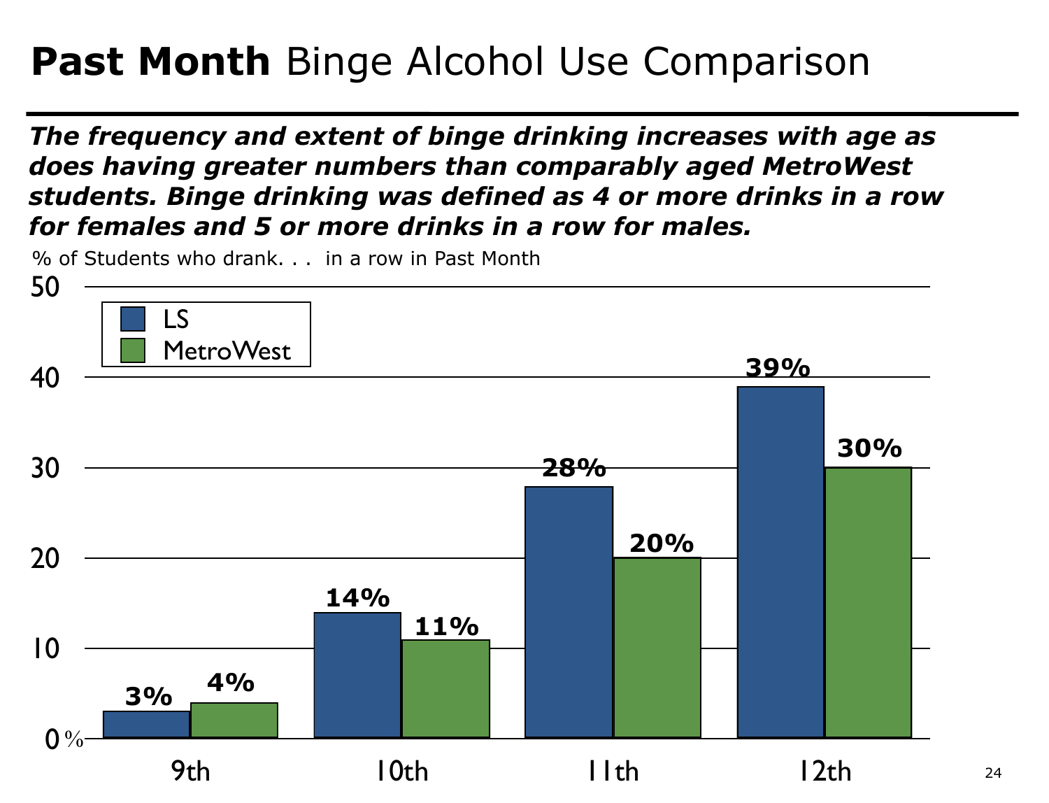# **Past Month** Binge Alcohol Use Comparison

***The frequency and extent of binge drinking increases with age as does having greater numbers than comparably aged MetroWest students. Binge drinking was defined as 4 or more drinks in a row for females and 5 or more drinks in a row for males.***

% of Students who drank. . . in a row in Past Month

| Grade | LS | MetroWest |
|---|---|---|
| 9th | 3% | 4% |
| 10th | 14% | 11% |
| 11th | 28% | 20% |
| 12th | 39% | 30% |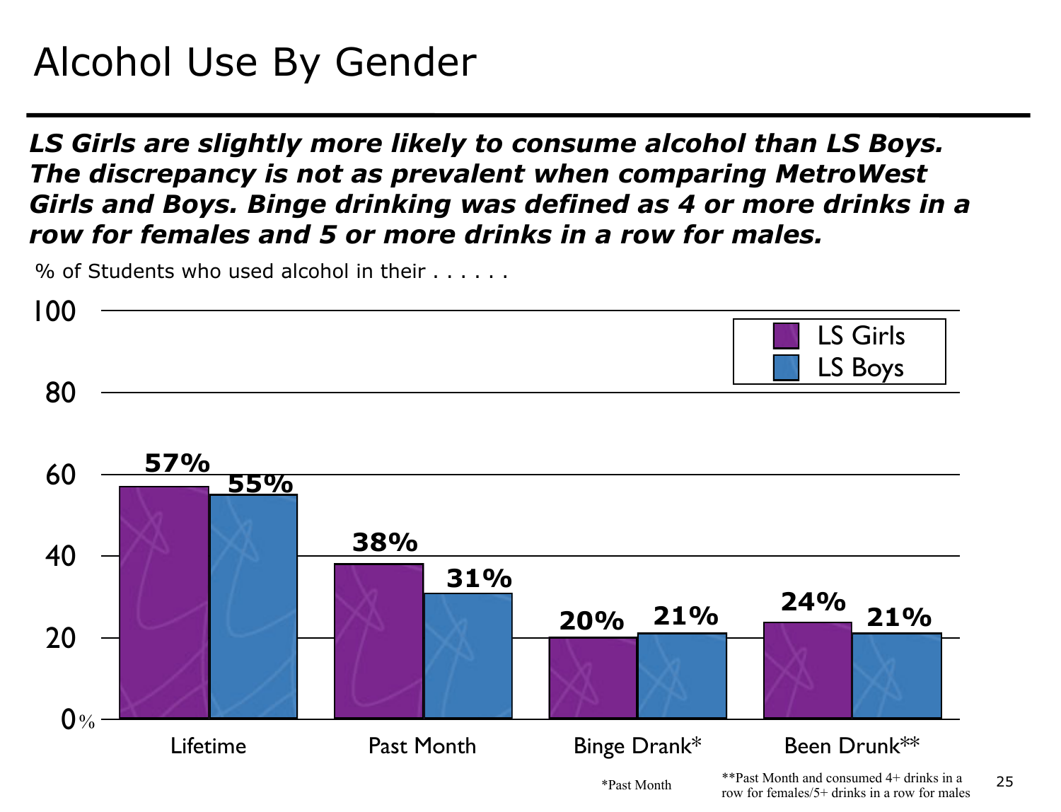# Alcohol Use By Gender

***LS Girls are slightly more likely to consume alcohol than LS Boys. The discrepancy is not as prevalent when comparing MetroWest Girls and Boys. Binge drinking was defined as 4 or more drinks in a row for females and 5 or more drinks in a row for males.***

% of Students who used alcohol in their . . . . . .

| | LS Girls | LS Boys |
|---|---|---|
| Lifetime | 57% | 55% |
| Past Month | 38% | 31% |
| Binge Drank* | 20% | 21% |
| Been Drunk** | 24% | 21% |

*Past Month

**Past Month and consumed 4+ drinks in a row for females/5+ drinks in a row for males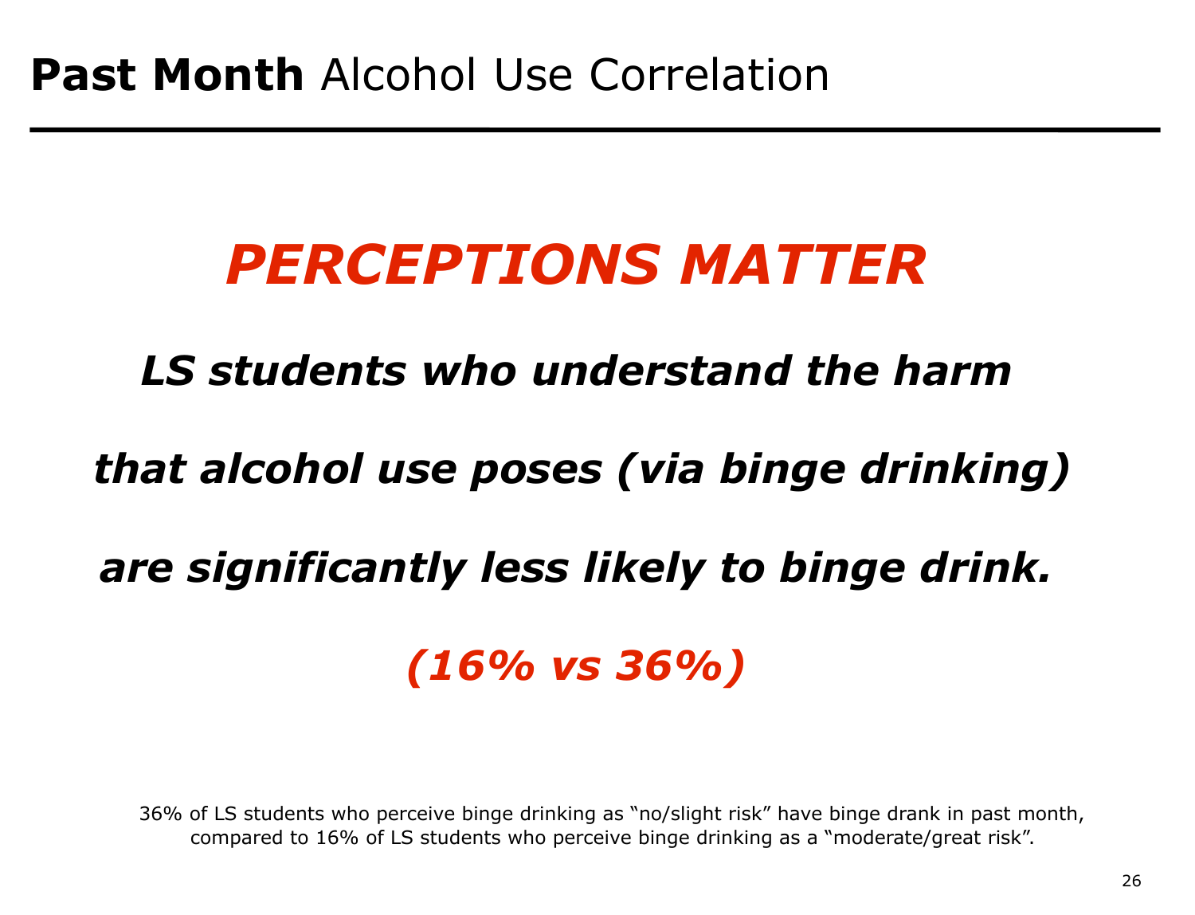# **Past Month** Alcohol Use Correlation

## ***PERCEPTIONS MATTER***

***LS students who understand the harm***

***that alcohol use poses (via binge drinking)***

***are significantly less likely to binge drink.***

***(16% vs 36%)***

36% of LS students who perceive binge drinking as "no/slight risk" have binge drank in past month, compared to 16% of LS students who perceive binge drinking as a "moderate/great risk".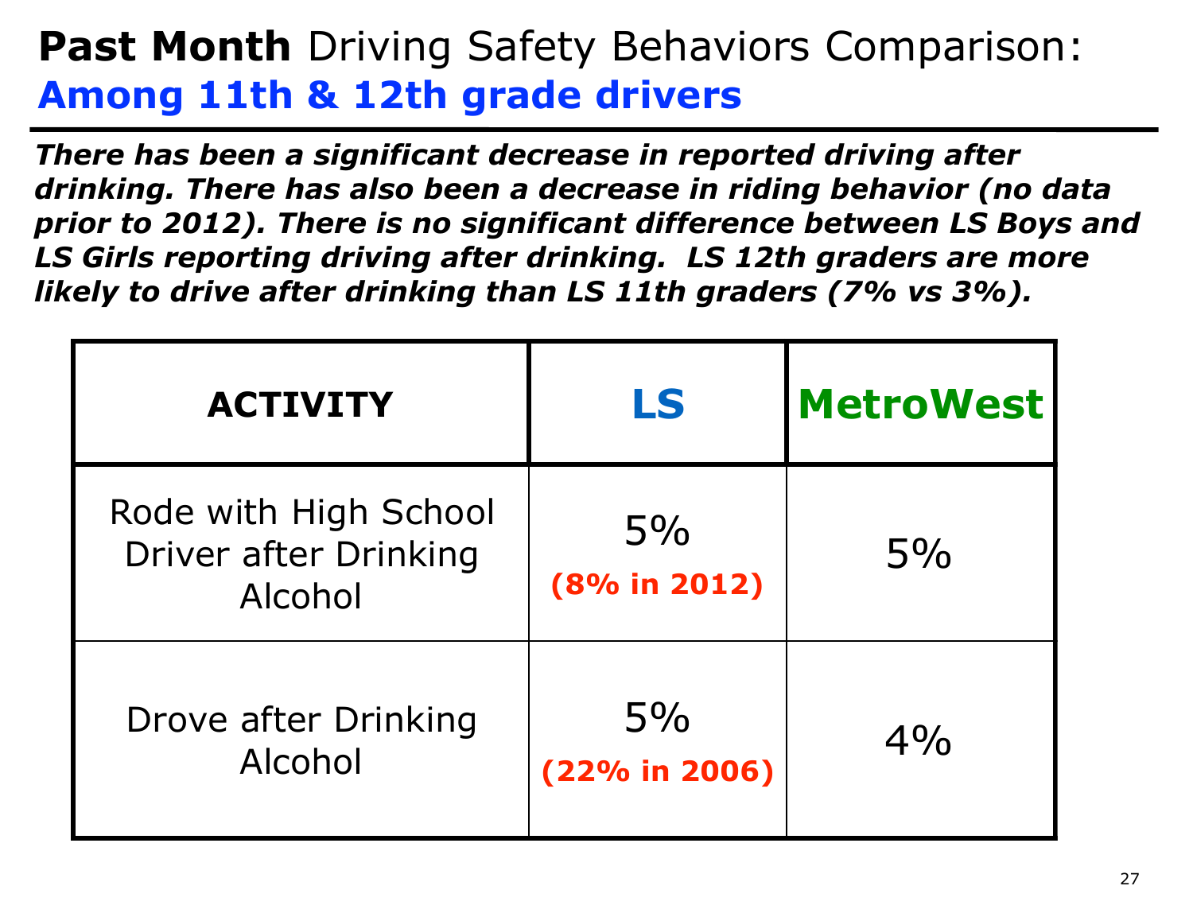# **Past Month** Driving Safety Behaviors Comparison: **Among 11th & 12th grade drivers**

***There has been a significant decrease in reported driving after drinking. There has also been a decrease in riding behavior (no data prior to 2012). There is no significant difference between LS Boys and LS Girls reporting driving after drinking. LS 12th graders are more likely to drive after drinking than LS 11th graders (7% vs 3%).***

| ACTIVITY | LS | MetroWest |
|---|---|---|
| Rode with High School Driver after Drinking Alcohol | 5% **(8% in 2012)** | 5% |
| Drove after Drinking Alcohol | 5% **(22% in 2006)** | 4% |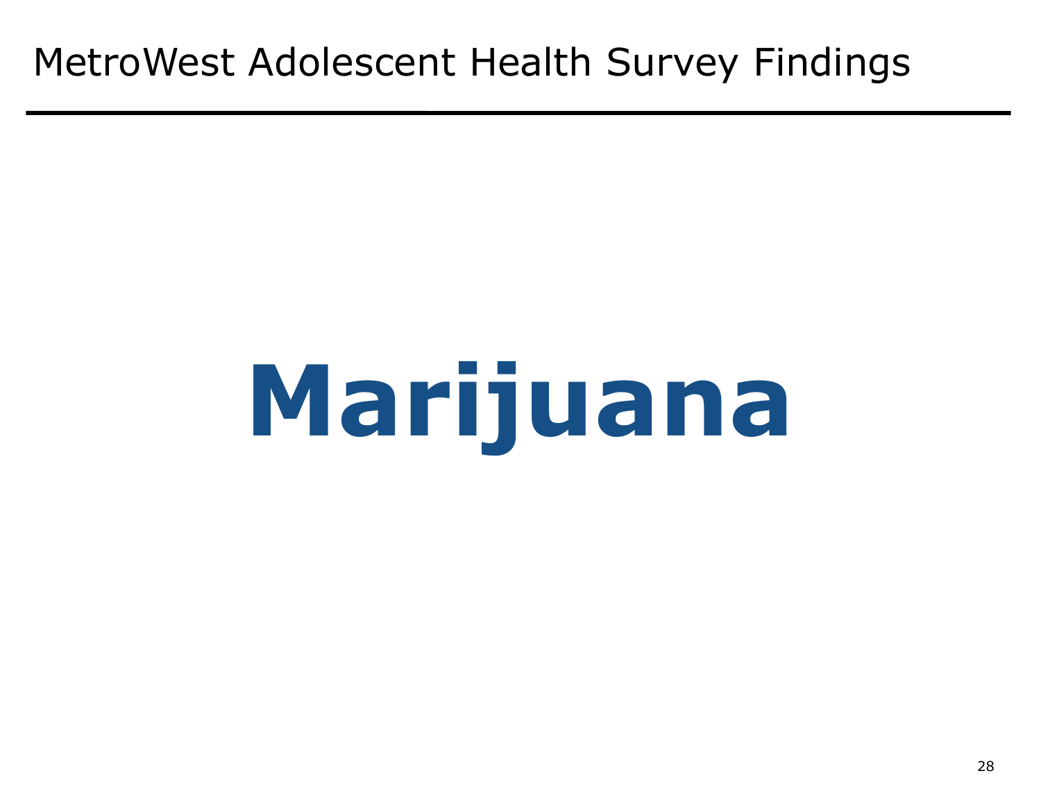MetroWest Adolescent Health Survey Findings

# Marijuana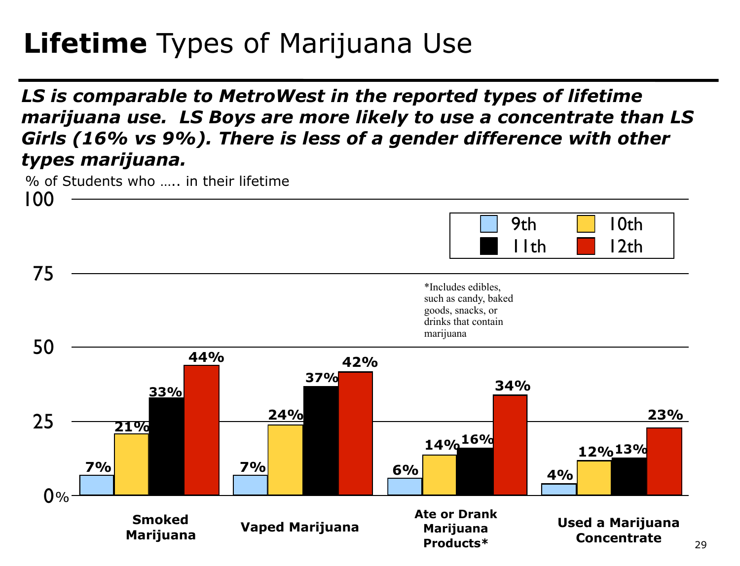# **Lifetime** Types of Marijuana Use

***LS is comparable to MetroWest in the reported types of lifetime marijuana use. LS Boys are more likely to use a concentrate than LS Girls (16% vs 9%). There is less of a gender difference with other types marijuana.***

% of Students who ….. in their lifetime

| | 9th | 10th | 11th | 12th |
|---|---|---|---|---|
| Smoked Marijuana | 7% | 21% | 33% | 44% |
| Vaped Marijuana | 7% | 24% | 37% | 42% |
| Ate or Drank Marijuana Products* | 6% | 14% | 16% | 34% |
| Used a Marijuana Concentrate | 4% | 12% | 13% | 23% |

*Includes edibles, such as candy, baked goods, snacks, or drinks that contain marijuana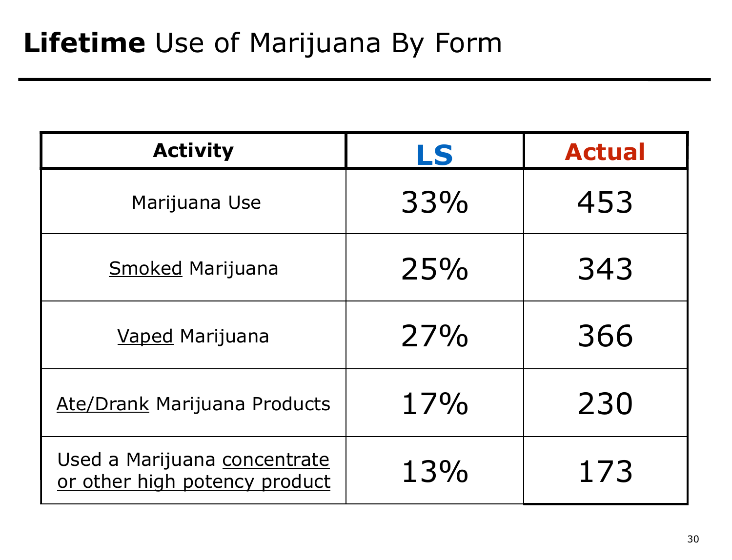# **Lifetime** Use of Marijuana By Form

| **Activity** | **LS** | **Actual** |
| --- | --- | --- |
| Marijuana Use | 33% | 453 |
| Smoked Marijuana | 25% | 343 |
| Vaped Marijuana | 27% | 366 |
| Ate/Drank Marijuana Products | 17% | 230 |
| Used a Marijuana concentrate or other high potency product | 13% | 173 |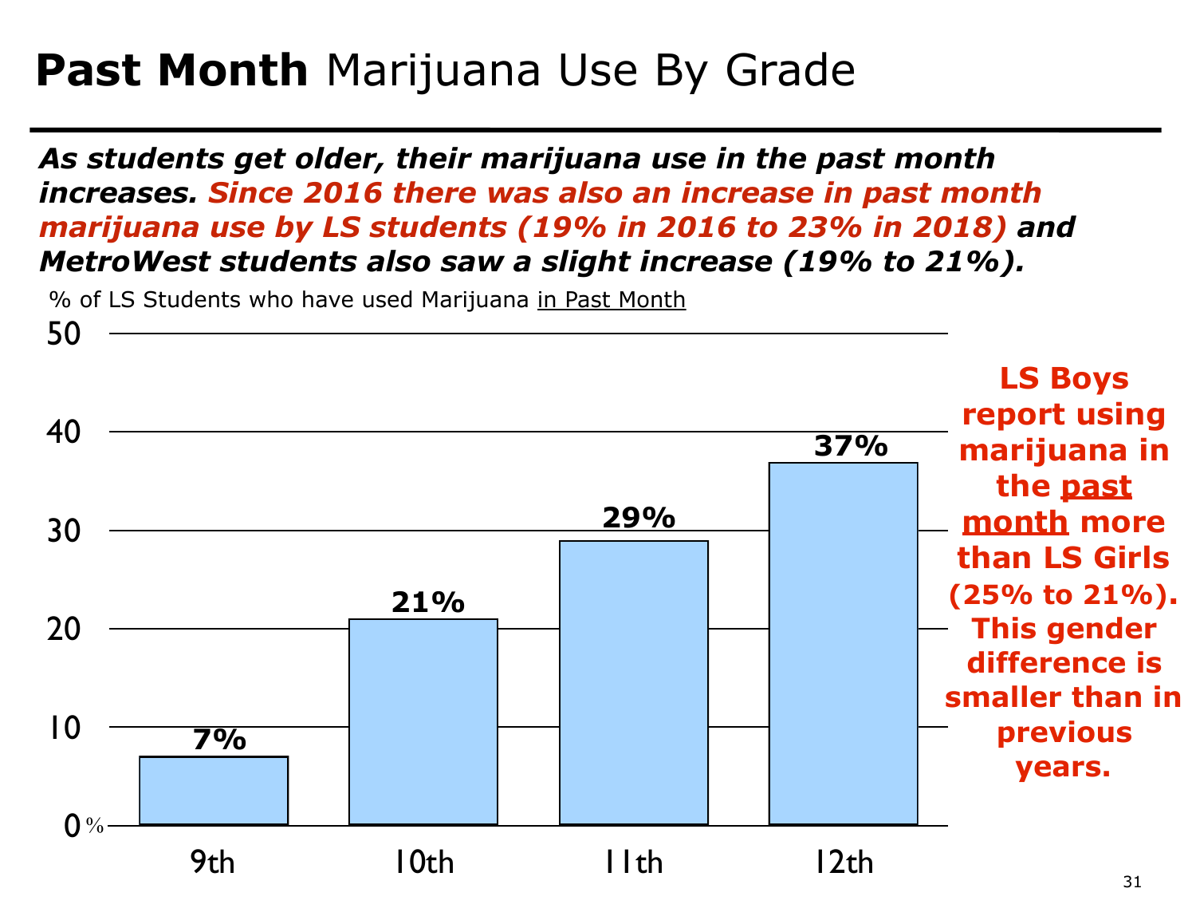# **Past Month** Marijuana Use By Grade

***As students get older, their marijuana use in the past month increases. Since 2016 there was also an increase in past month marijuana use by LS students (19% in 2016 to 23% in 2018) and MetroWest students also saw a slight increase (19% to 21%).***

% of LS Students who have used Marijuana in Past Month

| Grade | % |
|---|---|
| 9th | 7% |
| 10th | 21% |
| 11th | 29% |
| 12th | 37% |

**LS Boys report using marijuana in the past month more than LS Girls (25% to 21%). This gender difference is smaller than in previous years.**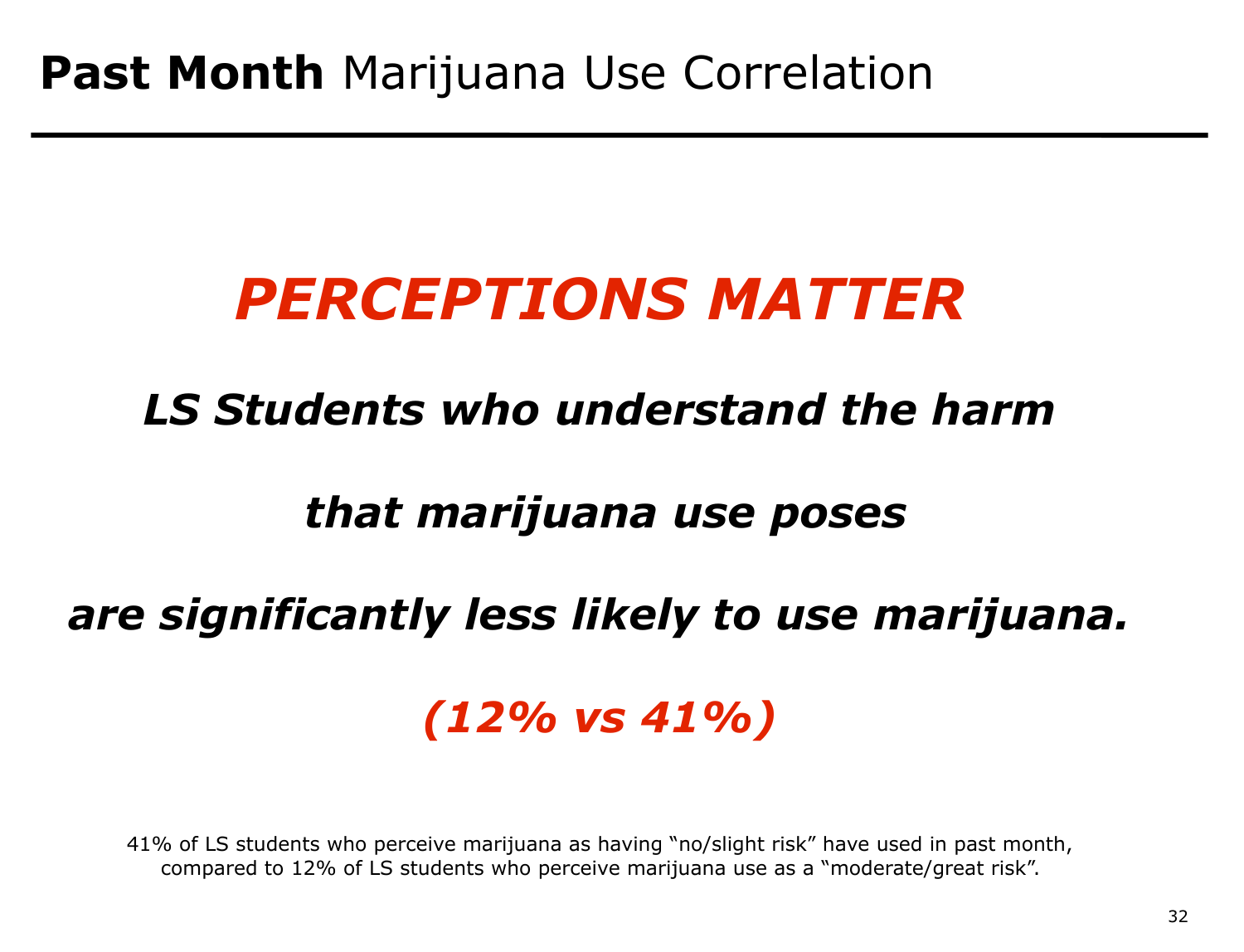# **Past Month** Marijuana Use Correlation

## ***PERCEPTIONS MATTER***

***LS Students who understand the harm***

***that marijuana use poses***

***are significantly less likely to use marijuana.***

***(12% vs 41%)***

41% of LS students who perceive marijuana as having "no/slight risk" have used in past month, compared to 12% of LS students who perceive marijuana use as a "moderate/great risk".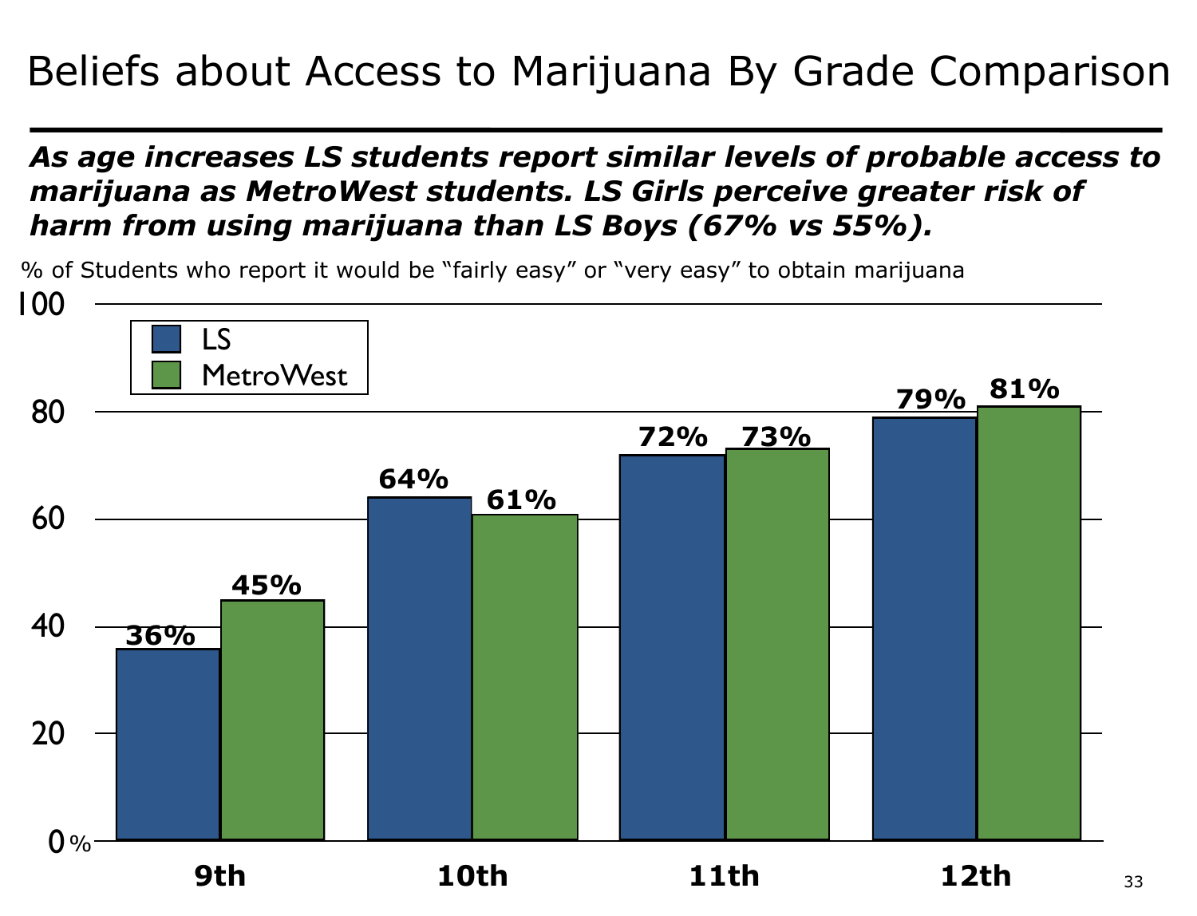# Beliefs about Access to Marijuana By Grade Comparison

***As age increases LS students report similar levels of probable access to marijuana as MetroWest students. LS Girls perceive greater risk of harm from using marijuana than LS Boys (67% vs 55%).***

% of Students who report it would be "fairly easy" or "very easy" to obtain marijuana

| Grade | LS | MetroWest |
|---|---|---|
| 9th | 36% | 45% |
| 10th | 64% | 61% |
| 11th | 72% | 73% |
| 12th | 79% | 81% |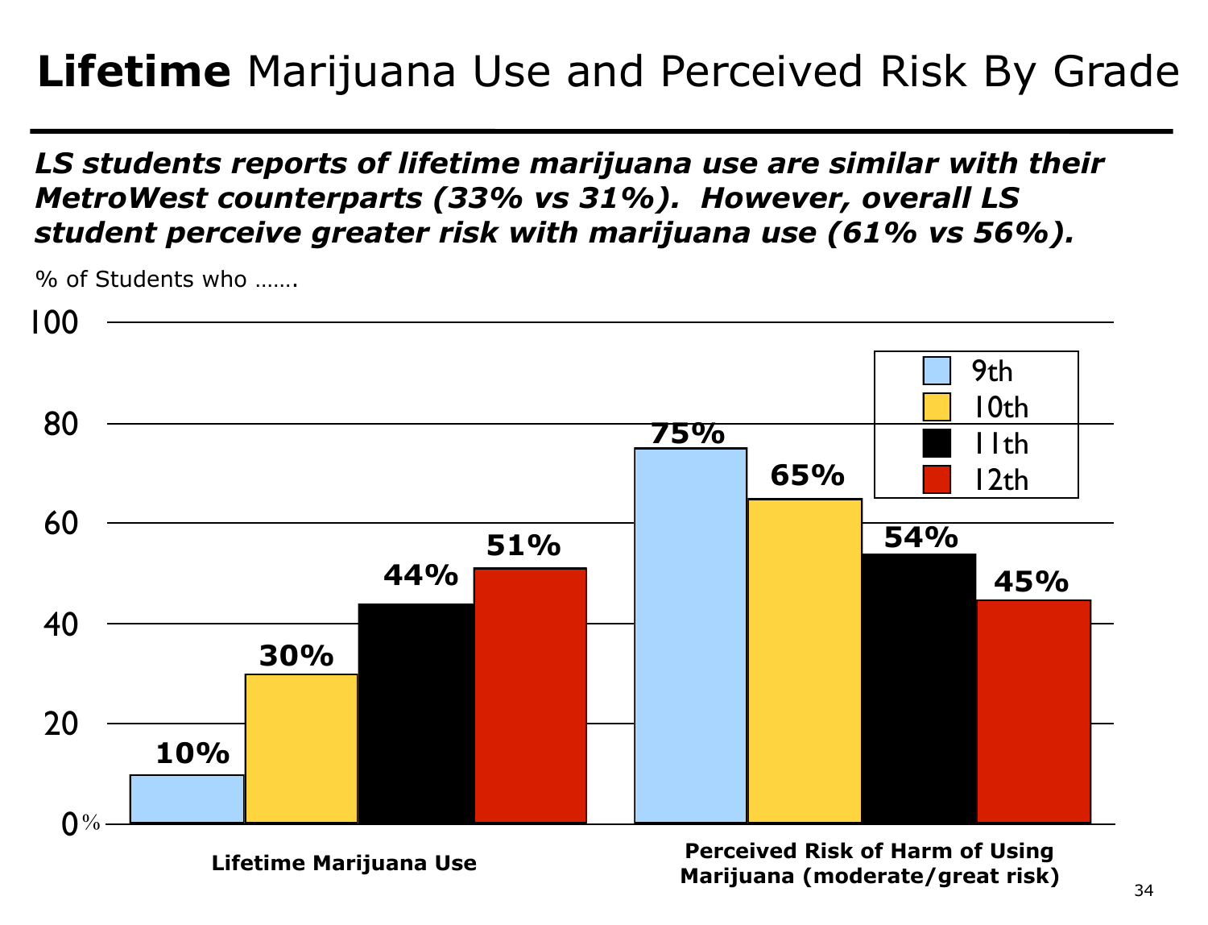# **Lifetime** Marijuana Use and Perceived Risk By Grade

***LS students reports of lifetime marijuana use are similar with their MetroWest counterparts (33% vs 31%). However, overall LS student perceive greater risk with marijuana use (61% vs 56%).***

% of Students who …….

| | 9th | 10th | 11th | 12th |
|---|---|---|---|---|
| Lifetime Marijuana Use | 10% | 30% | 44% | 51% |
| Perceived Risk of Harm of Using Marijuana (moderate/great risk) | 75% | 65% | 54% | 45% |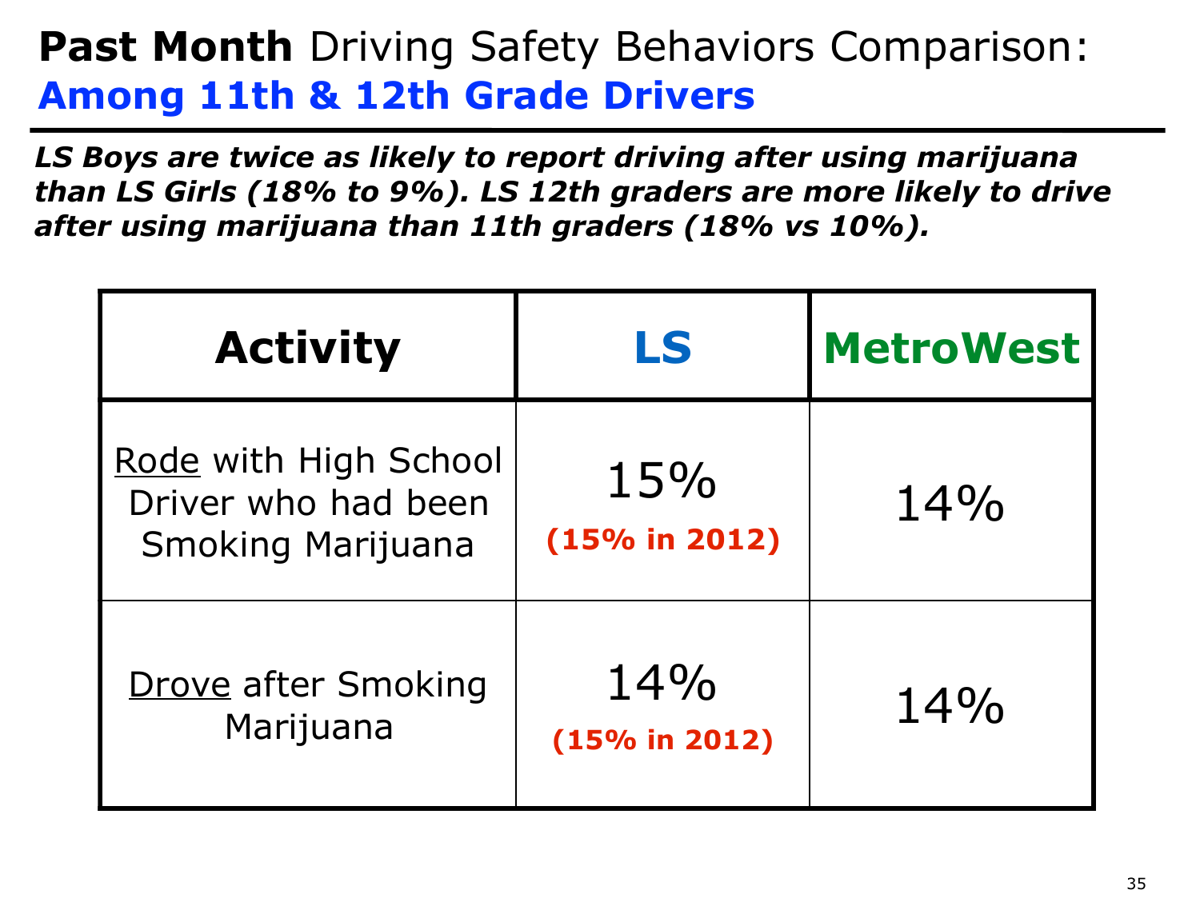# **Past Month** Driving Safety Behaviors Comparison: **Among 11th & 12th Grade Drivers**

***LS Boys are twice as likely to report driving after using marijuana than LS Girls (18% to 9%). LS 12th graders are more likely to drive after using marijuana than 11th graders (18% vs 10%).***

| Activity | LS | MetroWest |
|---|---|---|
| Rode with High School Driver who had been Smoking Marijuana | 15% **(15% in 2012)** | 14% |
| Drove after Smoking Marijuana | 14% **(15% in 2012)** | 14% |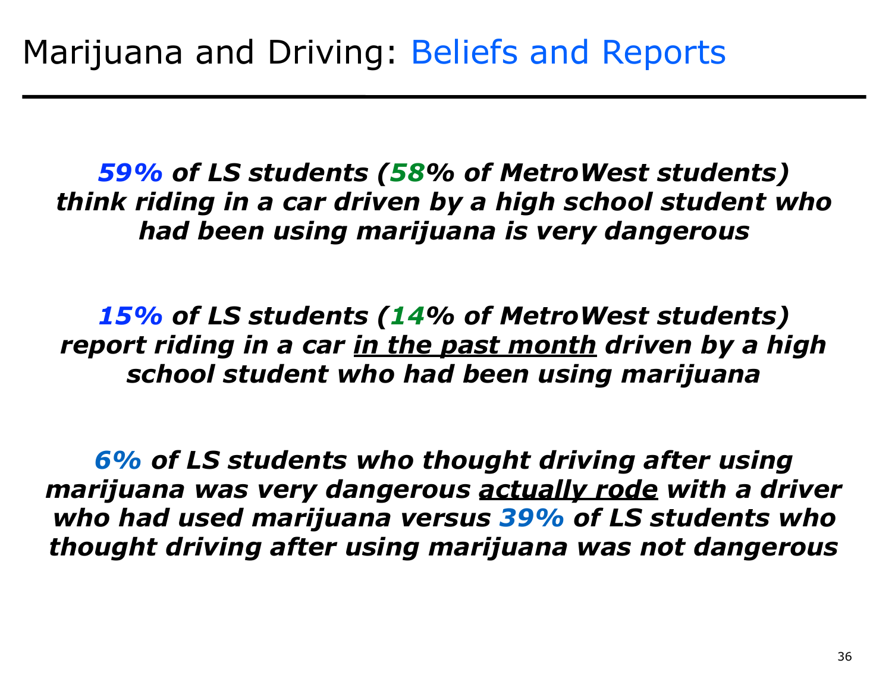# Marijuana and Driving: Beliefs and Reports

***59%* of LS students (*58*% of MetroWest students) think riding in a car driven by a high school student who had been using marijuana is very dangerous**

***15%* of LS students (*14*% of MetroWest students) report riding in a car <u>in the past month</u> driven by a high school student who had been using marijuana**

***6%* of LS students who thought driving after using marijuana was very dangerous <u>actually rode</u> with a driver who had used marijuana versus *39%* of LS students who thought driving after using marijuana was not dangerous**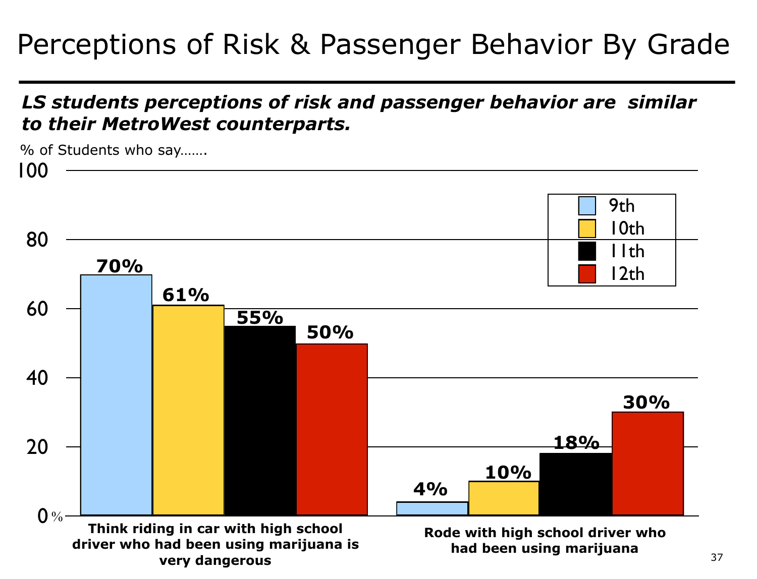# Perceptions of Risk & Passenger Behavior By Grade

***LS students perceptions of risk and passenger behavior are similar to their MetroWest counterparts.***

% of Students who say…….

| | 9th | 10th | 11th | 12th |
|---|---|---|---|---|
| **Think riding in car with high school driver who had been using marijuana is very dangerous** | 70% | 61% | 55% | 50% |
| **Rode with high school driver who had been using marijuana** | 4% | 10% | 18% | 30% |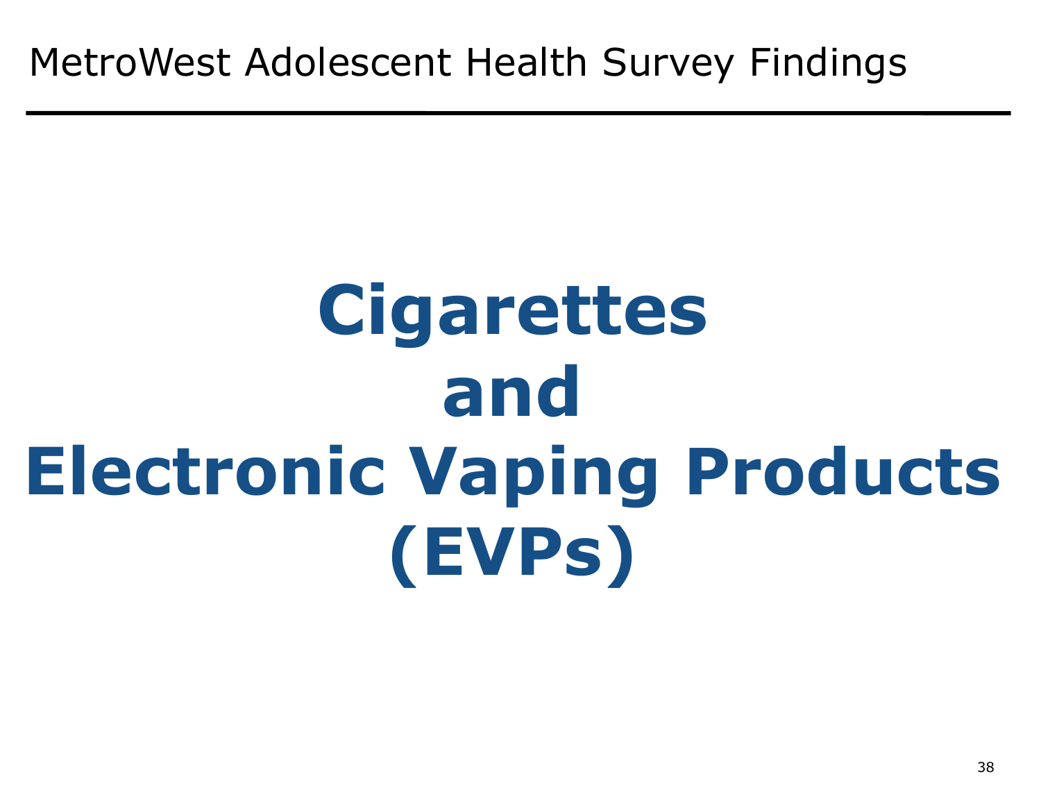# Cigarettes and Electronic Vaping Products (EVPs)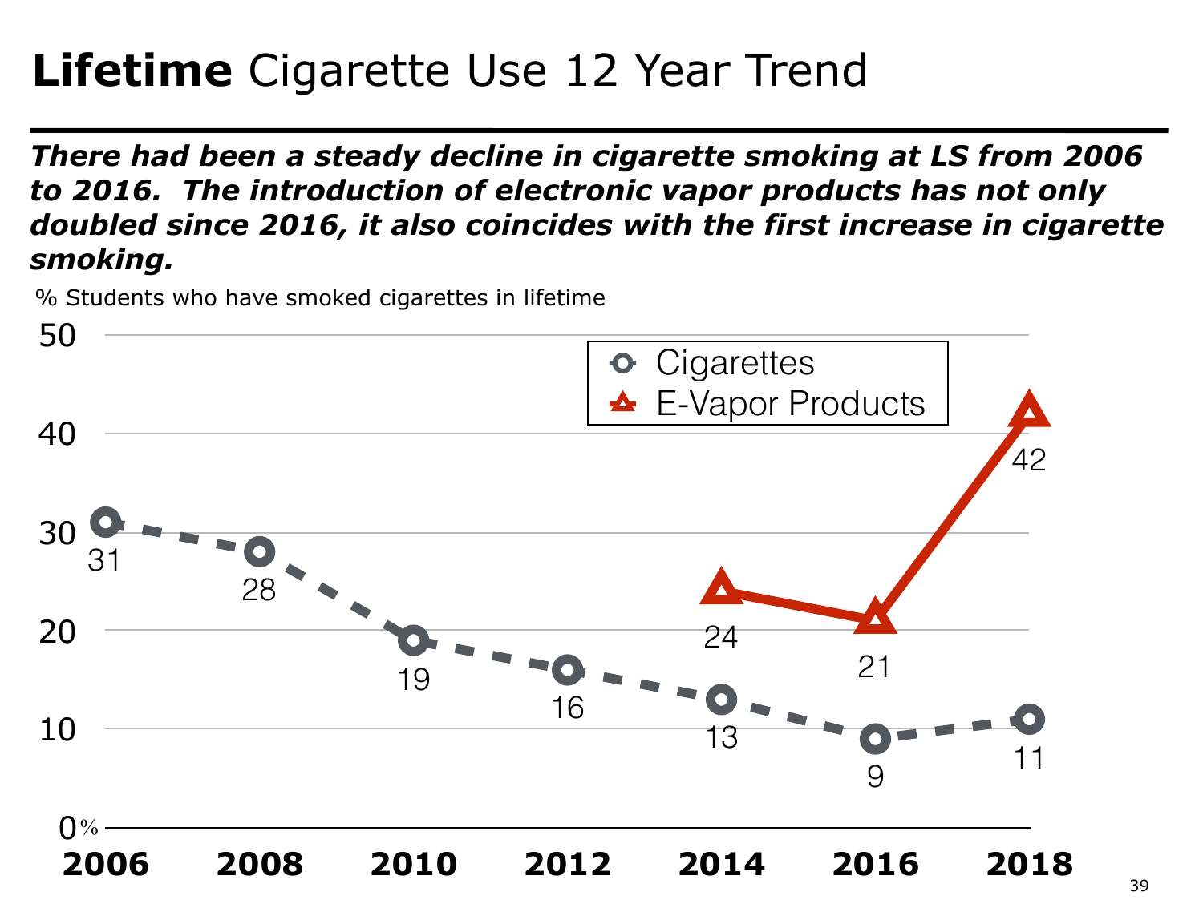# **Lifetime** Cigarette Use 12 Year Trend

***There had been a steady decline in cigarette smoking at LS from 2006 to 2016. The introduction of electronic vapor products has not only doubled since 2016, it also coincides with the first increase in cigarette smoking.***

% Students who have smoked cigarettes in lifetime

| | 2006 | 2008 | 2010 | 2012 | 2014 | 2016 | 2018 |
|---|---|---|---|---|---|---|---|
| Cigarettes | 31 | 28 | 19 | 16 | 13 | 9 | 11 |
| E-Vapor Products | | | | | 24 | 21 | 42 |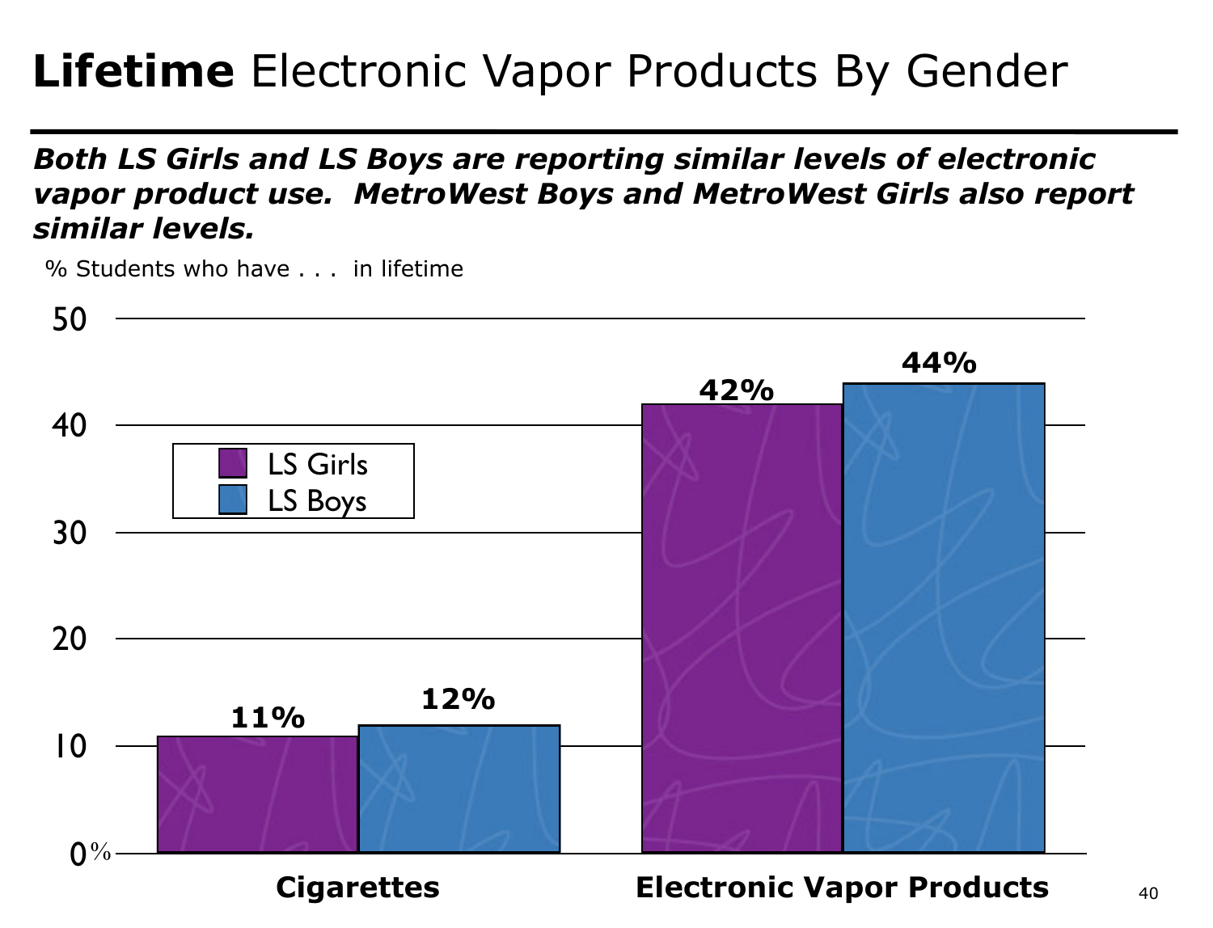# **Lifetime** Electronic Vapor Products By Gender

***Both LS Girls and LS Boys are reporting similar levels of electronic vapor product use. MetroWest Boys and MetroWest Girls also report similar levels.***

% Students who have . . . in lifetime

| | LS Girls | LS Boys |
|---|---|---|
| Cigarettes | 11% | 12% |
| Electronic Vapor Products | 42% | 44% |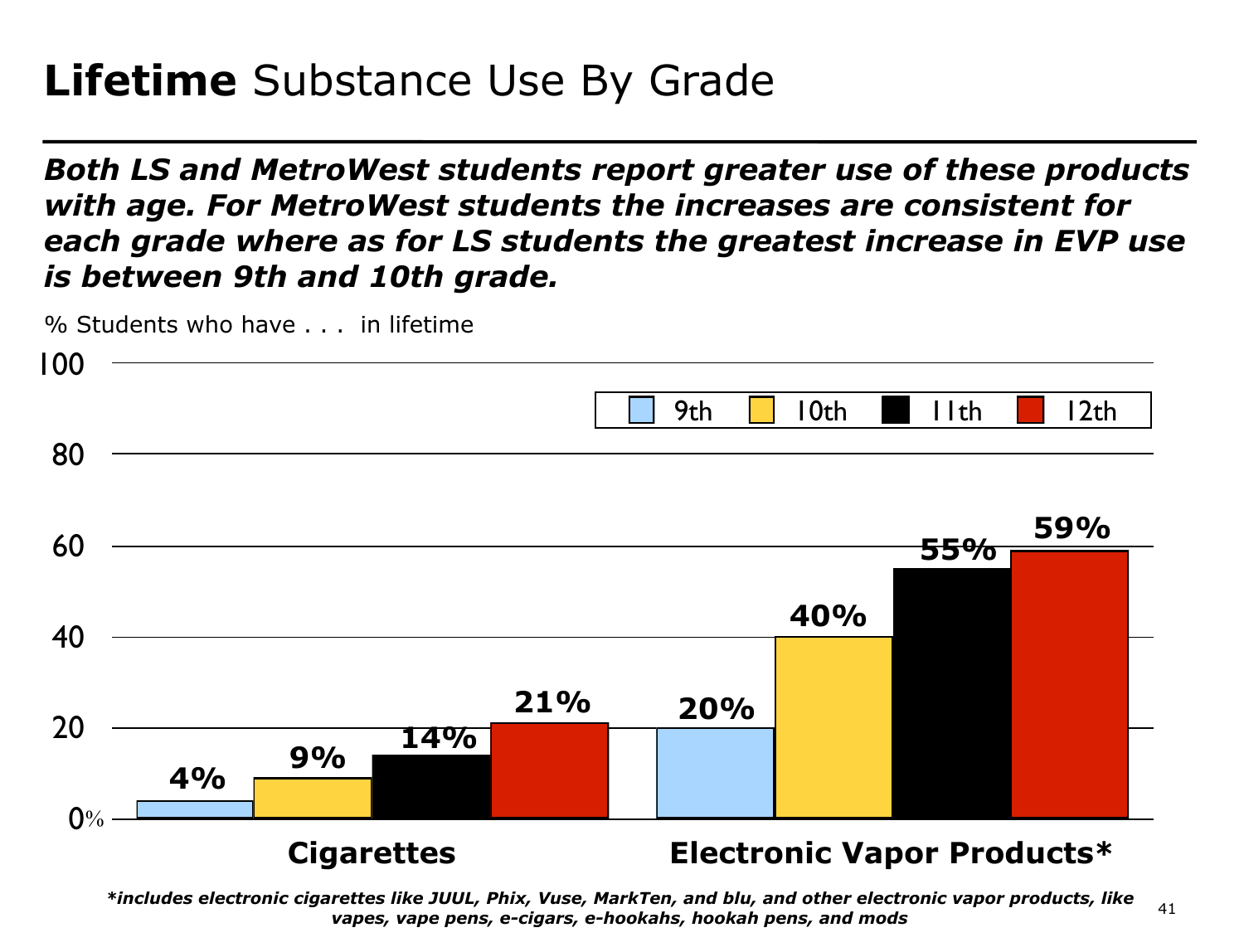# **Lifetime** Substance Use By Grade

***Both LS and MetroWest students report greater use of these products with age. For MetroWest students the increases are consistent for each grade where as for LS students the greatest increase in EVP use is between 9th and 10th grade.***

% Students who have . . . in lifetime

| | 9th | 10th | 11th | 12th |
|---|---|---|---|---|
| **Cigarettes** | 4% | 9% | 14% | 21% |
| **Electronic Vapor Products*** | 20% | 40% | 55% | 59% |

***includes electronic cigarettes like JUUL, Phix, Vuse, MarkTen, and blu, and other electronic vapor products, like vapes, vape pens, e-cigars, e-hookahs, hookah pens, and mods***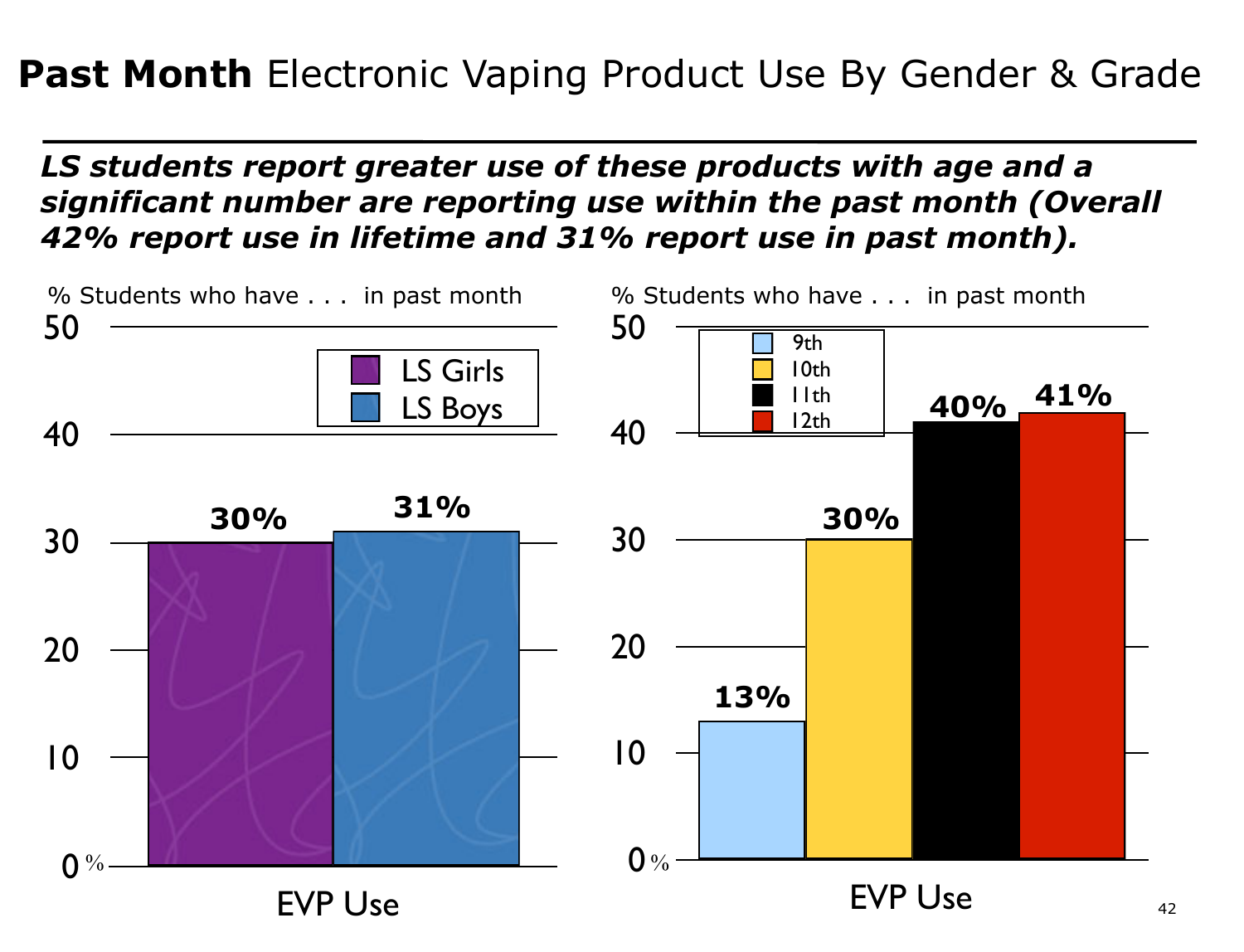# **Past Month** Electronic Vaping Product Use By Gender & Grade

***LS students report greater use of these products with age and a significant number are reporting use within the past month (Overall 42% report use in lifetime and 31% report use in past month).***

% Students who have . . . in past month

| EVP Use | % |
|---|---|
| LS Girls | 30% |
| LS Boys | 31% |

% Students who have . . . in past month

| EVP Use | % |
|---|---|
| 9th | 13% |
| 10th | 30% |
| 11th | 40% |
| 12th | 41% |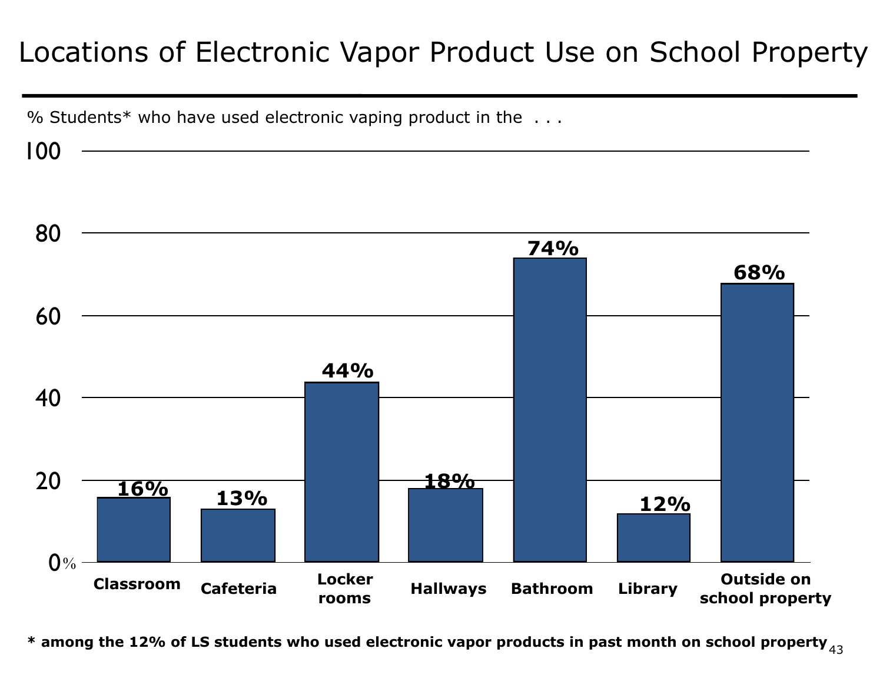# Locations of Electronic Vapor Product Use on School Property

% Students* who have used electronic vaping product in the . . .

| Location | % |
| --- | --- |
| Classroom | 16% |
| Cafeteria | 13% |
| Locker rooms | 44% |
| Hallways | 18% |
| Bathroom | 74% |
| Library | 12% |
| Outside on school property | 68% |

**\* among the 12% of LS students who used electronic vapor products in past month on school property**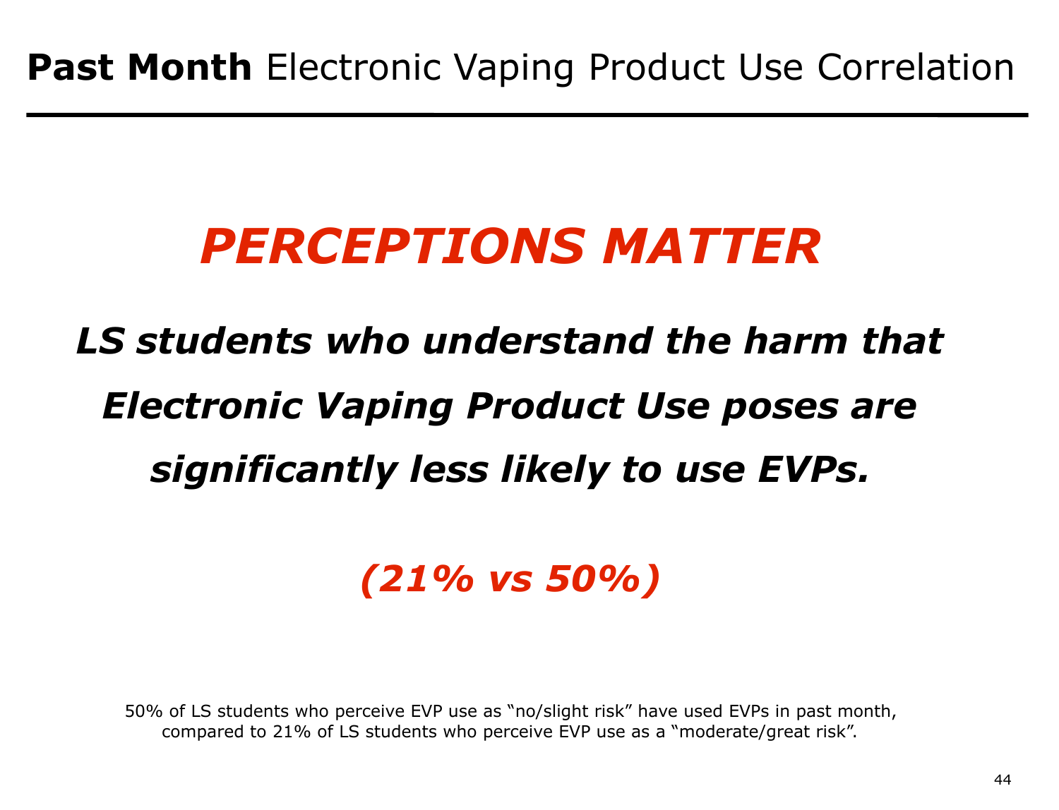# **Past Month** Electronic Vaping Product Use Correlation

## ***PERCEPTIONS MATTER***

***LS students who understand the harm that Electronic Vaping Product Use poses are significantly less likely to use EVPs.***

***(21% vs 50%)***

50% of LS students who perceive EVP use as "no/slight risk" have used EVPs in past month, compared to 21% of LS students who perceive EVP use as a "moderate/great risk".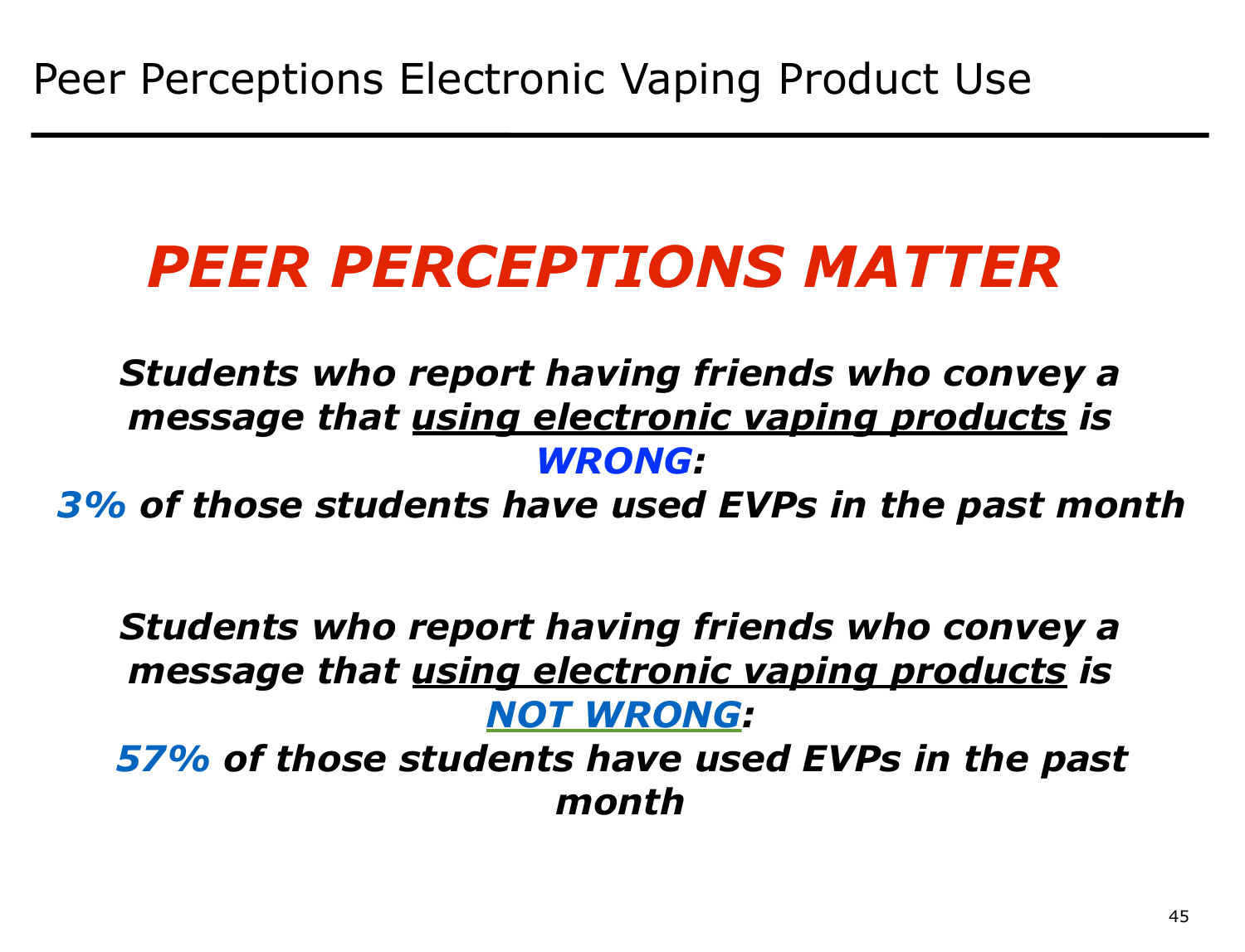# Peer Perceptions Electronic Vaping Product Use

## *PEER PERCEPTIONS MATTER*

***Students who report having friends who convey a message that <u>using electronic vaping products</u> is WRONG:***

***3% of those students have used EVPs in the past month***

***Students who report having friends who convey a message that <u>using electronic vaping products</u> is <u>NOT WRONG</u>:***

***57% of those students have used EVPs in the past month***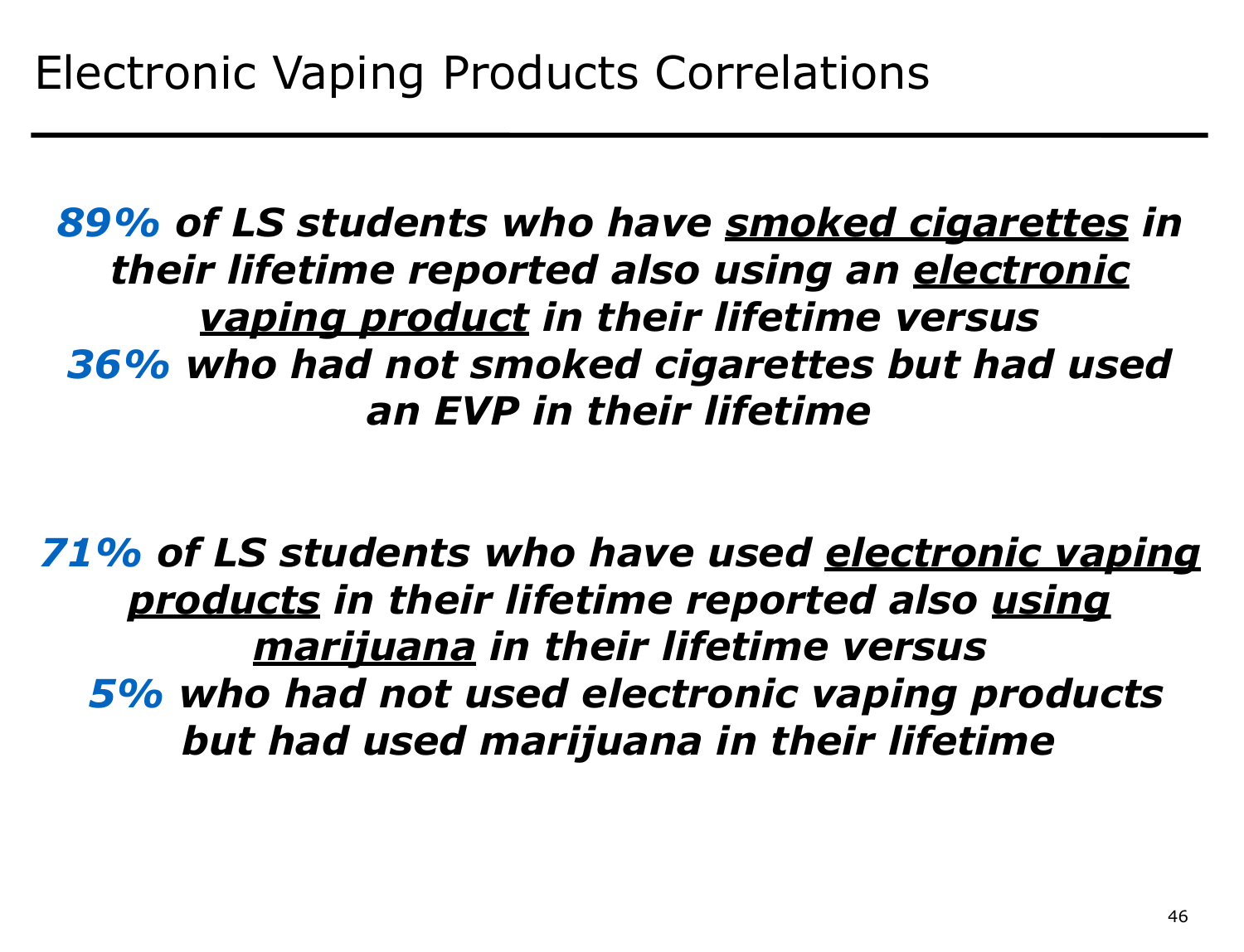# Electronic Vaping Products Correlations

***89% of LS students who have <u>smoked cigarettes</u> in their lifetime reported also using an <u>electronic vaping product</u> in their lifetime versus 36% who had not smoked cigarettes but had used an EVP in their lifetime***

***71% of LS students who have used <u>electronic vaping products</u> in their lifetime reported also <u>using marijuana</u> in their lifetime versus 5% who had not used electronic vaping products but had used marijuana in their lifetime***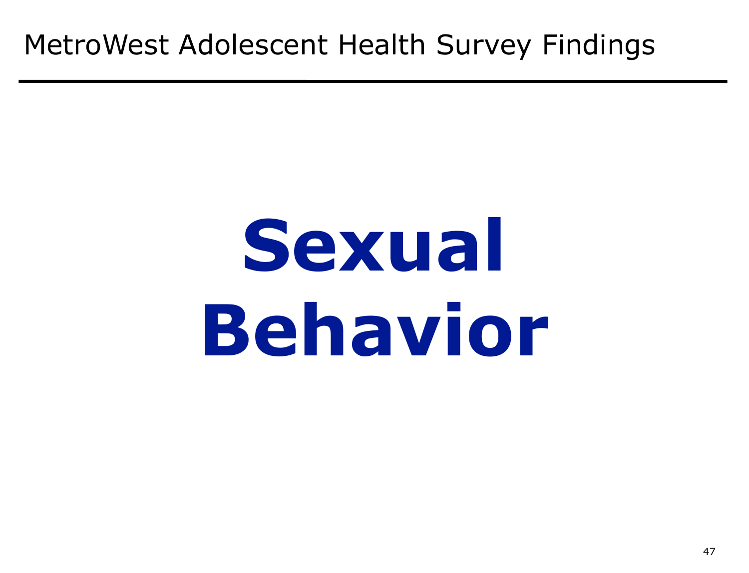MetroWest Adolescent Health Survey Findings

# Sexual Behavior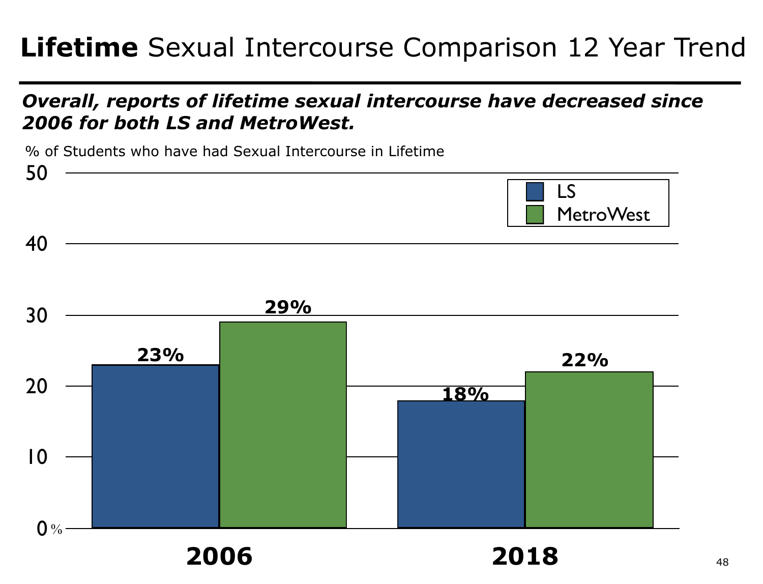# **Lifetime** Sexual Intercourse Comparison 12 Year Trend

***Overall, reports of lifetime sexual intercourse have decreased since 2006 for both LS and MetroWest.***

% of Students who have had Sexual Intercourse in Lifetime

| Year | LS | MetroWest |
|---|---|---|
| 2006 | 23% | 29% |
| 2018 | 18% | 22% |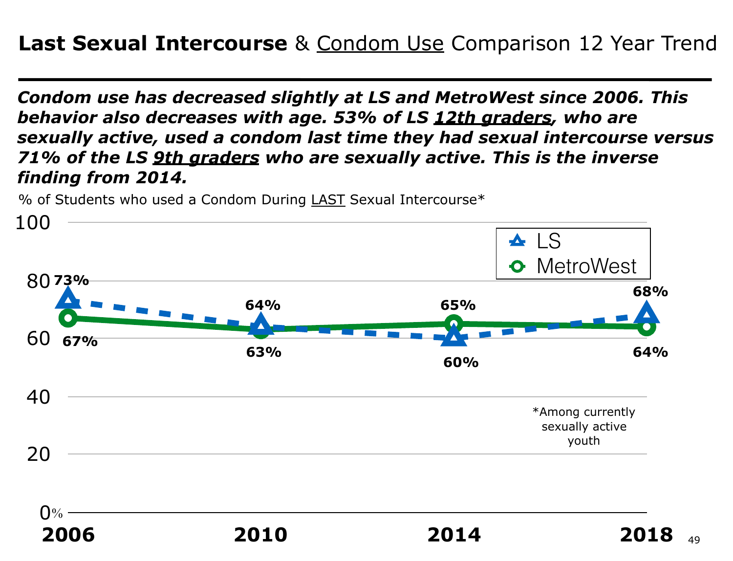# **Last Sexual Intercourse** & Condom Use Comparison 12 Year Trend

***Condom use has decreased slightly at LS and MetroWest since 2006. This behavior also decreases with age. 53% of LS 12th graders, who are sexually active, used a condom last time they had sexual intercourse versus 71% of the LS 9th graders who are sexually active. This is the inverse finding from 2014.***

% of Students who used a Condom During LAST Sexual Intercourse*

| | 2006 | 2010 | 2014 | 2018 |
|---|---|---|---|---|
| LS | 73% | 64% | 60% | 68% |
| MetroWest | 67% | 63% | 65% | 64% |

*Among currently sexually active youth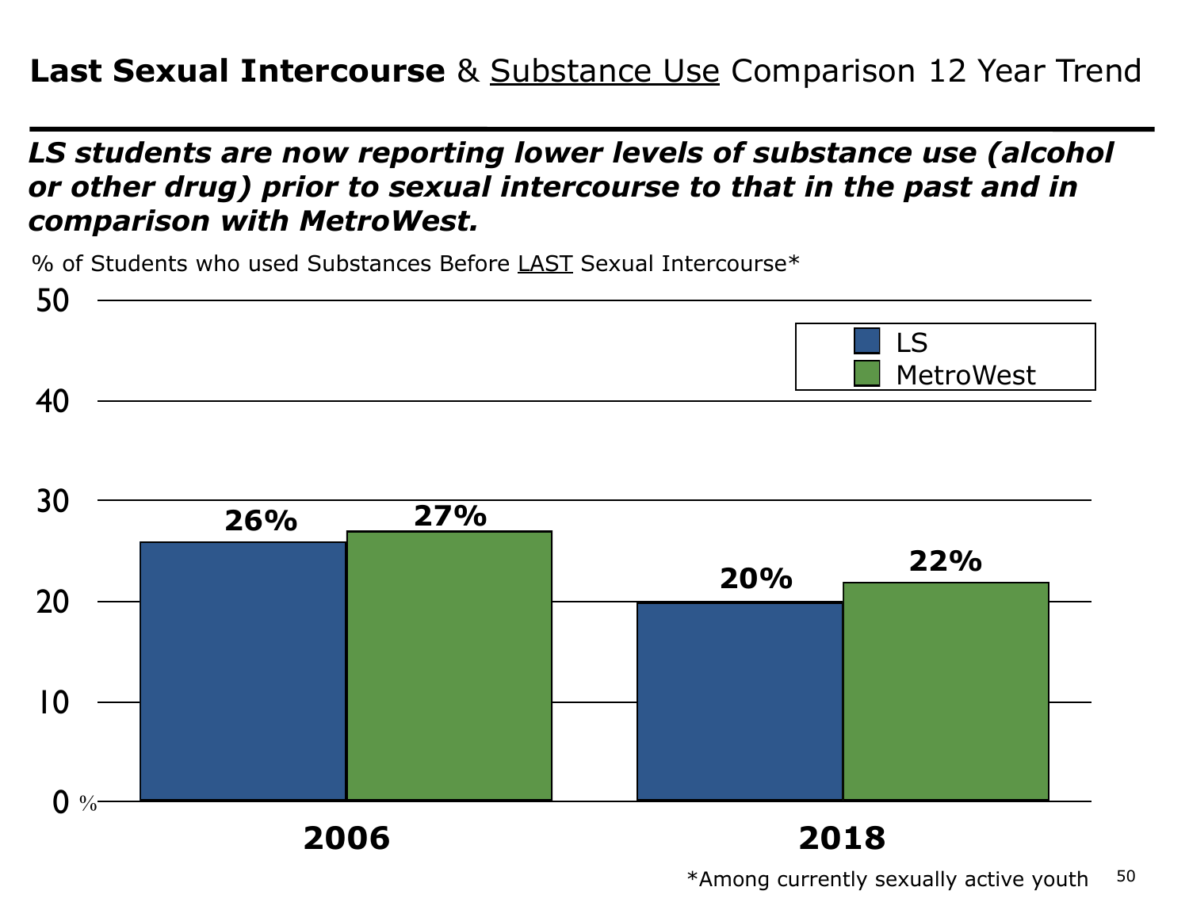# **Last Sexual Intercourse** & Substance Use Comparison 12 Year Trend

***LS students are now reporting lower levels of substance use (alcohol or other drug) prior to sexual intercourse to that in the past and in comparison with MetroWest.***

% of Students who used Substances Before LAST Sexual Intercourse*

| | LS | MetroWest |
|---|---|---|
| 2006 | 26% | 27% |
| 2018 | 20% | 22% |

*Among currently sexually active youth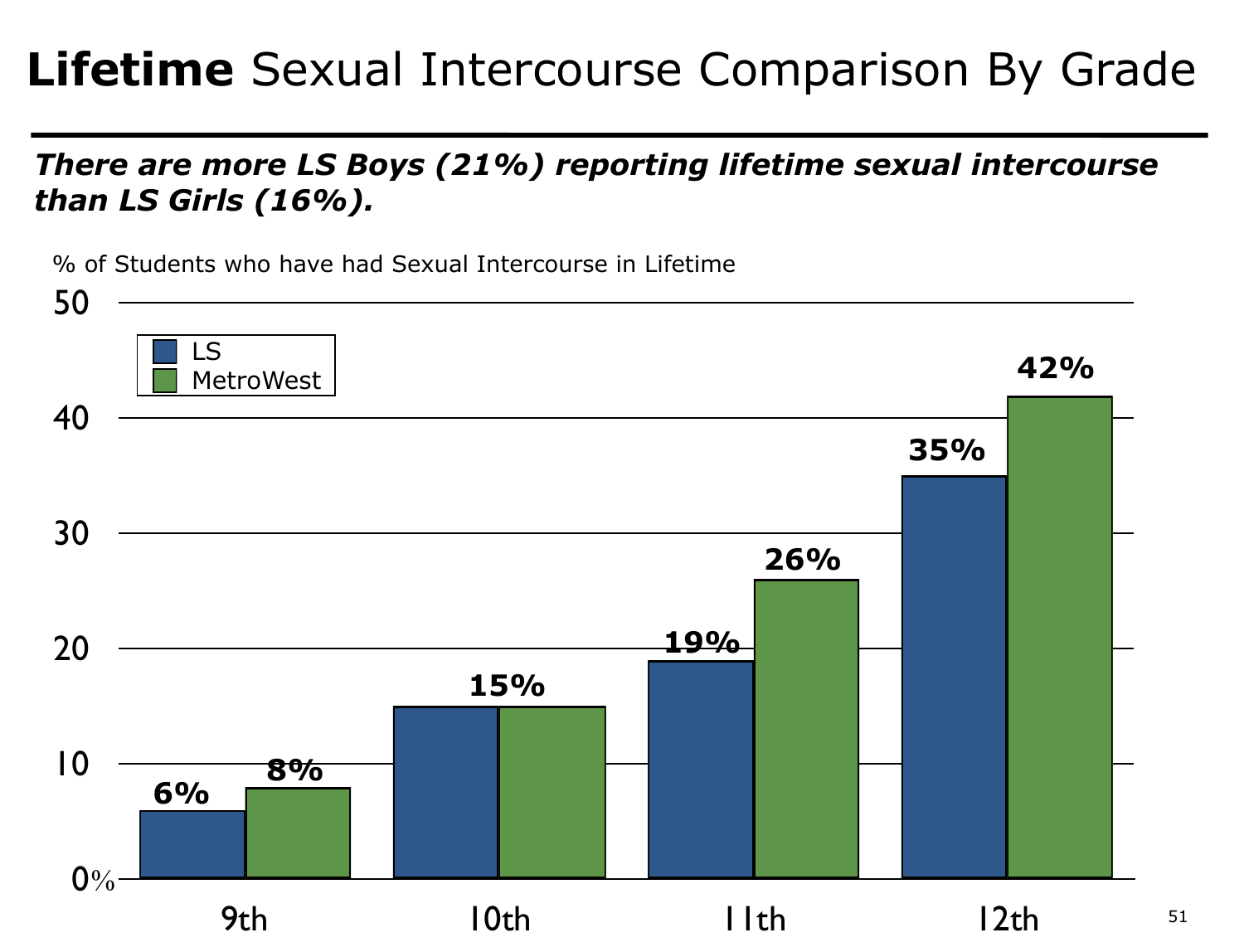# **Lifetime** Sexual Intercourse Comparison By Grade

***There are more LS Boys (21%) reporting lifetime sexual intercourse than LS Girls (16%).***

% of Students who have had Sexual Intercourse in Lifetime

| Grade | LS | MetroWest |
|---|---|---|
| 9th | 6% | 8% |
| 10th | 15% | 15% |
| 11th | 19% | 26% |
| 12th | 35% | 42% |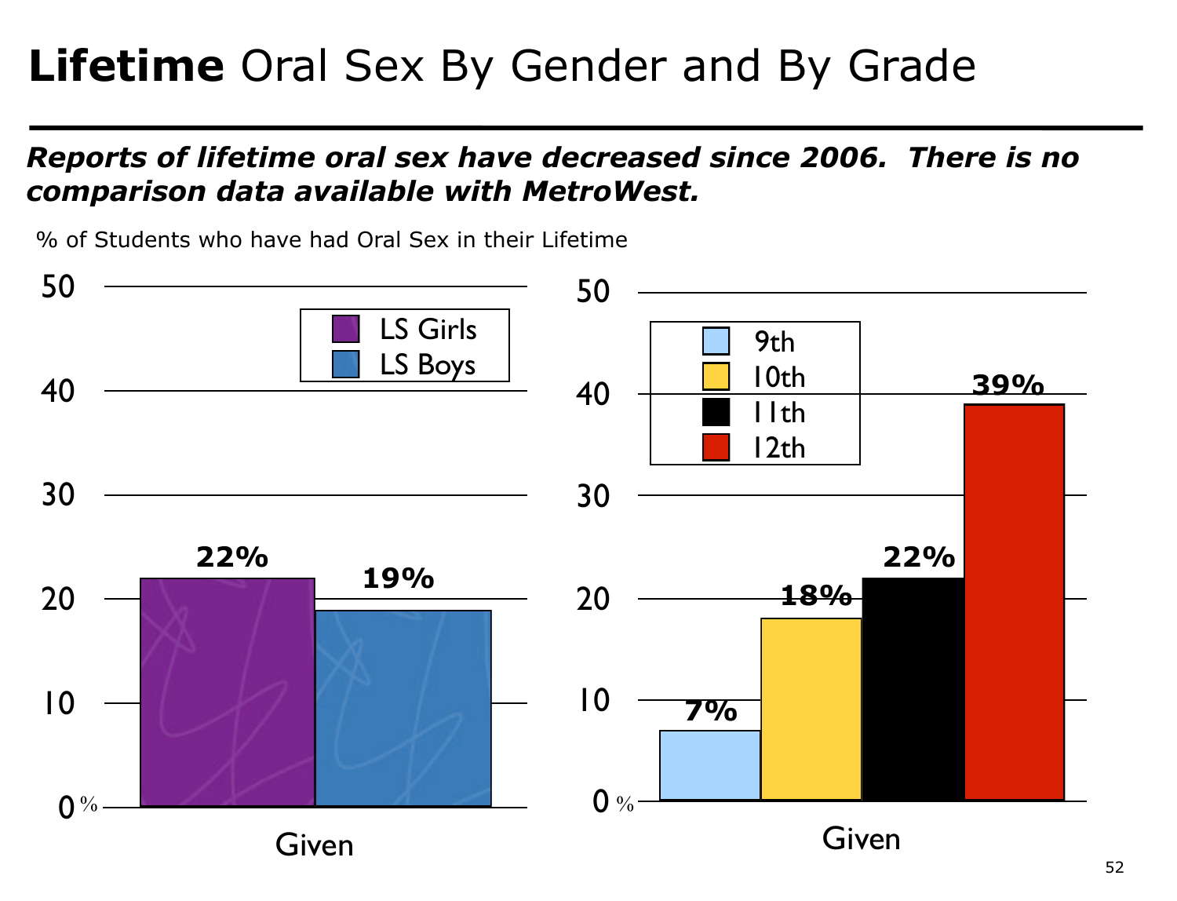# **Lifetime** Oral Sex By Gender and By Grade

***Reports of lifetime oral sex have decreased since 2006. There is no comparison data available with MetroWest.***

% of Students who have had Oral Sex in their Lifetime

| | LS Girls | LS Boys |
|---|---|---|
| Given | 22% | 19% |

| | 9th | 10th | 11th | 12th |
|---|---|---|---|---|
| Given | 7% | 18% | 22% | 39% |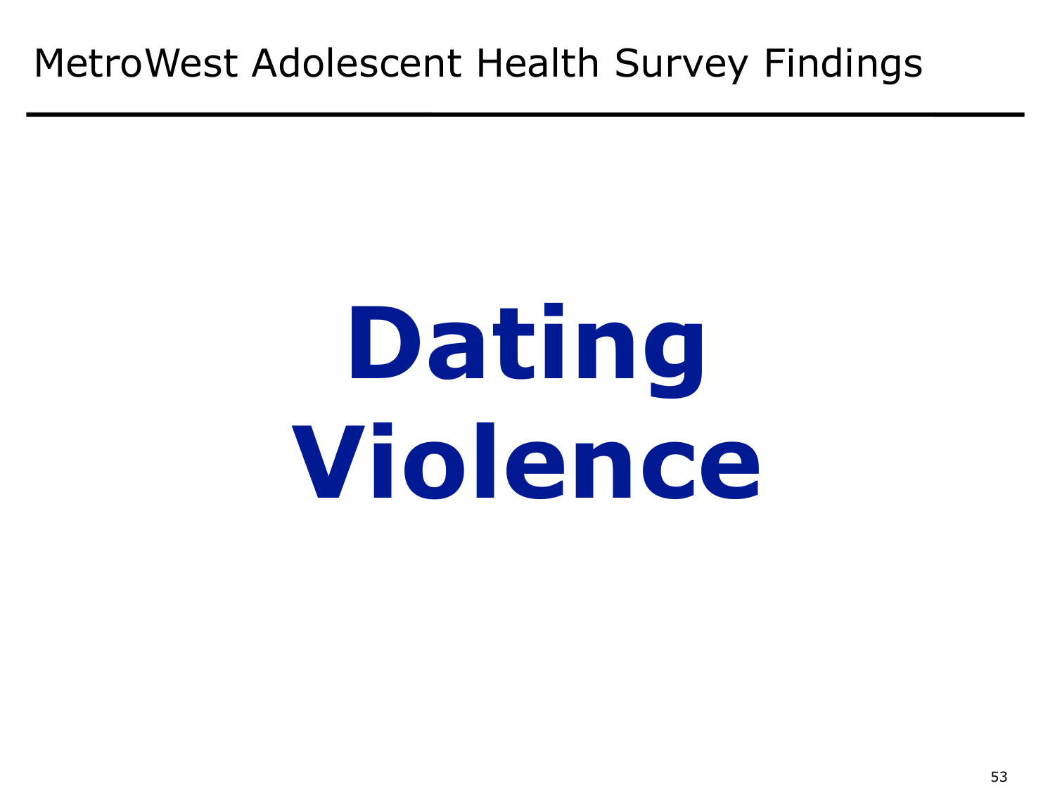# MetroWest Adolescent Health Survey Findings

# Dating Violence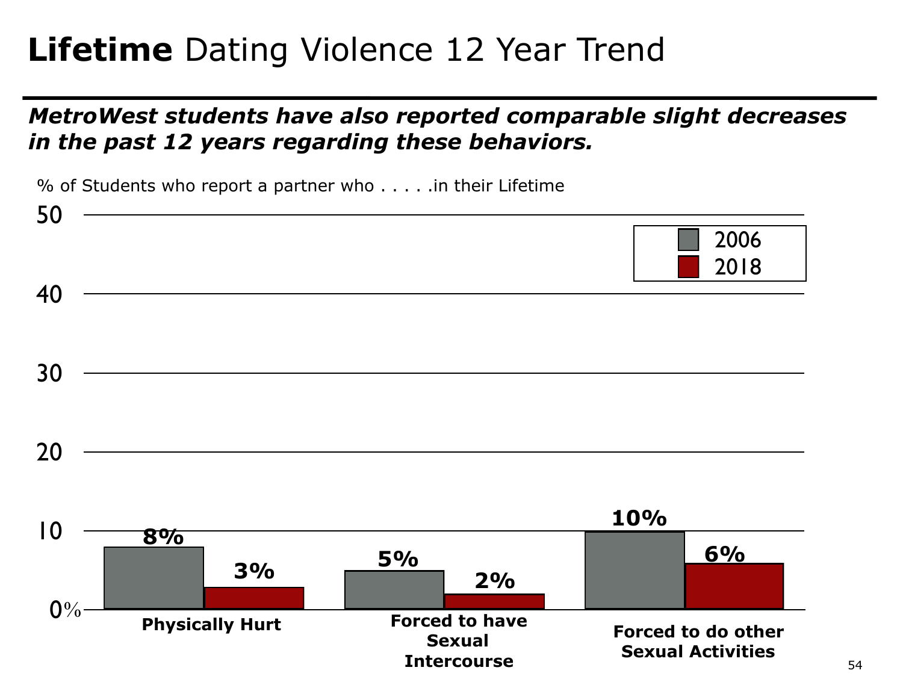# **Lifetime** Dating Violence 12 Year Trend

***MetroWest students have also reported comparable slight decreases in the past 12 years regarding these behaviors.***

% of Students who report a partner who . . . . .in their Lifetime

| | 2006 | 2018 |
|---|---|---|
| Physically Hurt | 8% | 3% |
| Forced to have Sexual Intercourse | 5% | 2% |
| Forced to do other Sexual Activities | 10% | 6% |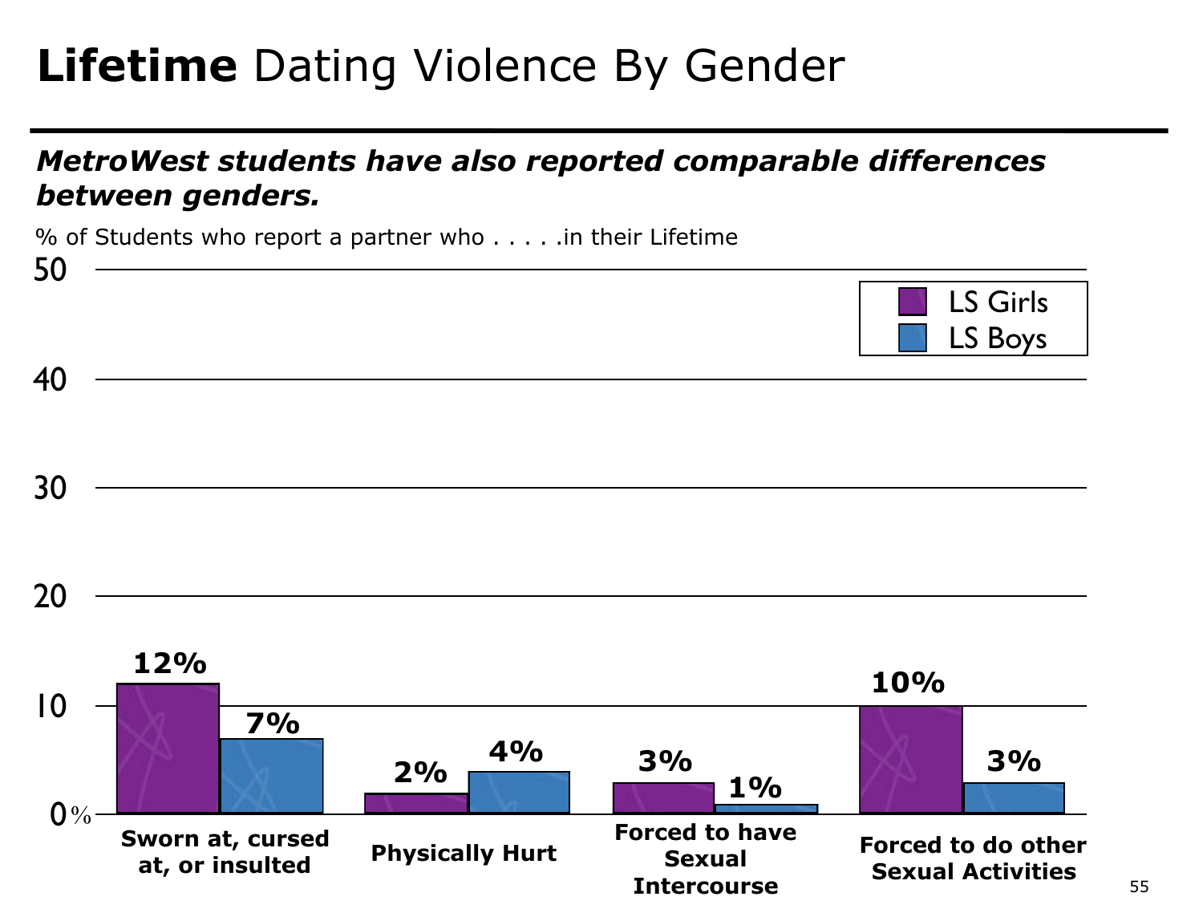# **Lifetime** Dating Violence By Gender

***MetroWest students have also reported comparable differences between genders.***

% of Students who report a partner who . . . . .in their Lifetime

| | LS Girls | LS Boys |
|---|---|---|
| Sworn at, cursed at, or insulted | 12% | 7% |
| Physically Hurt | 2% | 4% |
| Forced to have Sexual Intercourse | 3% | 1% |
| Forced to do other Sexual Activities | 10% | 3% |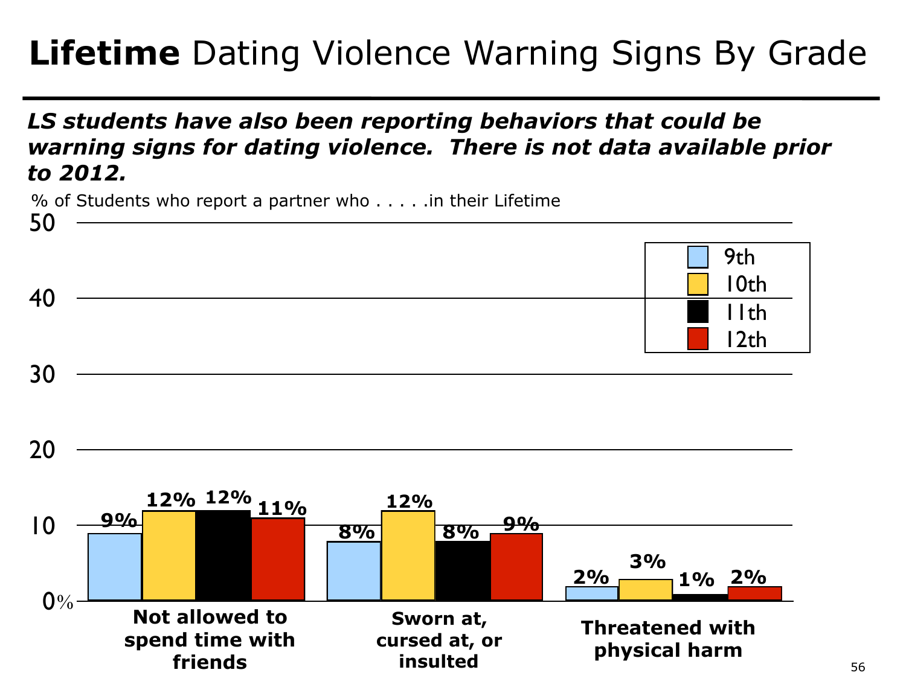# **Lifetime** Dating Violence Warning Signs By Grade

***LS students have also been reporting behaviors that could be warning signs for dating violence. There is not data available prior to 2012.***

% of Students who report a partner who . . . . .in their Lifetime

| | 9th | 10th | 11th | 12th |
|---|---|---|---|---|
| **Not allowed to spend time with friends** | 9% | 12% | 12% | 11% |
| **Sworn at, cursed at, or insulted** | 8% | 12% | 8% | 9% |
| **Threatened with physical harm** | 2% | 3% | 1% | 2% |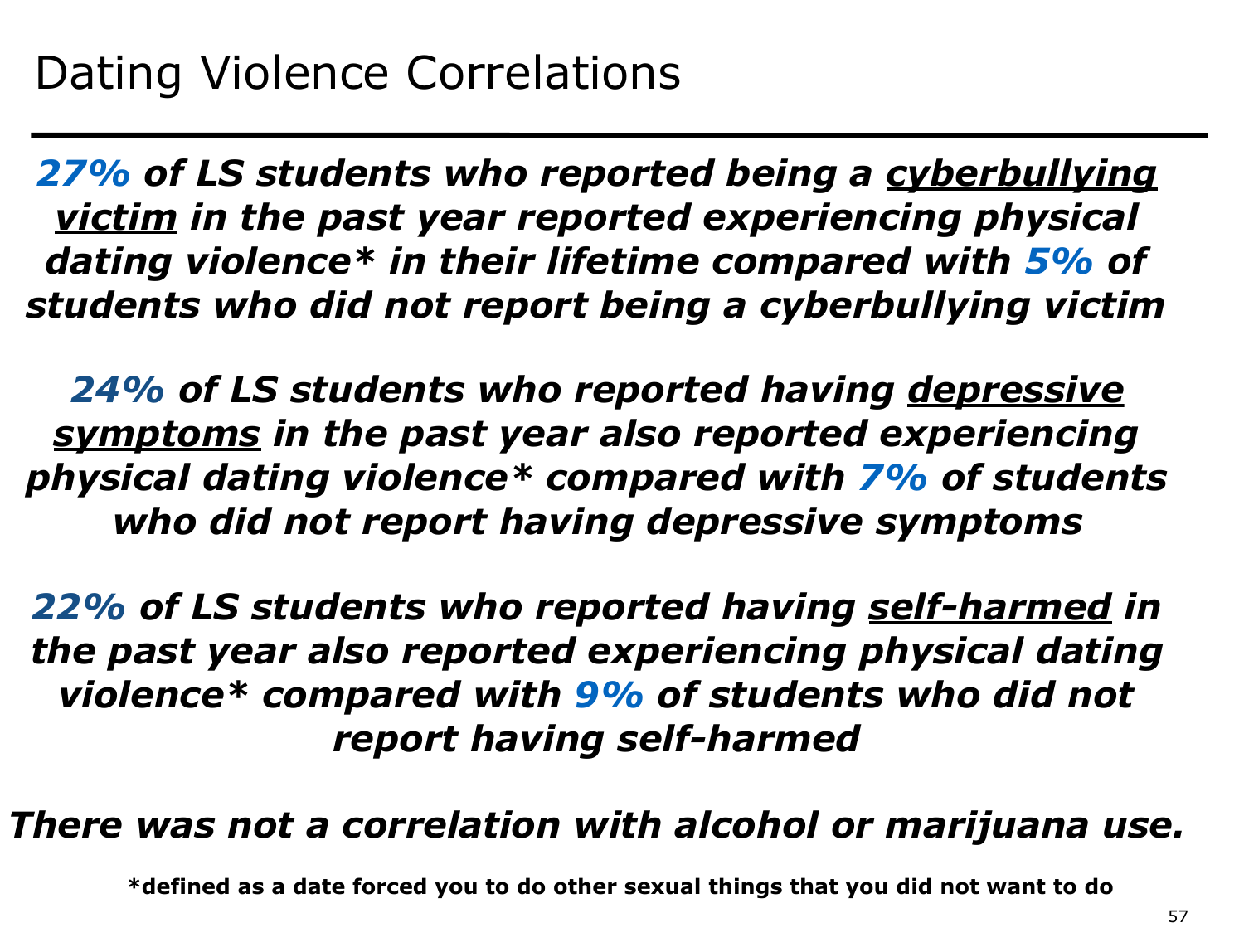# Dating Violence Correlations

***27% of LS students who reported being a <u>cyberbullying victim</u> in the past year reported experiencing physical dating violence* in their lifetime compared with 5% of students who did not report being a cyberbullying victim***

***24% of LS students who reported having <u>depressive symptoms</u> in the past year also reported experiencing physical dating violence* compared with 7% of students who did not report having depressive symptoms***

***22% of LS students who reported having <u>self-harmed</u> in the past year also reported experiencing physical dating violence* compared with 9% of students who did not report having self-harmed***

***There was not a correlation with alcohol or marijuana use.***

**\*defined as a date forced you to do other sexual things that you did not want to do**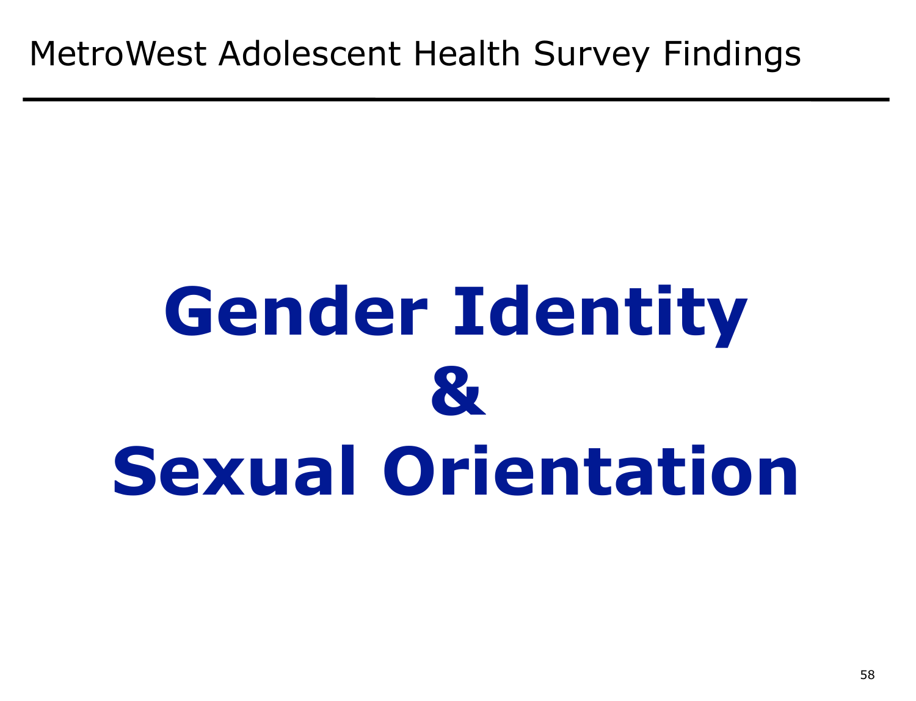MetroWest Adolescent Health Survey Findings

# Gender Identity & Sexual Orientation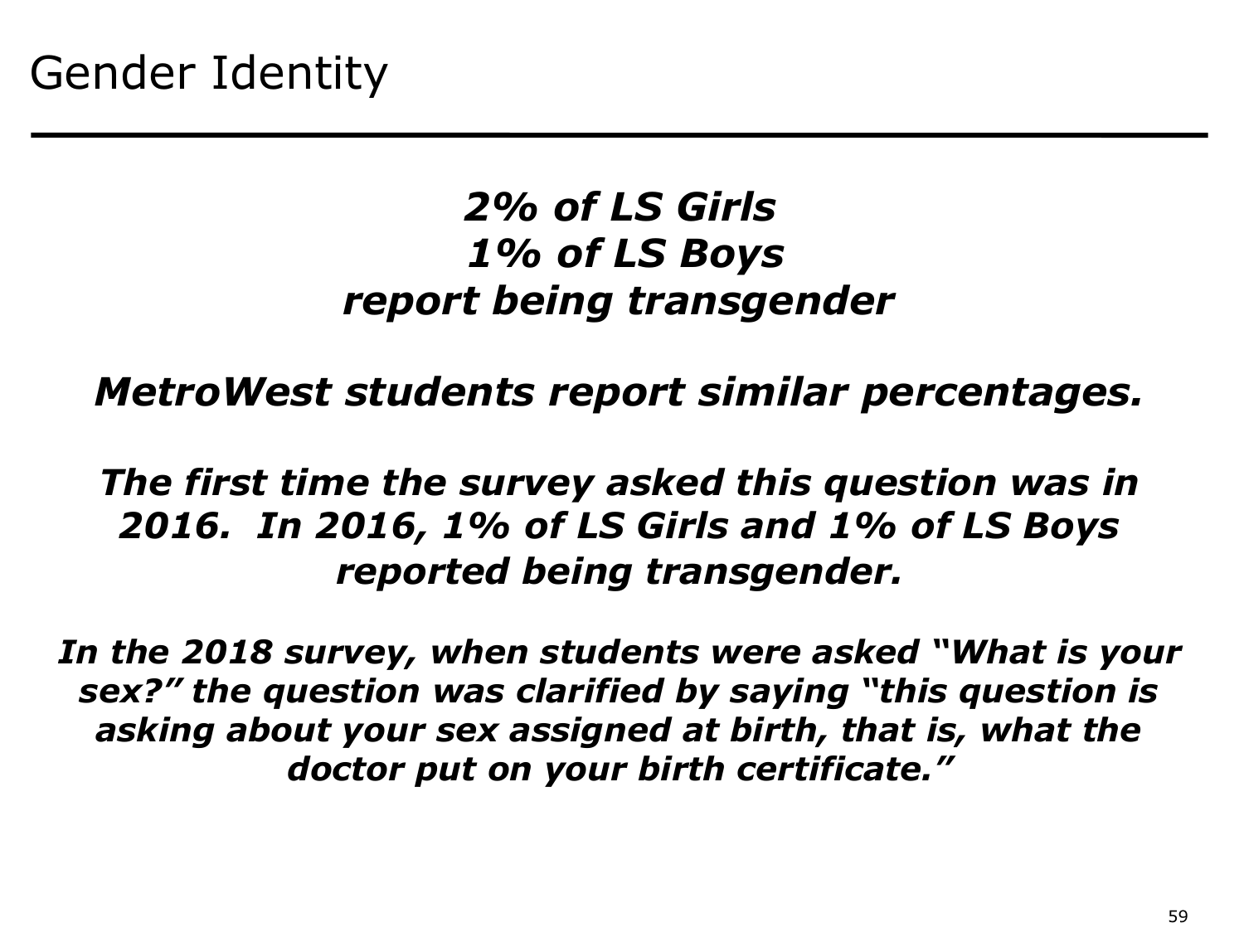# Gender Identity

***2% of LS Girls***
***1% of LS Boys***
***report being transgender***

***MetroWest students report similar percentages.***

***The first time the survey asked this question was in 2016. In 2016, 1% of LS Girls and 1% of LS Boys reported being transgender.***

***In the 2018 survey, when students were asked "What is your sex?" the question was clarified by saying "this question is asking about your sex assigned at birth, that is, what the doctor put on your birth certificate."***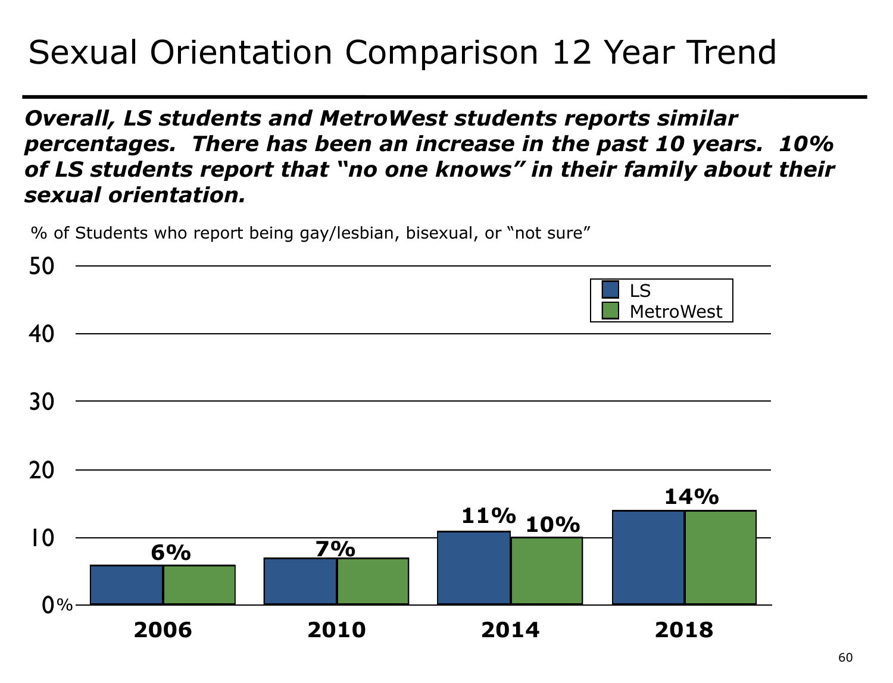# Sexual Orientation Comparison 12 Year Trend

***Overall, LS students and MetroWest students reports similar percentages. There has been an increase in the past 10 years. 10% of LS students report that "no one knows" in their family about their sexual orientation.***

% of Students who report being gay/lesbian, bisexual, or "not sure"

| Year | LS | MetroWest |
|---|---|---|
| 2006 | 6% | 6% |
| 2010 | 7% | 7% |
| 2014 | 11% | 10% |
| 2018 | 14% | 14% |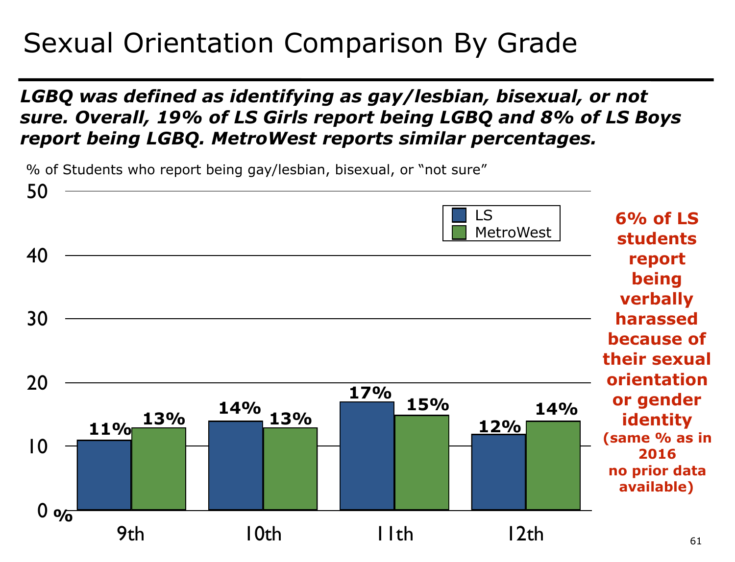# Sexual Orientation Comparison By Grade

***LGBQ was defined as identifying as gay/lesbian, bisexual, or not sure. Overall, 19% of LS Girls report being LGBQ and 8% of LS Boys report being LGBQ. MetroWest reports similar percentages.***

% of Students who report being gay/lesbian, bisexual, or "not sure"

| Grade | LS | MetroWest |
| --- | --- | --- |
| 9th | 11% | 13% |
| 10th | 14% | 13% |
| 11th | 17% | 15% |
| 12th | 12% | 14% |

**6% of LS students report being verbally harassed because of their sexual orientation or gender identity**

**(same % as in 2016 no prior data available)**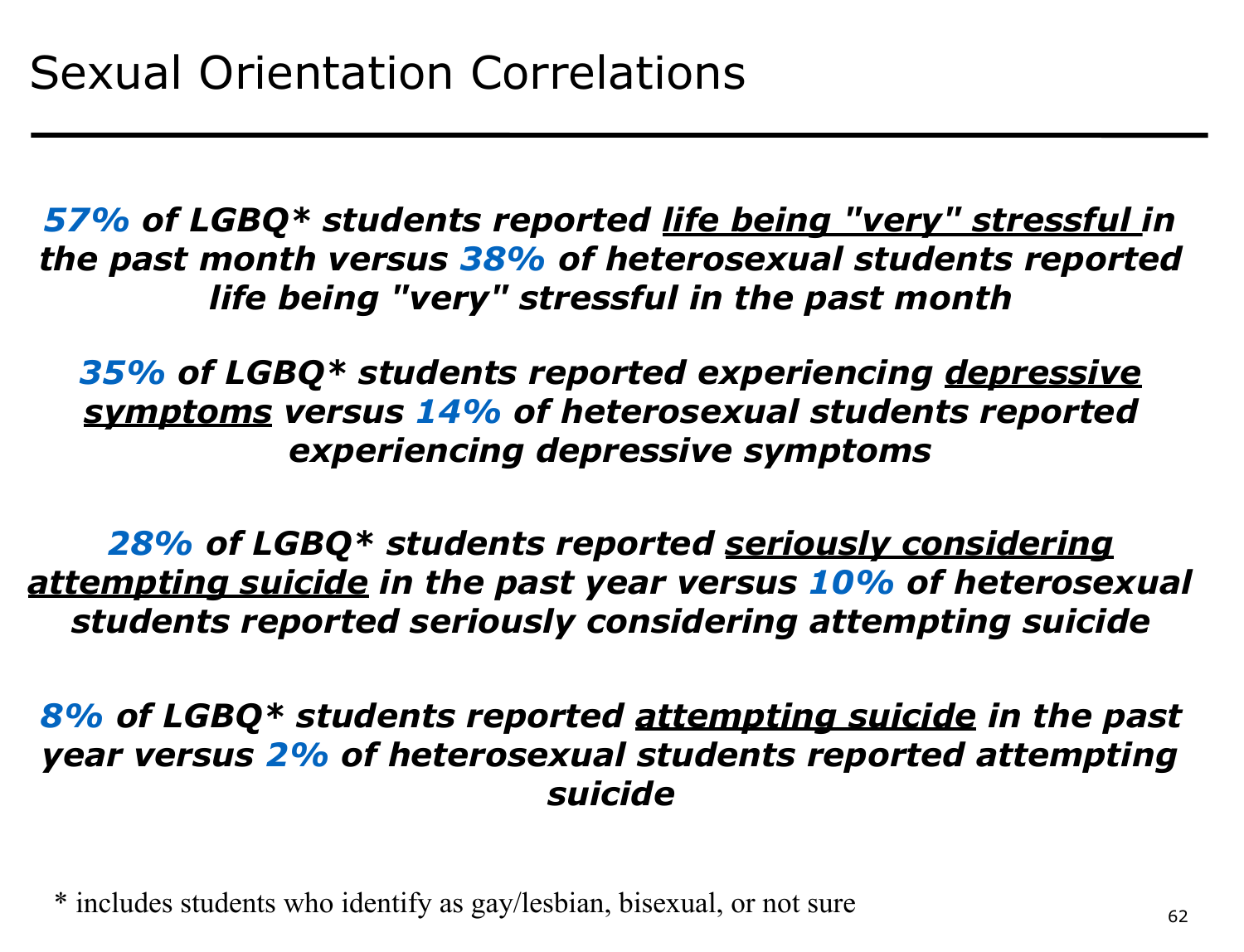# Sexual Orientation Correlations

***57% of LGBQ\* students reported <u>life being "very" stressful</u> in the past month versus 38% of heterosexual students reported life being "very" stressful in the past month***

***35% of LGBQ\* students reported experiencing <u>depressive symptoms</u> versus 14% of heterosexual students reported experiencing depressive symptoms***

***28% of LGBQ\* students reported <u>seriously considering attempting suicide</u> in the past year versus 10% of heterosexual students reported seriously considering attempting suicide***

***8% of LGBQ\* students reported <u>attempting suicide</u> in the past year versus 2% of heterosexual students reported attempting suicide***

\* includes students who identify as gay/lesbian, bisexual, or not sure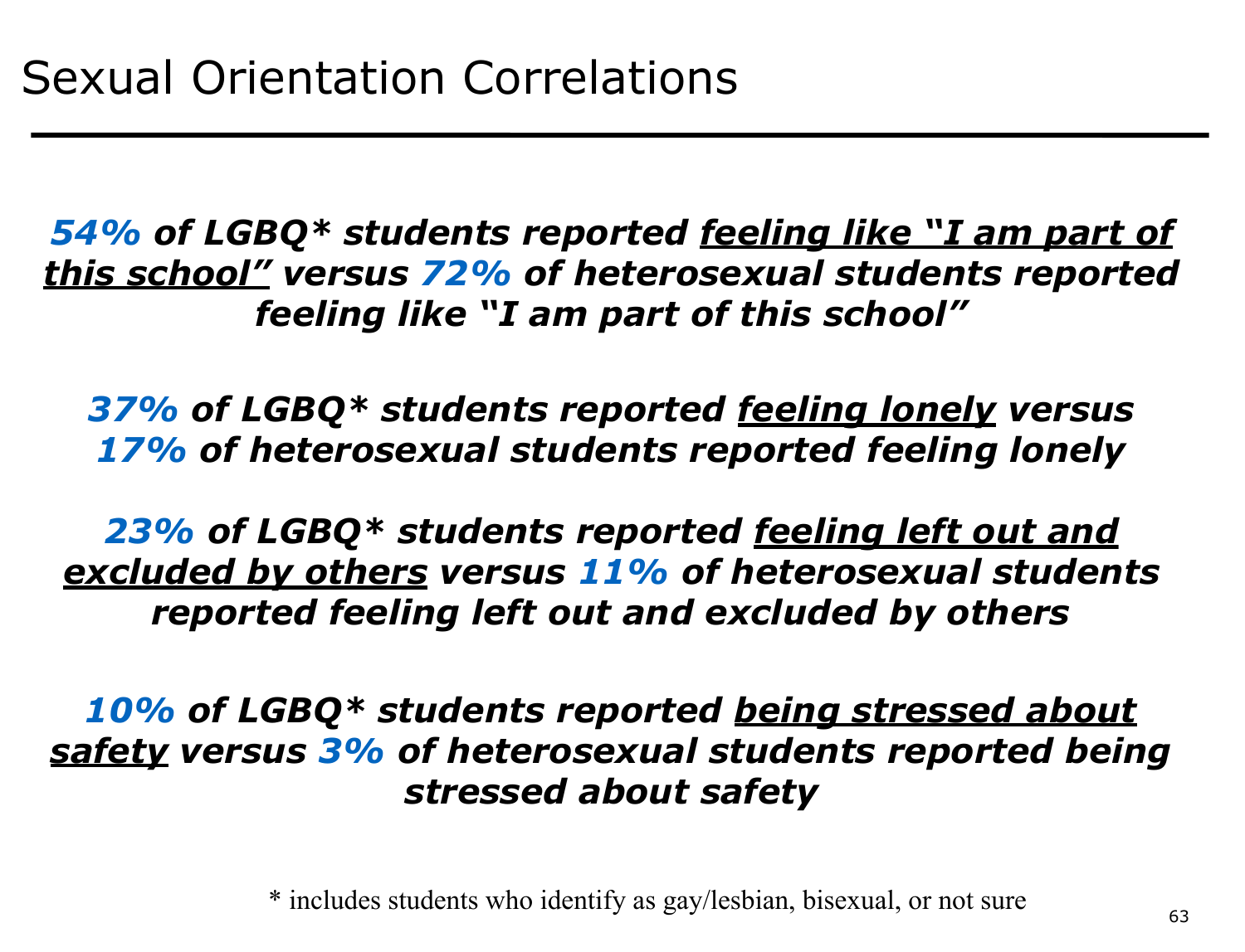# Sexual Orientation Correlations

***54%* of LGBQ* students reported <u>feeling like "I am part of this school"</u> versus *72%* of heterosexual students reported feeling like "I am part of this school"**

***37%* of LGBQ* students reported <u>feeling lonely</u> versus *17%* of heterosexual students reported feeling lonely**

***23%* of LGBQ* students reported <u>feeling left out and excluded by others</u> versus *11%* of heterosexual students reported feeling left out and excluded by others**

***10%* of LGBQ* students reported <u>being stressed about safety</u> versus *3%* of heterosexual students reported being stressed about safety**

* includes students who identify as gay/lesbian, bisexual, or not sure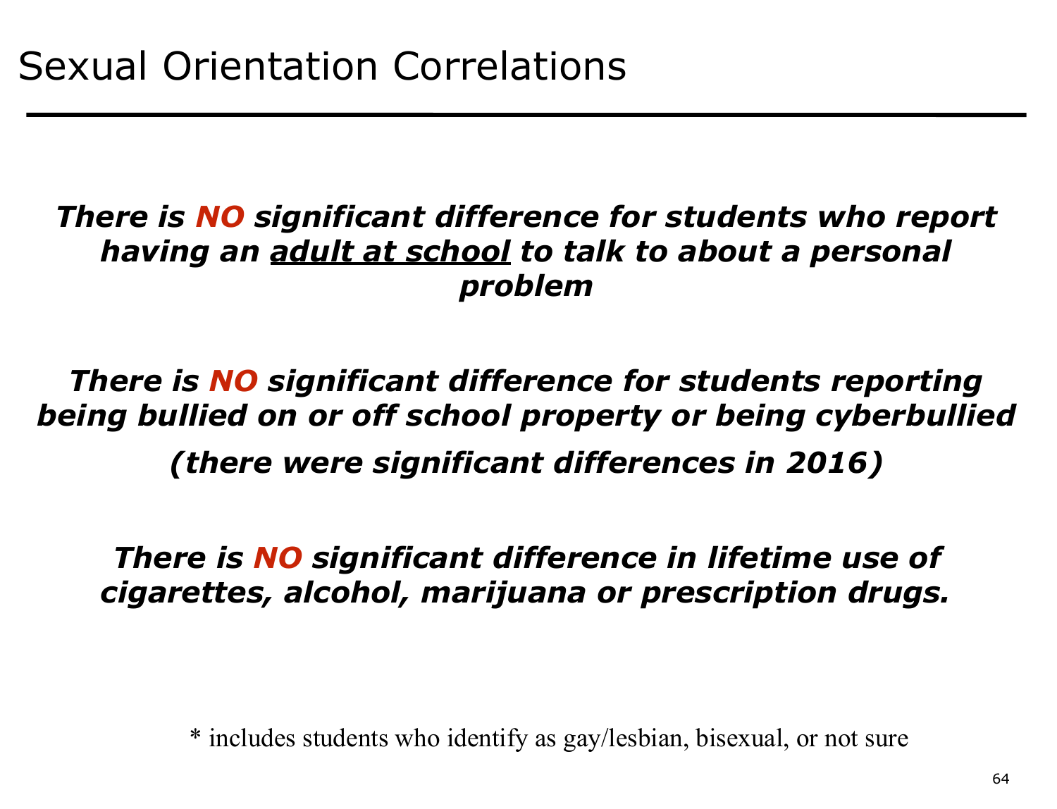# Sexual Orientation Correlations

***There is NO significant difference for students who report having an adult at school to talk to about a personal problem***

***There is NO significant difference for students reporting being bullied on or off school property or being cyberbullied***

***(there were significant differences in 2016)***

***There is NO significant difference in lifetime use of cigarettes, alcohol, marijuana or prescription drugs.***

* includes students who identify as gay/lesbian, bisexual, or not sure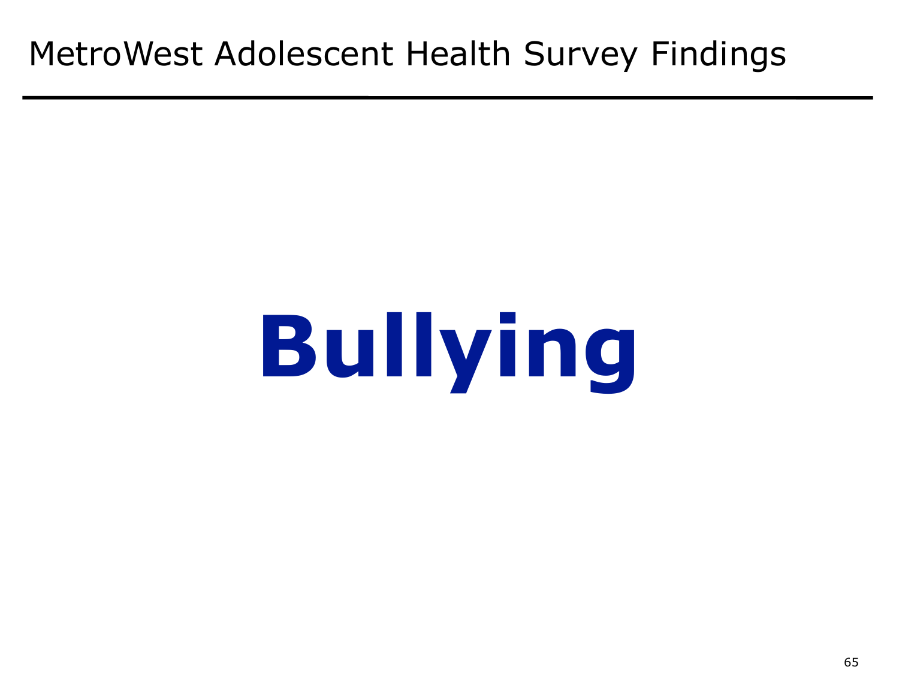MetroWest Adolescent Health Survey Findings

# Bullying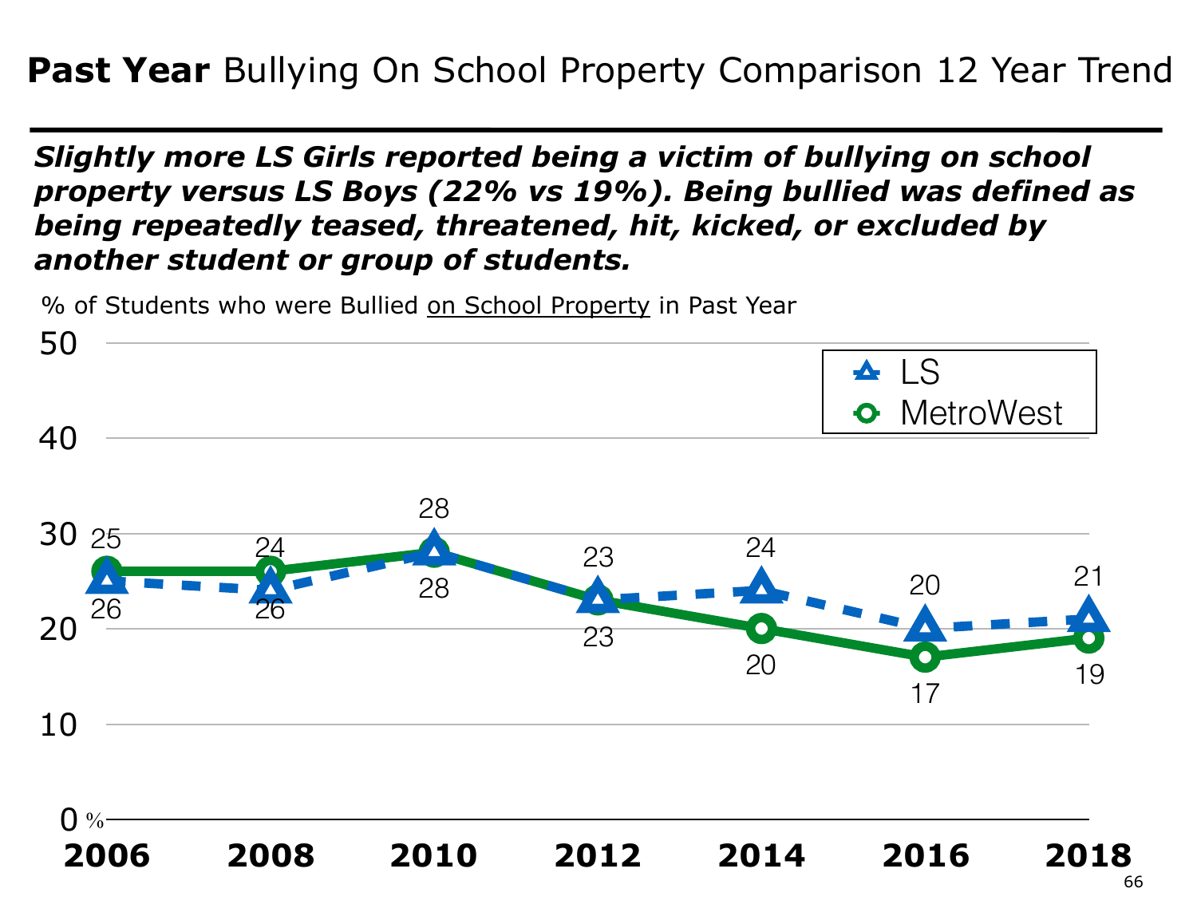# **Past Year** Bullying On School Property Comparison 12 Year Trend

***Slightly more LS Girls reported being a victim of bullying on school property versus LS Boys (22% vs 19%). Being bullied was defined as being repeatedly teased, threatened, hit, kicked, or excluded by another student or group of students.***

% of Students who were Bullied on School Property in Past Year

| Year | LS | MetroWest |
|---|---|---|
| 2006 | 25 | 26 |
| 2008 | 24 | 26 |
| 2010 | 28 | 28 |
| 2012 | 23 | 23 |
| 2014 | 24 | 20 |
| 2016 | 20 | 17 |
| 2018 | 21 | 19 |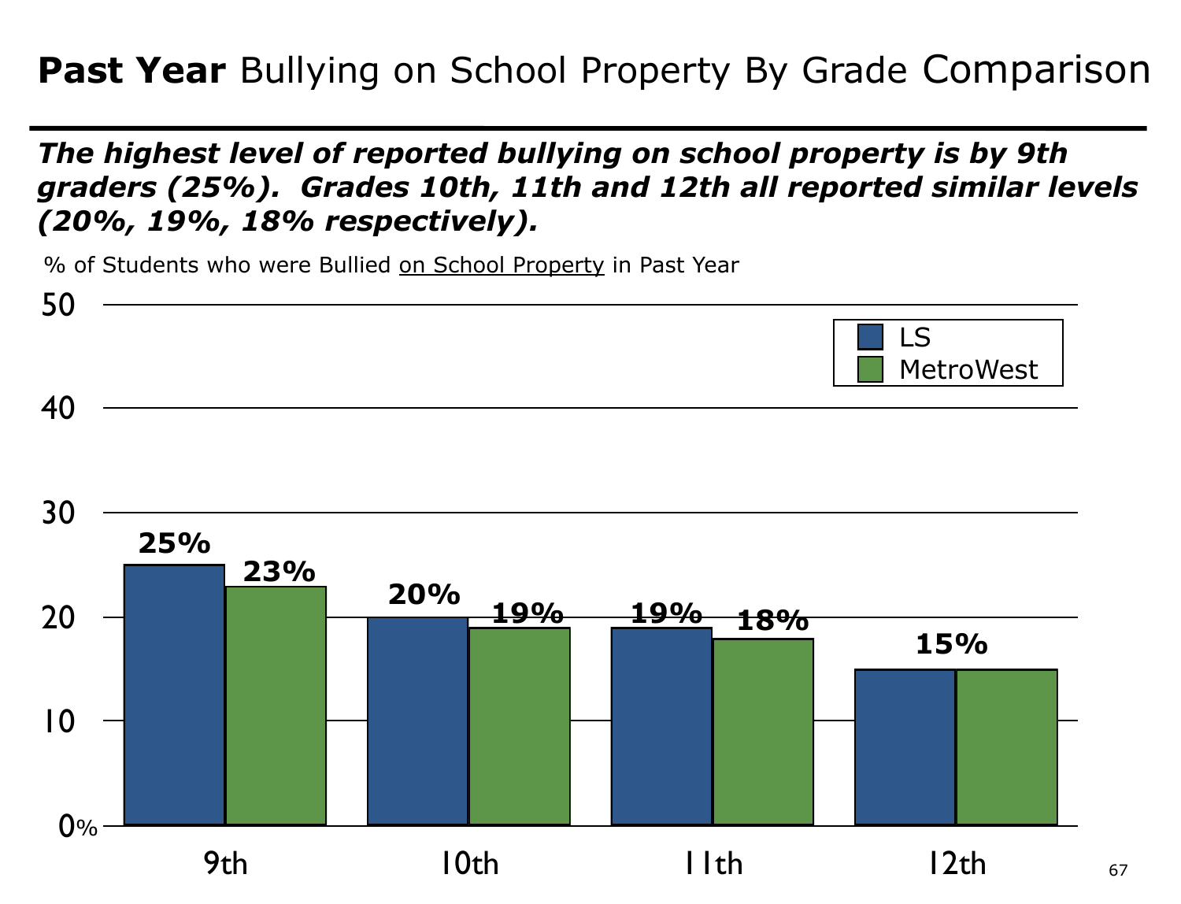# **Past Year** Bullying on School Property By Grade Comparison

***The highest level of reported bullying on school property is by 9th graders (25%). Grades 10th, 11th and 12th all reported similar levels (20%, 19%, 18% respectively).***

% of Students who were Bullied on School Property in Past Year

| Grade | LS | MetroWest |
| --- | --- | --- |
| 9th | 25% | 23% |
| 10th | 20% | 19% |
| 11th | 19% | 18% |
| 12th | 15% | 15% |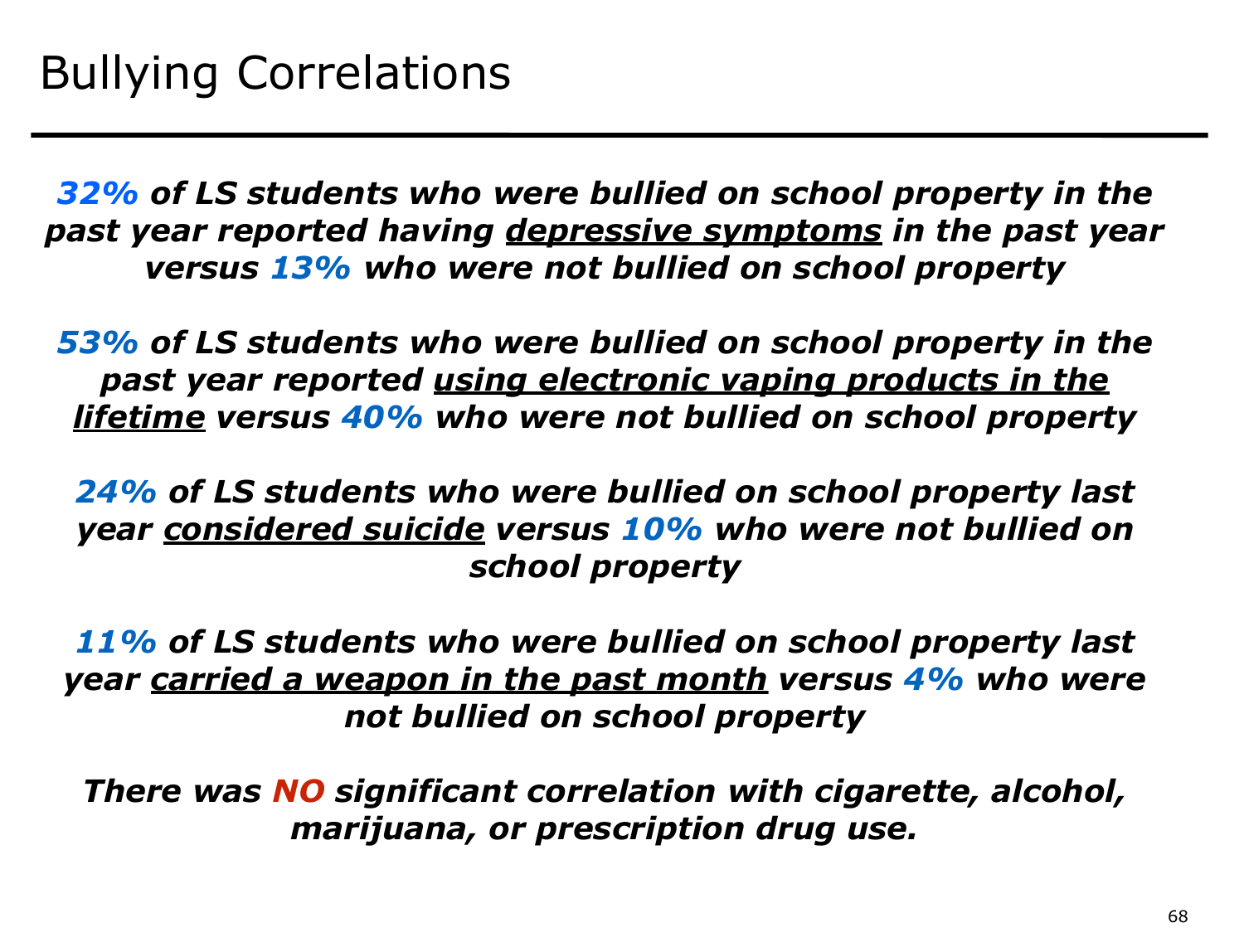# Bullying Correlations

***32%* of LS students who were bullied on school property in the past year reported having <u>depressive symptoms</u> in the past year versus *13%* who were not bullied on school property**

***53%* of LS students who were bullied on school property in the past year reported <u>using electronic vaping products in the lifetime</u> versus *40%* who were not bullied on school property**

***24%* of LS students who were bullied on school property last year <u>considered suicide</u> versus *10%* who were not bullied on school property**

***11%* of LS students who were bullied on school property last year <u>carried a weapon in the past month</u> versus *4%* who were not bullied on school property**

***There was NO significant correlation with cigarette, alcohol, marijuana, or prescription drug use.***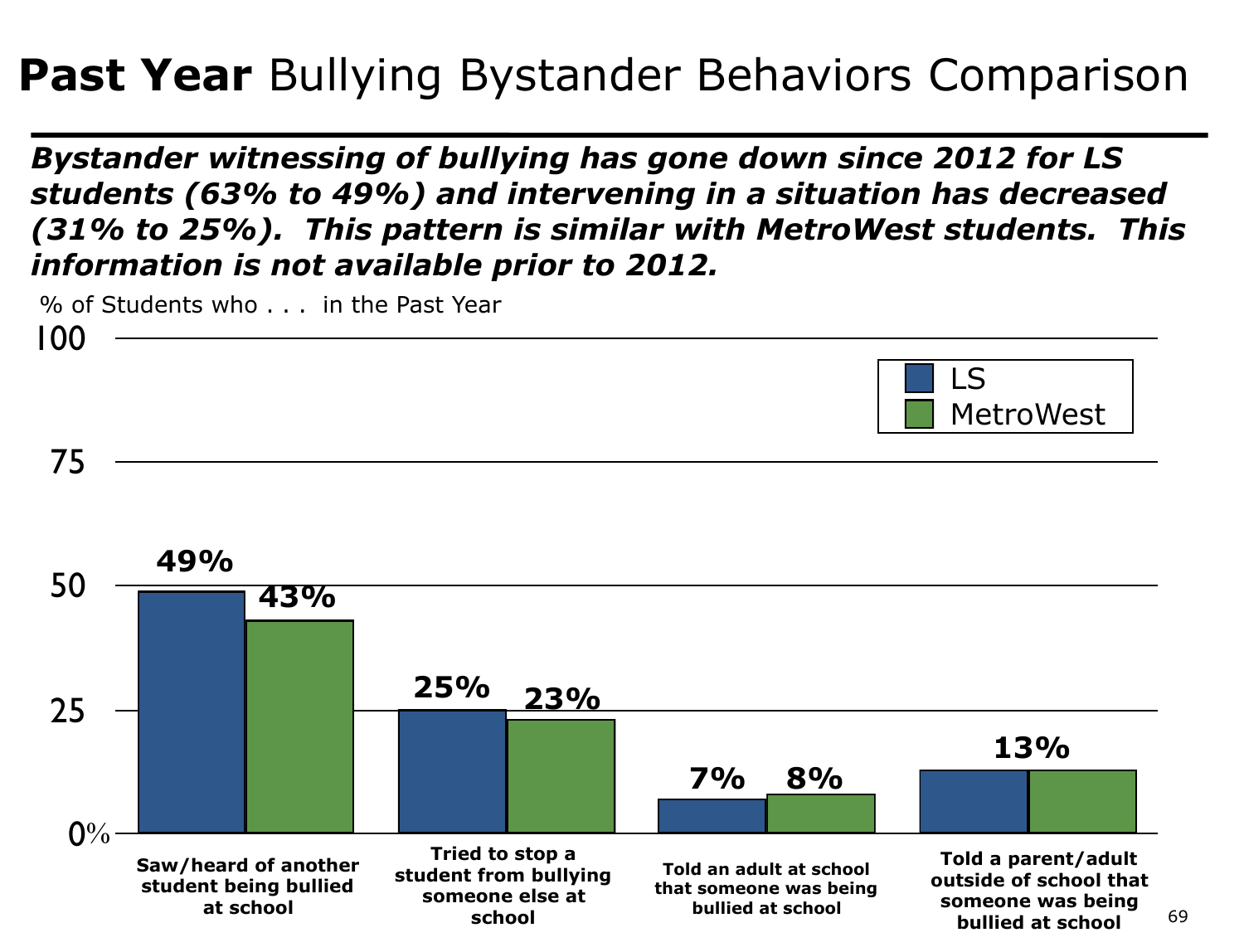# **Past Year** Bullying Bystander Behaviors Comparison

***Bystander witnessing of bullying has gone down since 2012 for LS students (63% to 49%) and intervening in a situation has decreased (31% to 25%). This pattern is similar with MetroWest students. This information is not available prior to 2012.***

% of Students who . . . in the Past Year

| | LS | MetroWest |
|---|---|---|
| Saw/heard of another student being bullied at school | 49% | 43% |
| Tried to stop a student from bullying someone else at school | 25% | 23% |
| Told an adult at school that someone was being bullied at school | 7% | 8% |
| Told a parent/adult outside of school that someone was being bullied at school | 13% | 13% |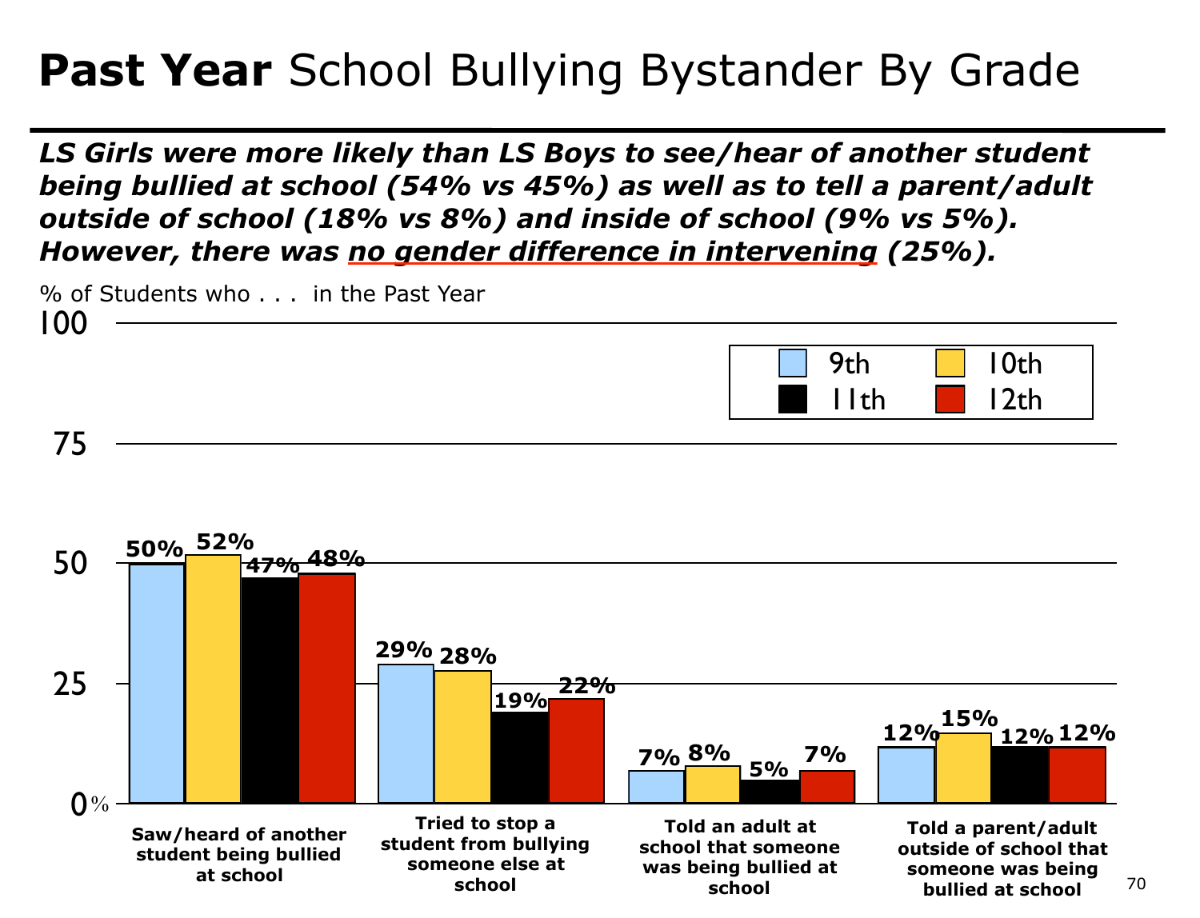# **Past Year** School Bullying Bystander By Grade

***LS Girls were more likely than LS Boys to see/hear of another student being bullied at school (54% vs 45%) as well as to tell a parent/adult outside of school (18% vs 8%) and inside of school (9% vs 5%). However, there was no gender difference in intervening (25%).***

% of Students who . . . in the Past Year

| | 9th | 10th | 11th | 12th |
|---|---|---|---|---|
| Saw/heard of another student being bullied at school | 50% | 52% | 47% | 48% |
| Tried to stop a student from bullying someone else at school | 29% | 28% | 19% | 22% |
| Told an adult at school that someone was being bullied at school | 7% | 8% | 5% | 7% |
| Told a parent/adult outside of school that someone was being bullied at school | 12% | 15% | 12% | 12% |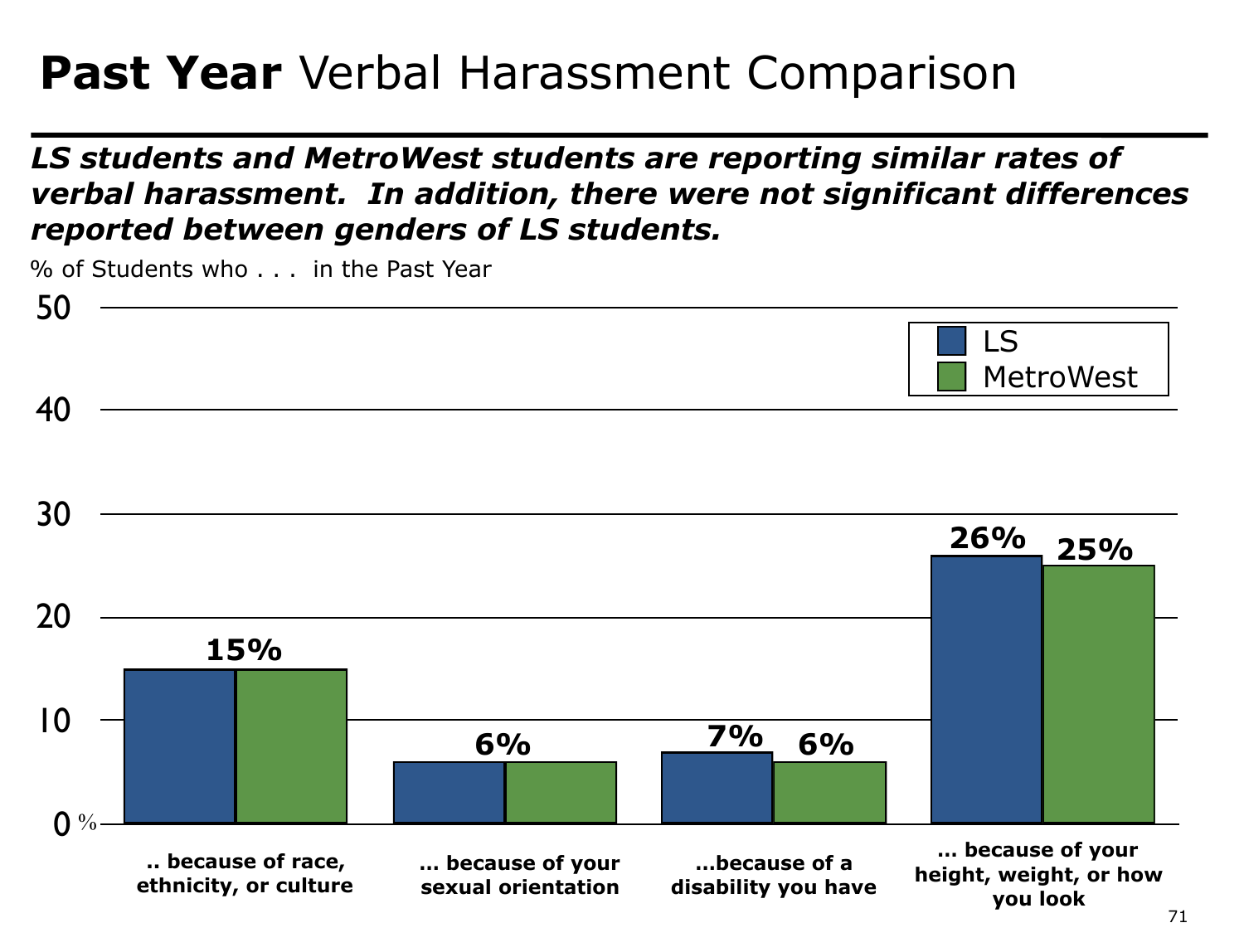# **Past Year** Verbal Harassment Comparison

***LS students and MetroWest students are reporting similar rates of verbal harassment. In addition, there were not significant differences reported between genders of LS students.***

% of Students who . . . in the Past Year

| | LS | MetroWest |
|---|---|---|
| .. because of race, ethnicity, or culture | 15% | 15% |
| ... because of your sexual orientation | 6% | 6% |
| ...because of a disability you have | 7% | 6% |
| ... because of your height, weight, or how you look | 26% | 25% |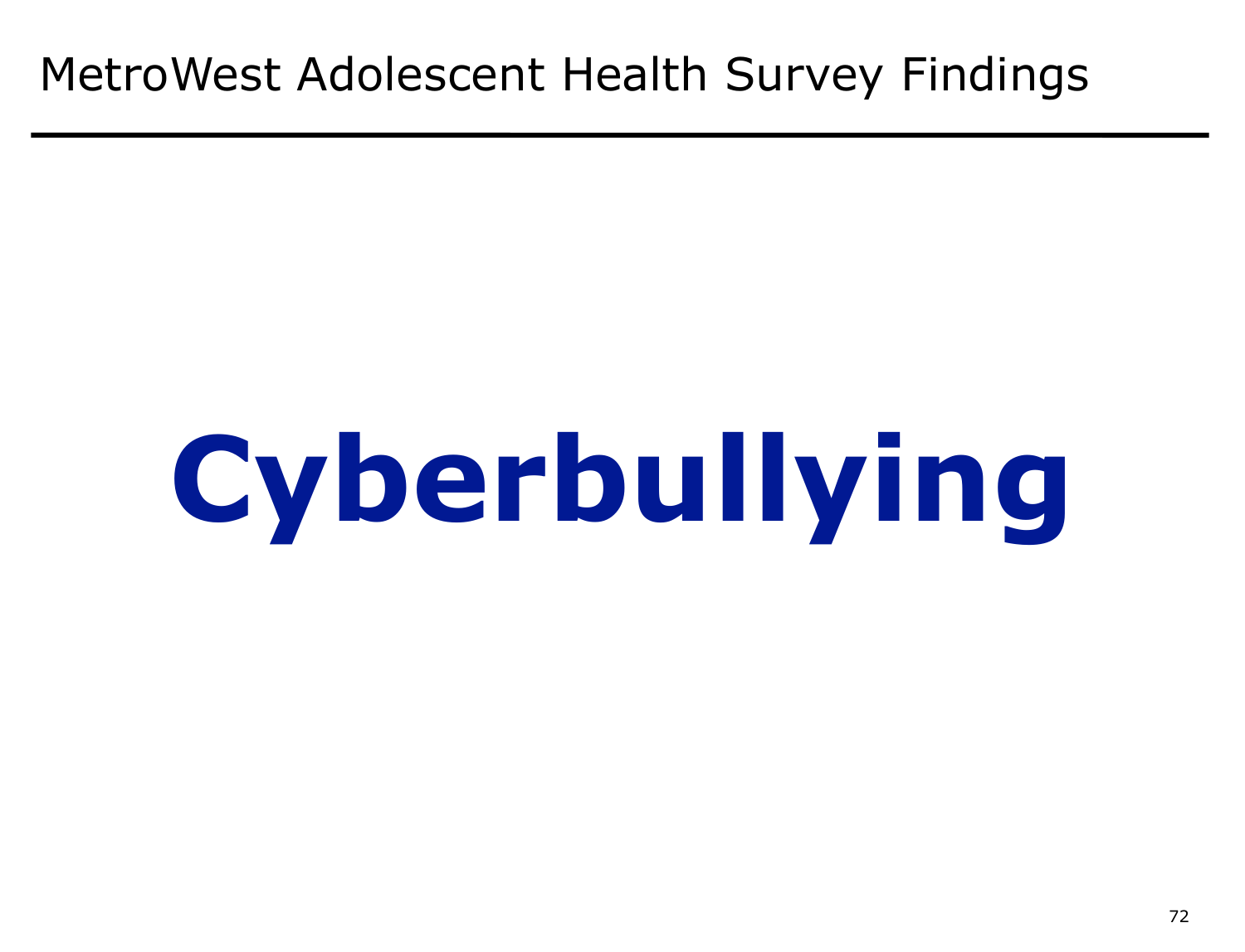# Cyberbullying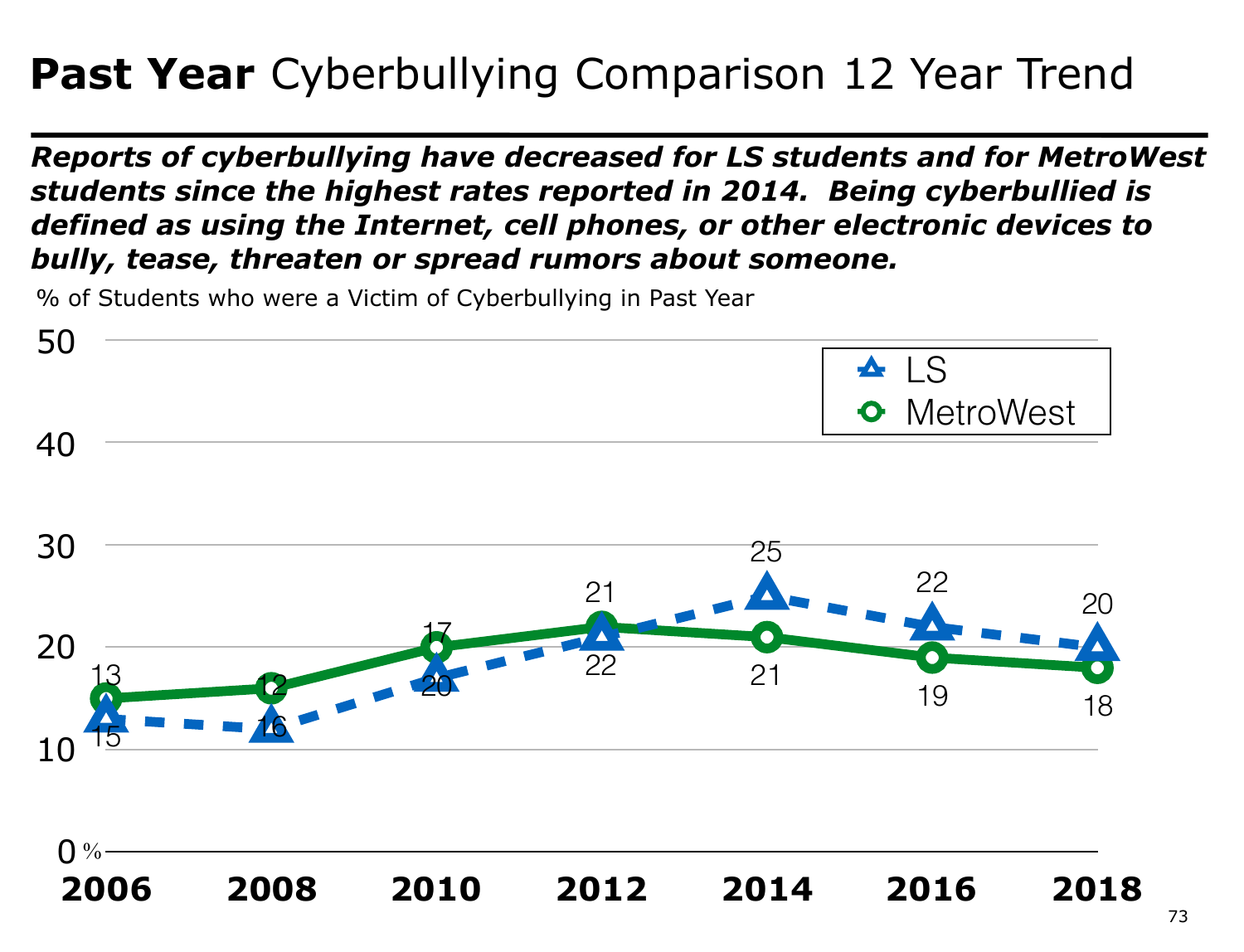# **Past Year** Cyberbullying Comparison 12 Year Trend

***Reports of cyberbullying have decreased for LS students and for MetroWest students since the highest rates reported in 2014. Being cyberbullied is defined as using the Internet, cell phones, or other electronic devices to bully, tease, threaten or spread rumors about someone.***

% of Students who were a Victim of Cyberbullying in Past Year

| Year | LS | MetroWest |
|---|---|---|
| 2006 | 13 | 15 |
| 2008 | 12 | 16 |
| 2010 | 17 | 20 |
| 2012 | 21 | 22 |
| 2014 | 25 | 21 |
| 2016 | 22 | 19 |
| 2018 | 20 | 18 |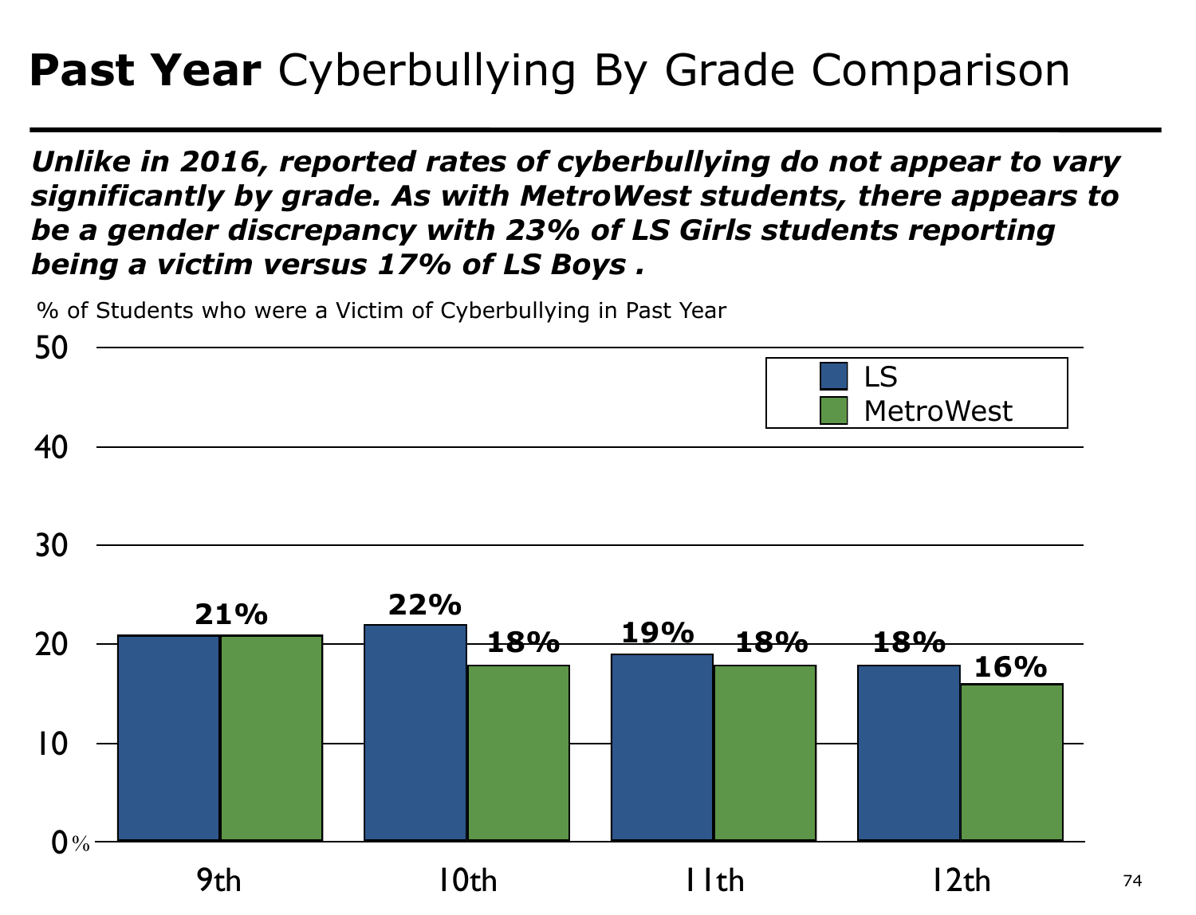# **Past Year** Cyberbullying By Grade Comparison

***Unlike in 2016, reported rates of cyberbullying do not appear to vary significantly by grade. As with MetroWest students, there appears to be a gender discrepancy with 23% of LS Girls students reporting being a victim versus 17% of LS Boys .***

% of Students who were a Victim of Cyberbullying in Past Year

| Grade | LS | MetroWest |
|---|---|---|
| 9th | 21% | 21% |
| 10th | 22% | 18% |
| 11th | 19% | 18% |
| 12th | 18% | 16% |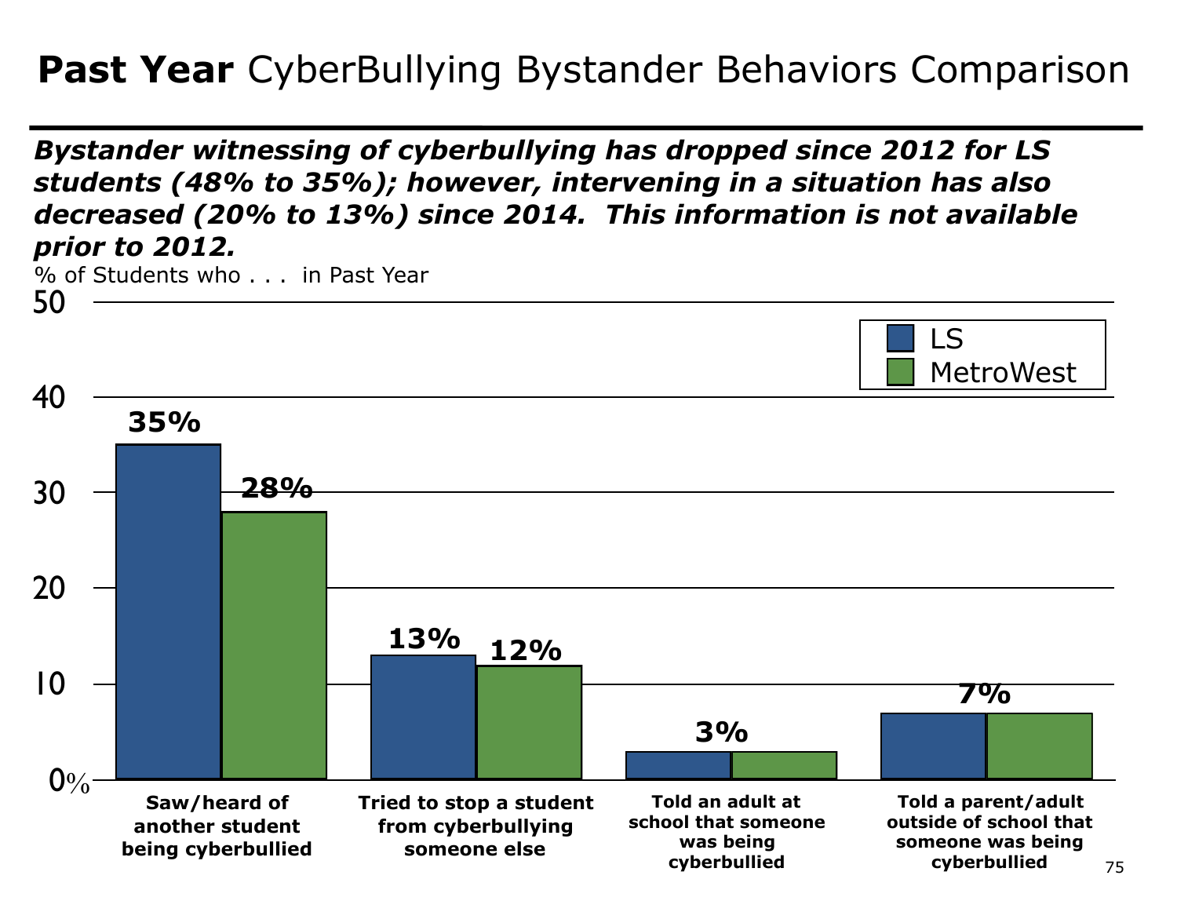# **Past Year** CyberBullying Bystander Behaviors Comparison

***Bystander witnessing of cyberbullying has dropped since 2012 for LS students (48% to 35%); however, intervening in a situation has also decreased (20% to 13%) since 2014. This information is not available prior to 2012.***

% of Students who . . . in Past Year

| | LS | MetroWest |
|---|---|---|
| Saw/heard of another student being cyberbullied | 35% | 28% |
| Tried to stop a student from cyberbullying someone else | 13% | 12% |
| Told an adult at school that someone was being cyberbullied | 3% | 3% |
| Told a parent/adult outside of school that someone was being cyberbullied | 7% | 7% |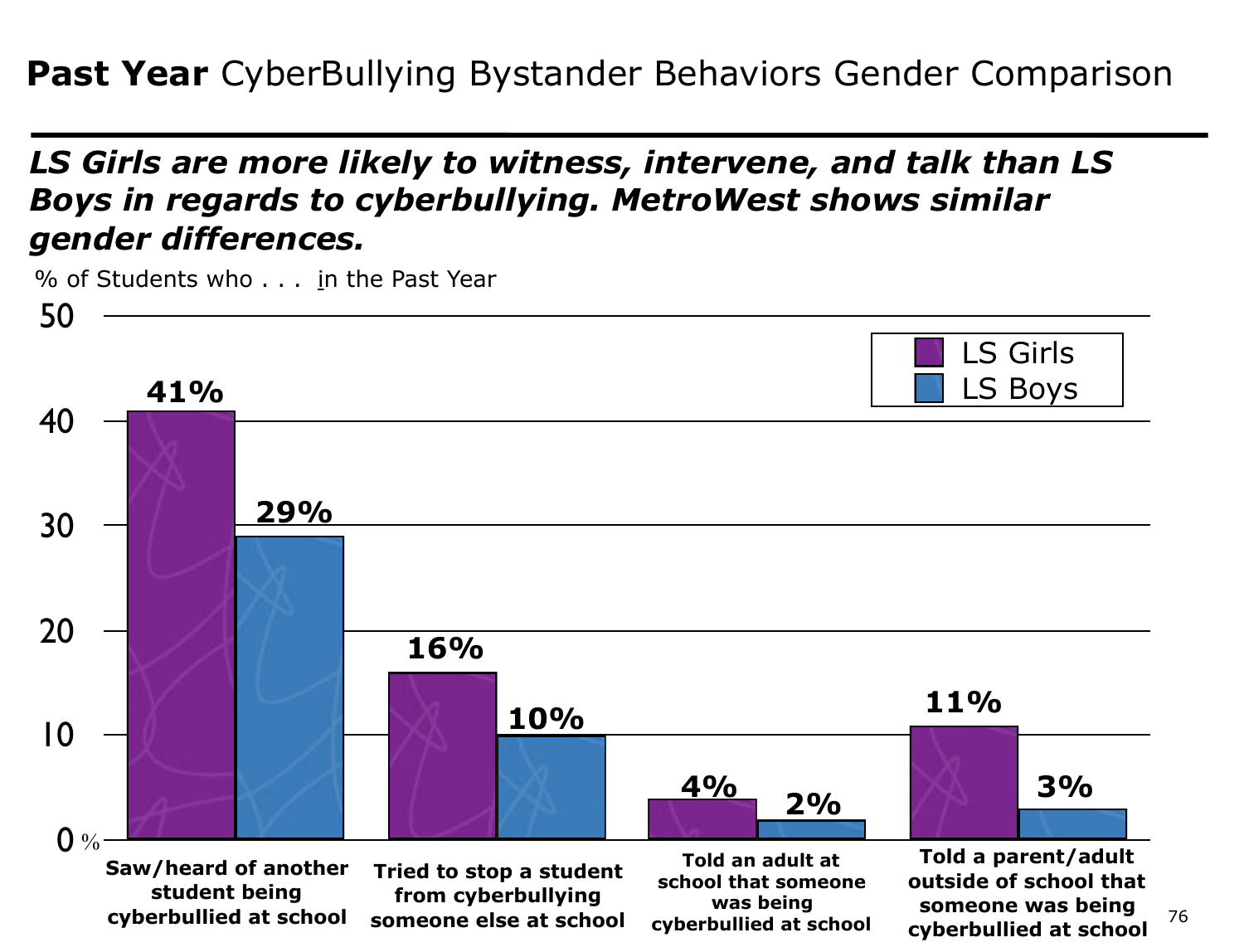# **Past Year** CyberBullying Bystander Behaviors Gender Comparison

***LS Girls are more likely to witness, intervene, and talk than LS Boys in regards to cyberbullying. MetroWest shows similar gender differences.***

% of Students who . . . in the Past Year

| | LS Girls | LS Boys |
|---|---|---|
| Saw/heard of another student being cyberbullied at school | 41% | 29% |
| Tried to stop a student from cyberbullying someone else at school | 16% | 10% |
| Told an adult at school that someone was being cyberbullied at school | 4% | 2% |
| Told a parent/adult outside of school that someone was being cyberbullied at school | 11% | 3% |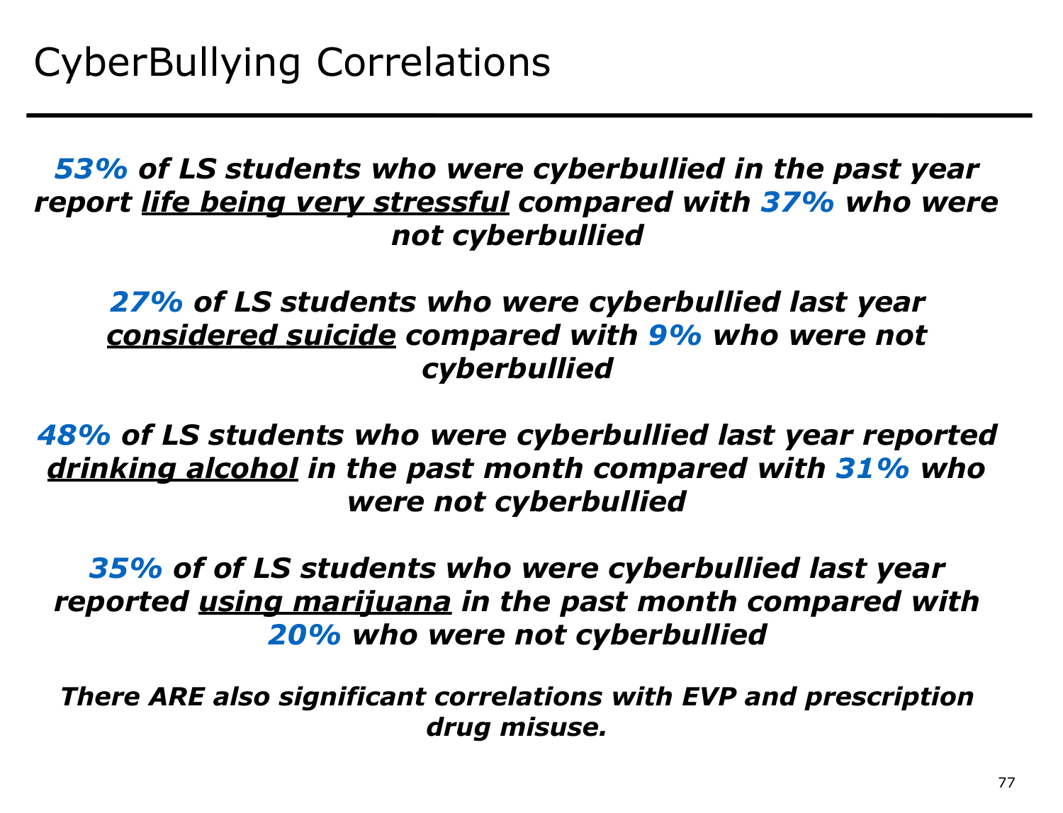# CyberBullying Correlations

***53% of LS students who were cyberbullied in the past year report <u>life being very stressful</u> compared with 37% who were not cyberbullied***

***27% of LS students who were cyberbullied last year <u>considered suicide</u> compared with 9% who were not cyberbullied***

***48% of LS students who were cyberbullied last year reported <u>drinking alcohol</u> in the past month compared with 31% who were not cyberbullied***

***35% of of LS students who were cyberbullied last year reported <u>using marijuana</u> in the past month compared with 20% who were not cyberbullied***

***There ARE also significant correlations with EVP and prescription drug misuse.***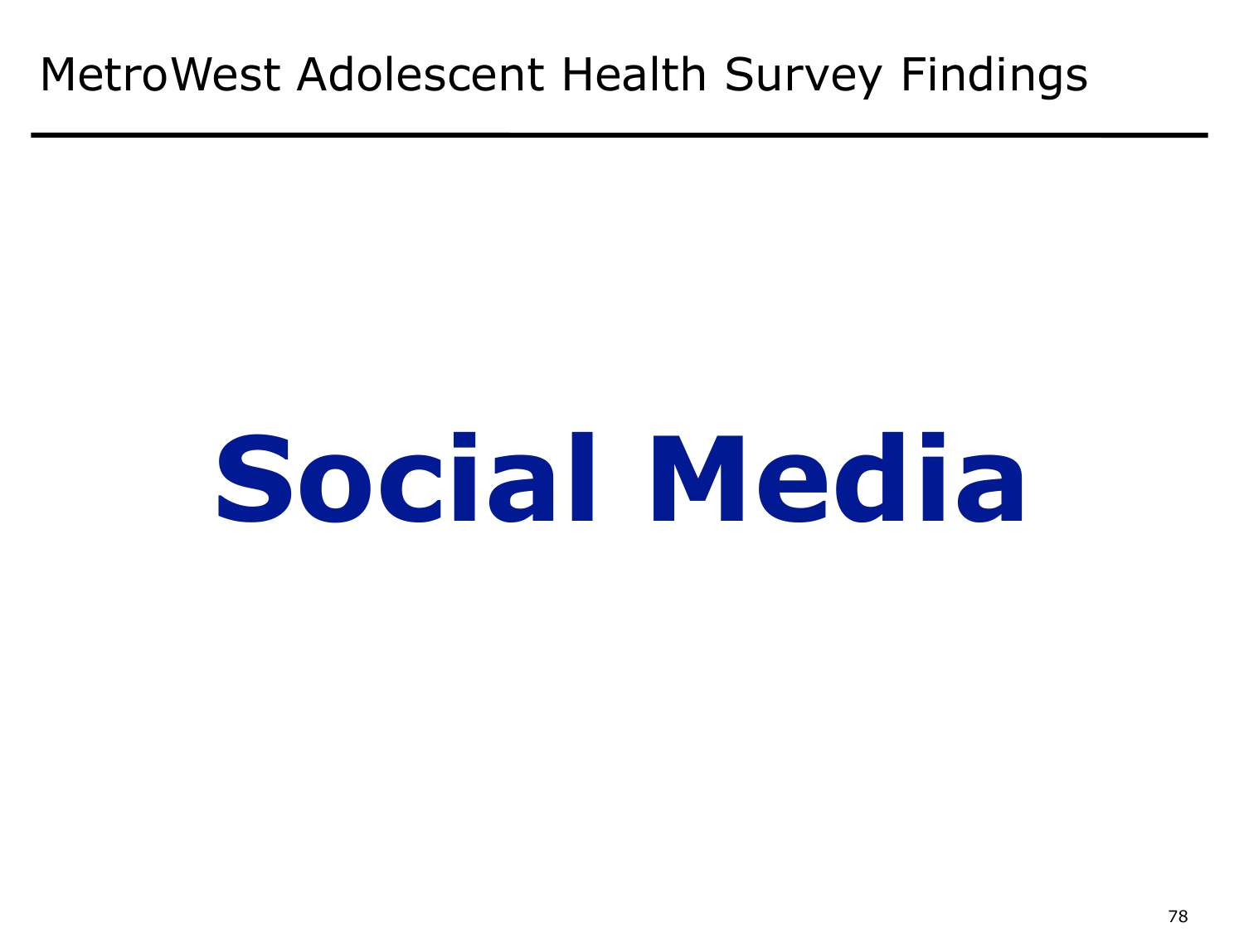MetroWest Adolescent Health Survey Findings

# Social Media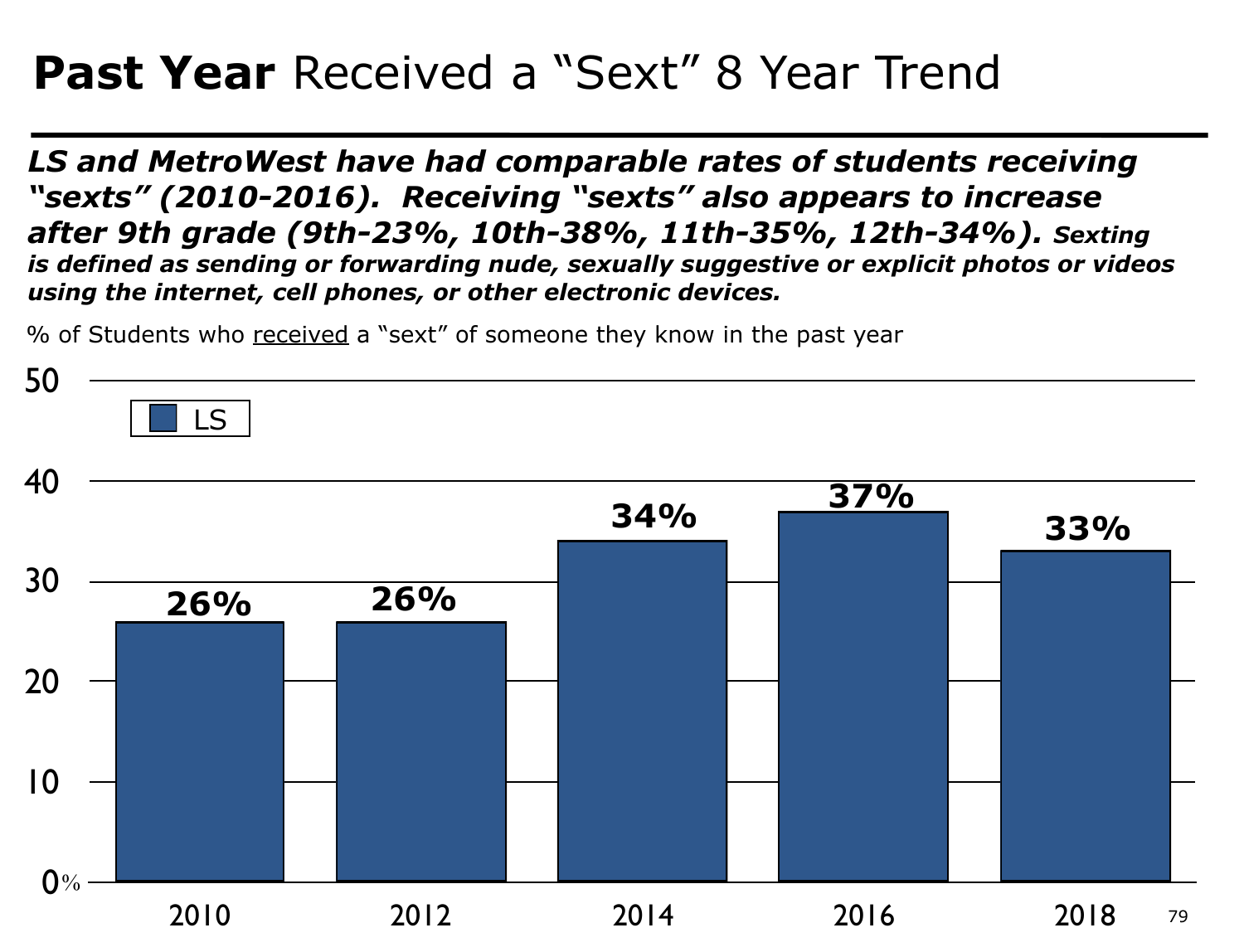# **Past Year** Received a "Sext" 8 Year Trend

***LS and MetroWest have had comparable rates of students receiving "sexts" (2010-2016). Receiving "sexts" also appears to increase after 9th grade (9th-23%, 10th-38%, 11th-35%, 12th-34%). Sexting is defined as sending or forwarding nude, sexually suggestive or explicit photos or videos using the internet, cell phones, or other electronic devices.***

% of Students who received a "sext" of someone they know in the past year

| Year | LS |
|---|---|
| 2010 | 26% |
| 2012 | 26% |
| 2014 | 34% |
| 2016 | 37% |
| 2018 | 33% |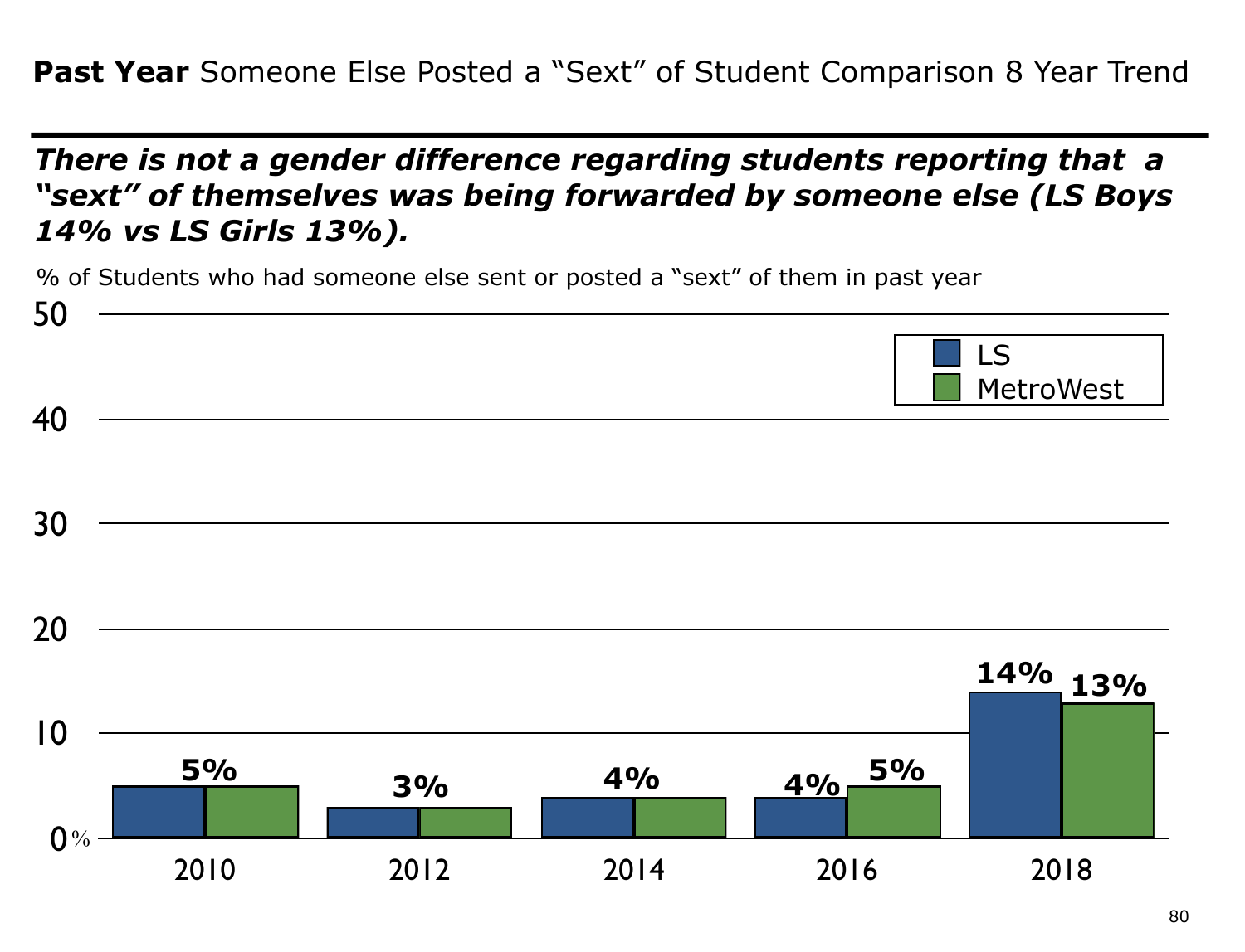**Past Year** Someone Else Posted a "Sext" of Student Comparison 8 Year Trend

***There is not a gender difference regarding students reporting that a "sext" of themselves was being forwarded by someone else (LS Boys 14% vs LS Girls 13%).***

% of Students who had someone else sent or posted a "sext" of them in past year

| Year | LS | MetroWest |
|---|---|---|
| 2010 | 5% | 5% |
| 2012 | 3% | 3% |
| 2014 | 4% | 4% |
| 2016 | 4% | 5% |
| 2018 | 14% | 13% |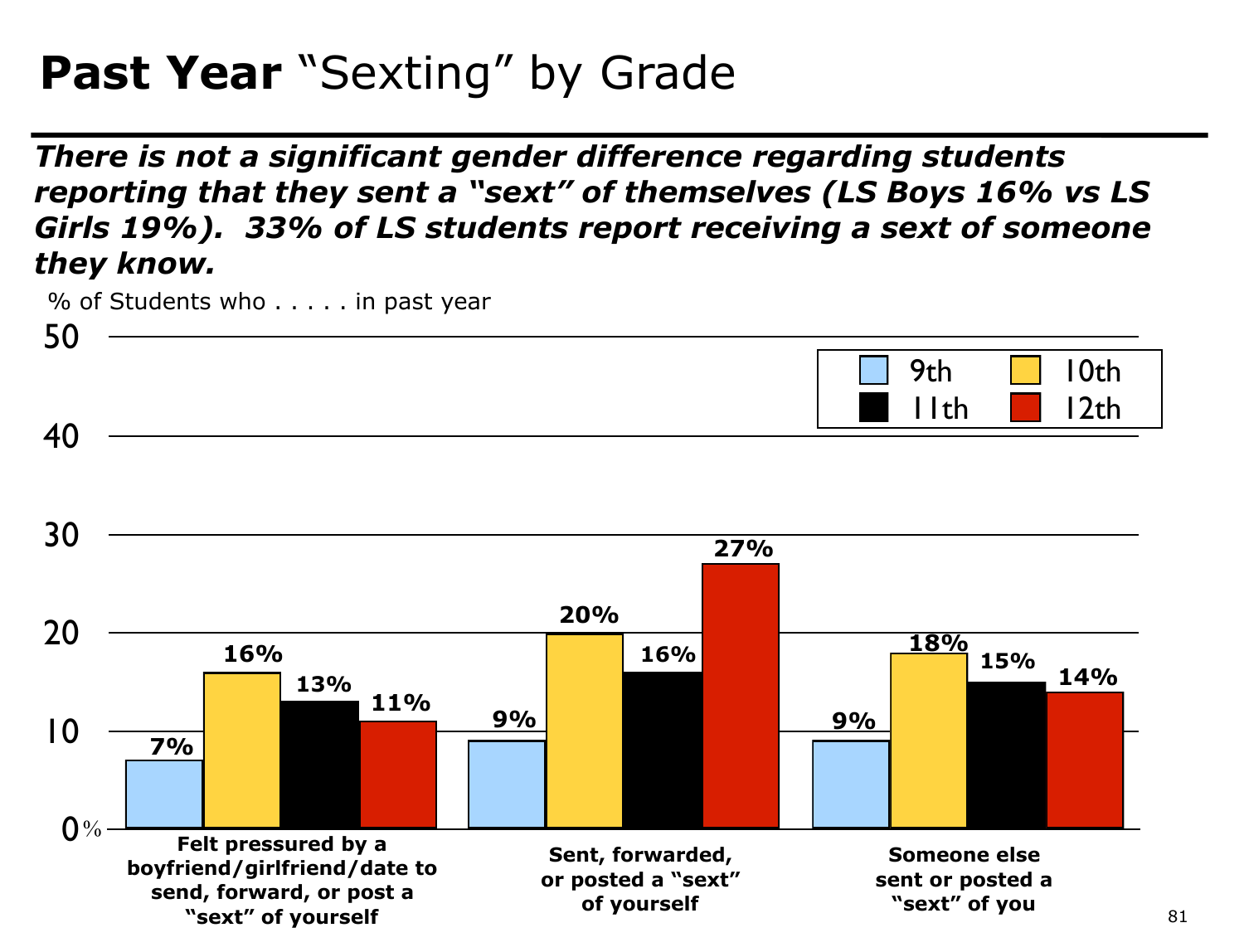# **Past Year** "Sexting" by Grade

***There is not a significant gender difference regarding students reporting that they sent a "sext" of themselves (LS Boys 16% vs LS Girls 19%). 33% of LS students report receiving a sext of someone they know.***

% of Students who . . . . . in past year

| | 9th | 10th | 11th | 12th |
|---|---|---|---|---|
| **Felt pressured by a boyfriend/girlfriend/date to send, forward, or post a "sext" of yourself** | 7% | 16% | 13% | 11% |
| **Sent, forwarded, or posted a "sext" of yourself** | 9% | 20% | 16% | 27% |
| **Someone else sent or posted a "sext" of you** | 9% | 18% | 15% | 14% |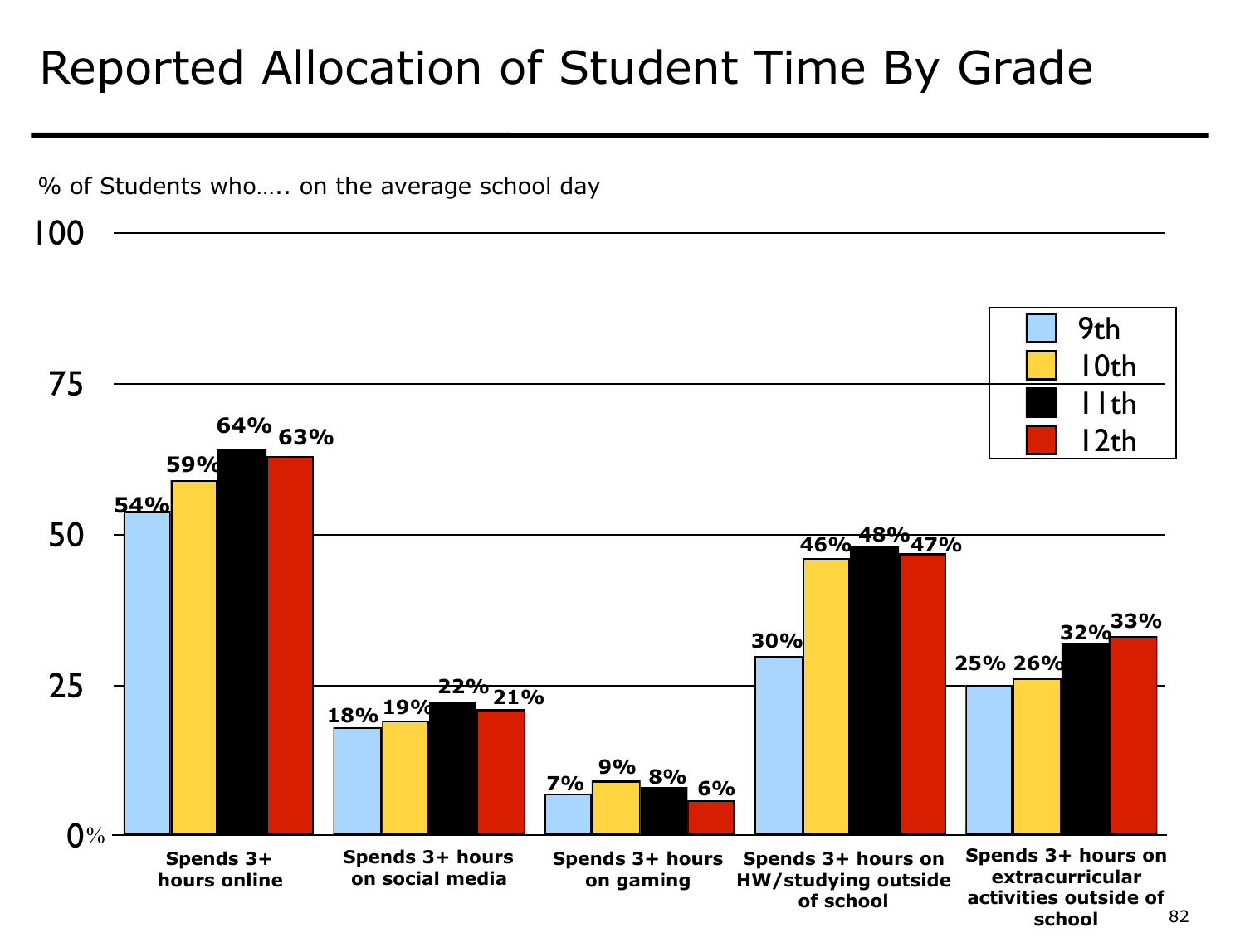# Reported Allocation of Student Time By Grade

% of Students who….. on the average school day

| | 9th | 10th | 11th | 12th |
|---|---|---|---|---|
| Spends 3+ hours online | 54% | 59% | 64% | 63% |
| Spends 3+ hours on social media | 18% | 19% | 22% | 21% |
| Spends 3+ hours on gaming | 7% | 9% | 8% | 6% |
| Spends 3+ hours on HW/studying outside of school | 30% | 46% | 48% | 47% |
| Spends 3+ hours on extracurricular activities outside of school | 25% | 26% | 32% | 33% |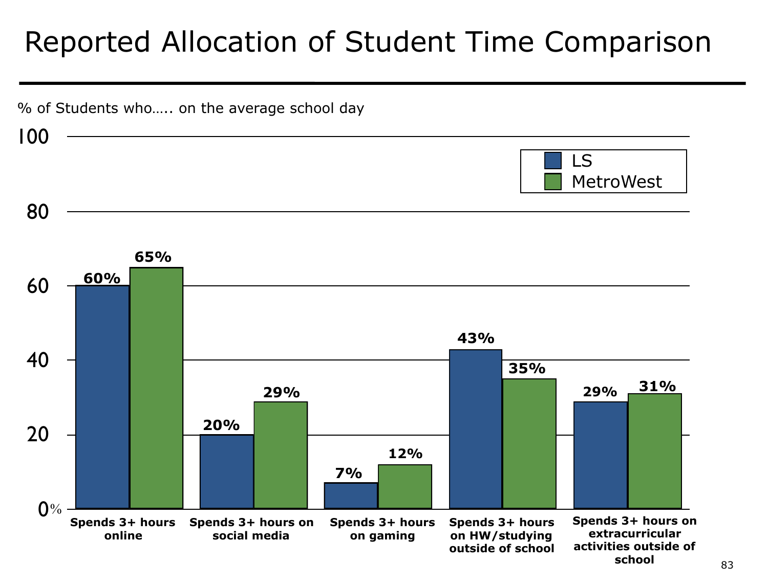# Reported Allocation of Student Time Comparison

% of Students who….. on the average school day

| | LS | MetroWest |
|---|---|---|
| Spends 3+ hours online | 60% | 65% |
| Spends 3+ hours on social media | 20% | 29% |
| Spends 3+ hours on gaming | 7% | 12% |
| Spends 3+ hours on HW/studying outside of school | 43% | 35% |
| Spends 3+ hours on extracurricular activities outside of school | 29% | 31% |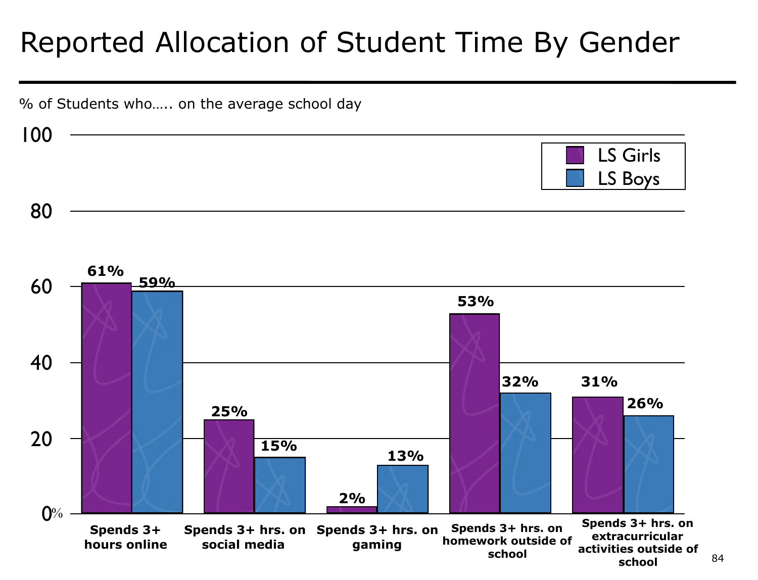# Reported Allocation of Student Time By Gender

% of Students who….. on the average school day

| | LS Girls | LS Boys |
|---|---|---|
| Spends 3+ hours online | 61% | 59% |
| Spends 3+ hrs. on social media | 25% | 15% |
| Spends 3+ hrs. on gaming | 2% | 13% |
| Spends 3+ hrs. on homework outside of school | 53% | 32% |
| Spends 3+ hrs. on extracurricular activities outside of school | 31% | 26% |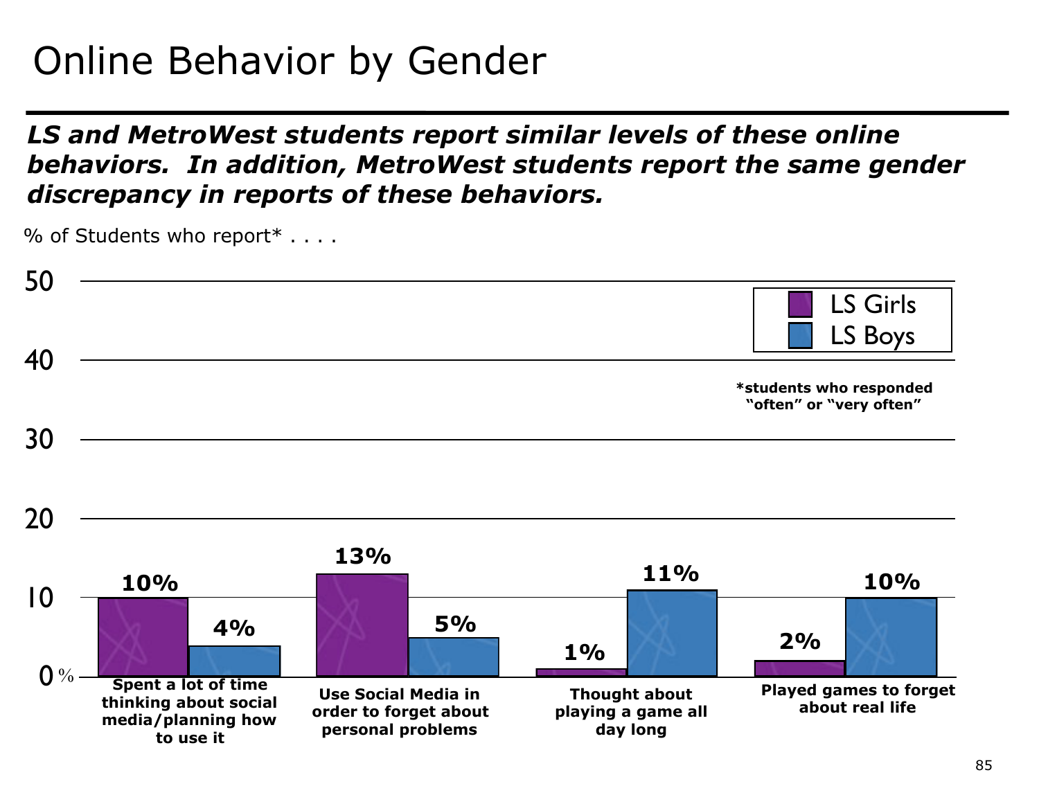# Online Behavior by Gender

***LS and MetroWest students report similar levels of these online behaviors. In addition, MetroWest students report the same gender discrepancy in reports of these behaviors.***

% of Students who report* . . . .

| | LS Girls | LS Boys |
|---|---|---|
| Spent a lot of time thinking about social media/planning how to use it | 10% | 4% |
| Use Social Media in order to forget about personal problems | 13% | 5% |
| Thought about playing a game all day long | 1% | 11% |
| Played games to forget about real life | 2% | 10% |

***students who responded "often" or "very often"**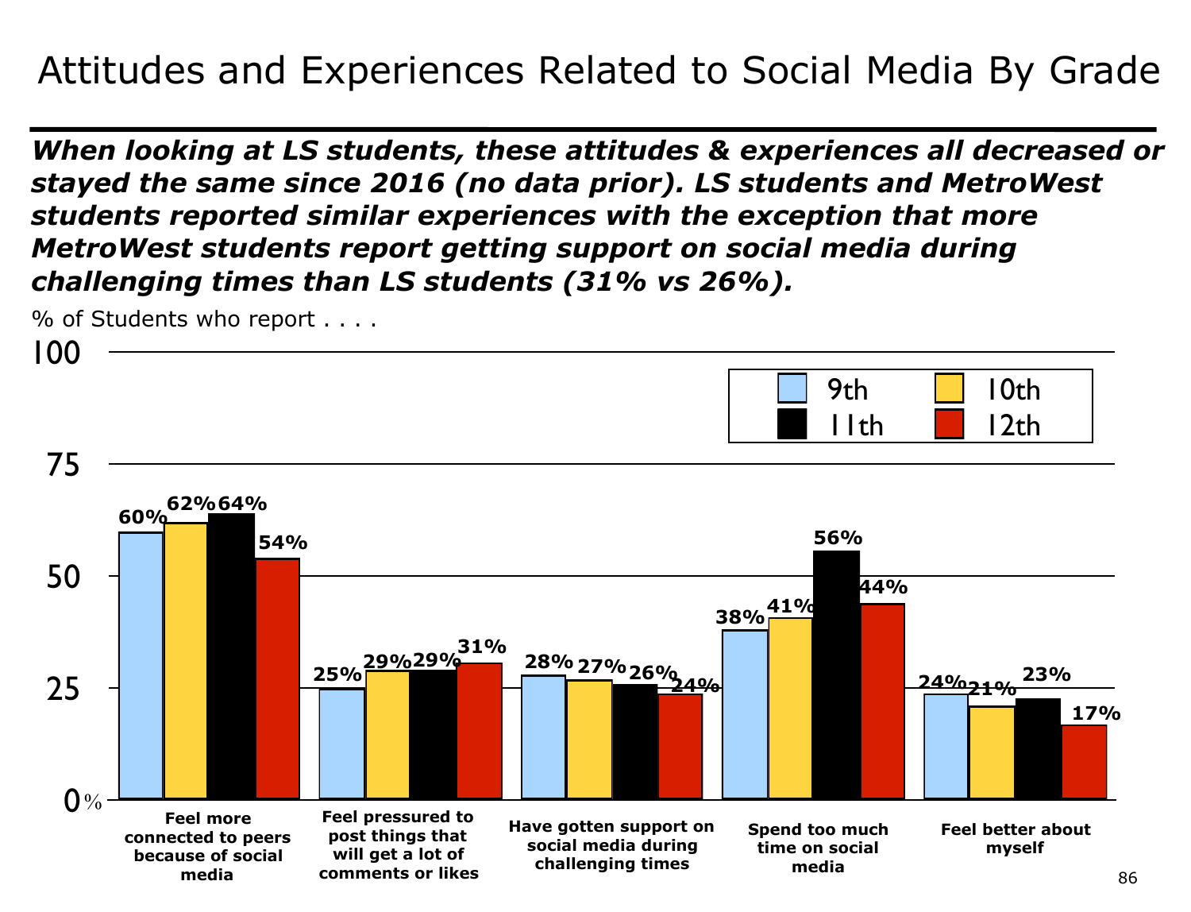# Attitudes and Experiences Related to Social Media By Grade

***When looking at LS students, these attitudes & experiences all decreased or stayed the same since 2016 (no data prior). LS students and MetroWest students reported similar experiences with the exception that more MetroWest students report getting support on social media during challenging times than LS students (31% vs 26%).***

% of Students who report . . . .

| | 9th | 10th | 11th | 12th |
|---|---|---|---|---|
| Feel more connected to peers because of social media | 60% | 62% | 64% | 54% |
| Feel pressured to post things that will get a lot of comments or likes | 25% | 29% | 29% | 31% |
| Have gotten support on social media during challenging times | 28% | 27% | 26% | 24% |
| Spend too much time on social media | 38% | 41% | 56% | 44% |
| Feel better about myself | 24% | 21% | 23% | 17% |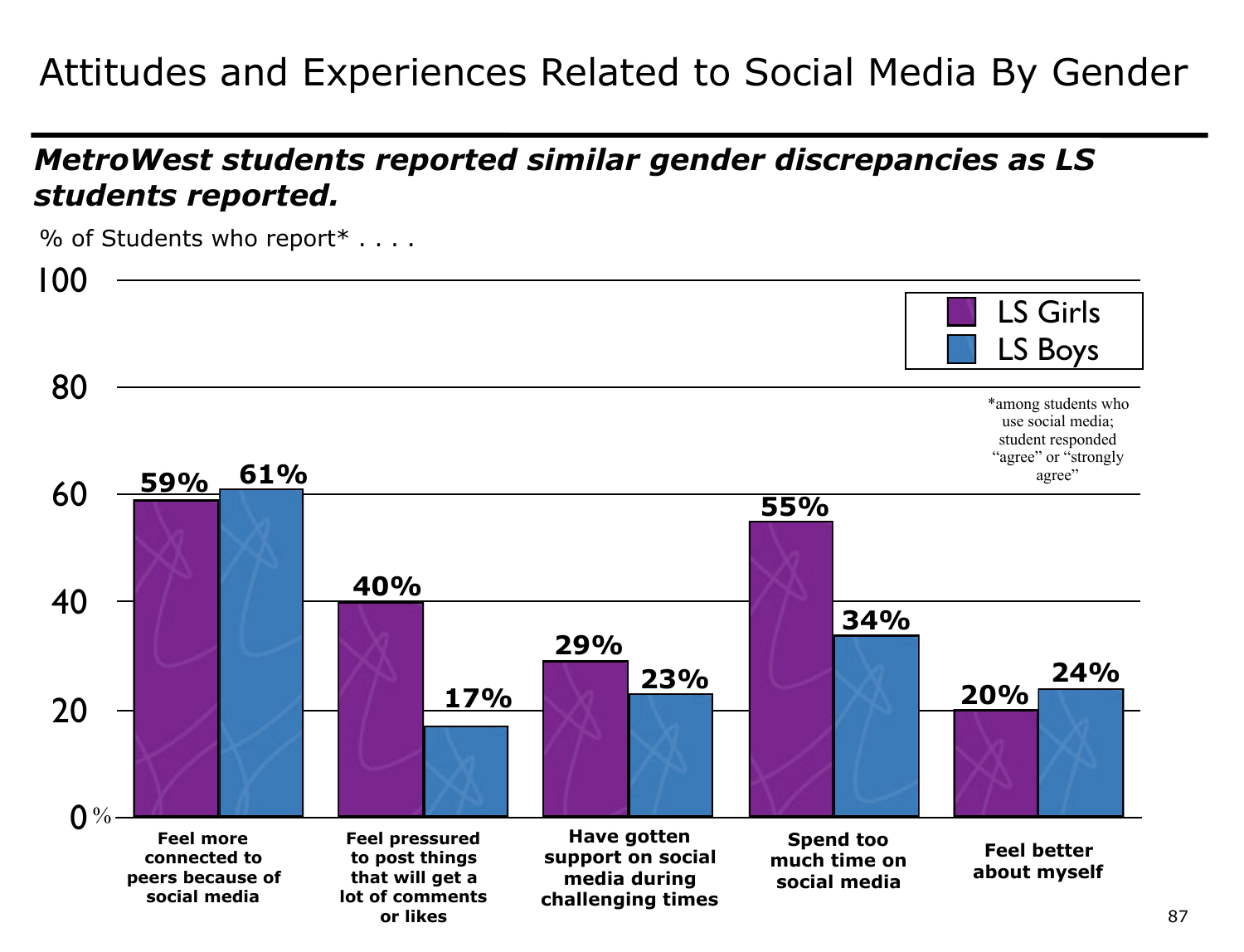# Attitudes and Experiences Related to Social Media By Gender

***MetroWest students reported similar gender discrepancies as LS students reported.***

% of Students who report* . . . .

| | LS Girls | LS Boys |
|---|---|---|
| Feel more connected to peers because of social media | 59% | 61% |
| Feel pressured to post things that will get a lot of comments or likes | 40% | 17% |
| Have gotten support on social media during challenging times | 29% | 23% |
| Spend too much time on social media | 55% | 34% |
| Feel better about myself | 20% | 24% |

*among students who use social media; student responded "agree" or "strongly agree"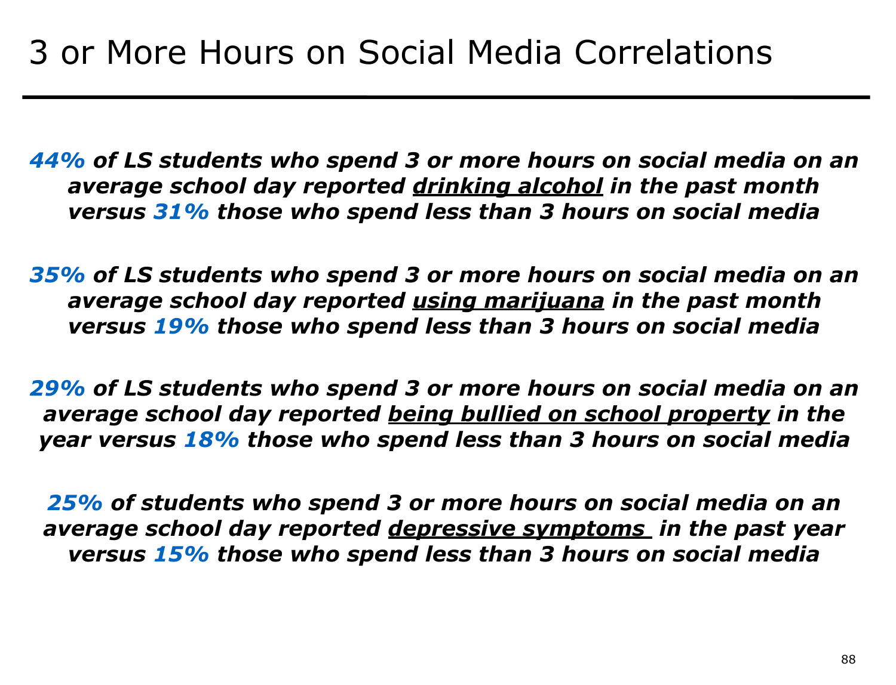# 3 or More Hours on Social Media Correlations

***44%** of LS students who spend 3 or more hours on social media on an average school day reported drinking alcohol in the past month versus **31%** those who spend less than 3 hours on social media*

***35%** of LS students who spend 3 or more hours on social media on an average school day reported using marijuana in the past month versus **19%** those who spend less than 3 hours on social media*

***29%** of LS students who spend 3 or more hours on social media on an average school day reported being bullied on school property in the year versus **18%** those who spend less than 3 hours on social media*

***25%** of students who spend 3 or more hours on social media on an average school day reported depressive symptoms in the past year versus **15%** those who spend less than 3 hours on social media*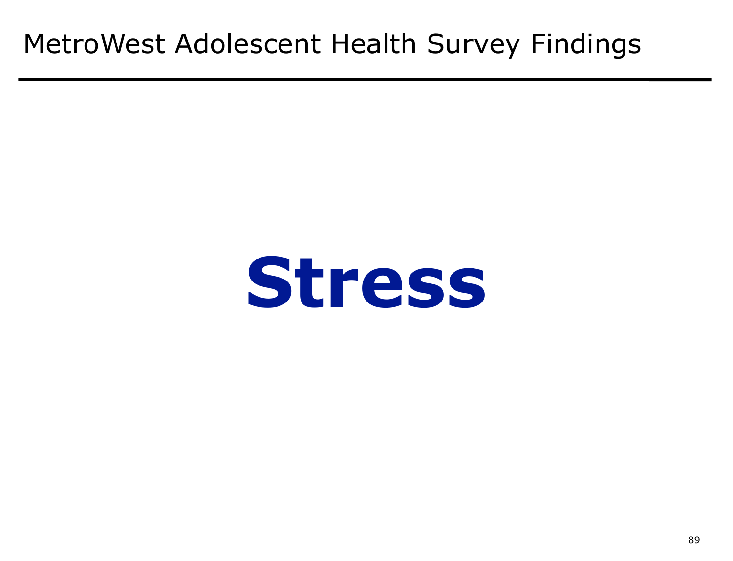# MetroWest Adolescent Health Survey Findings

## **Stress**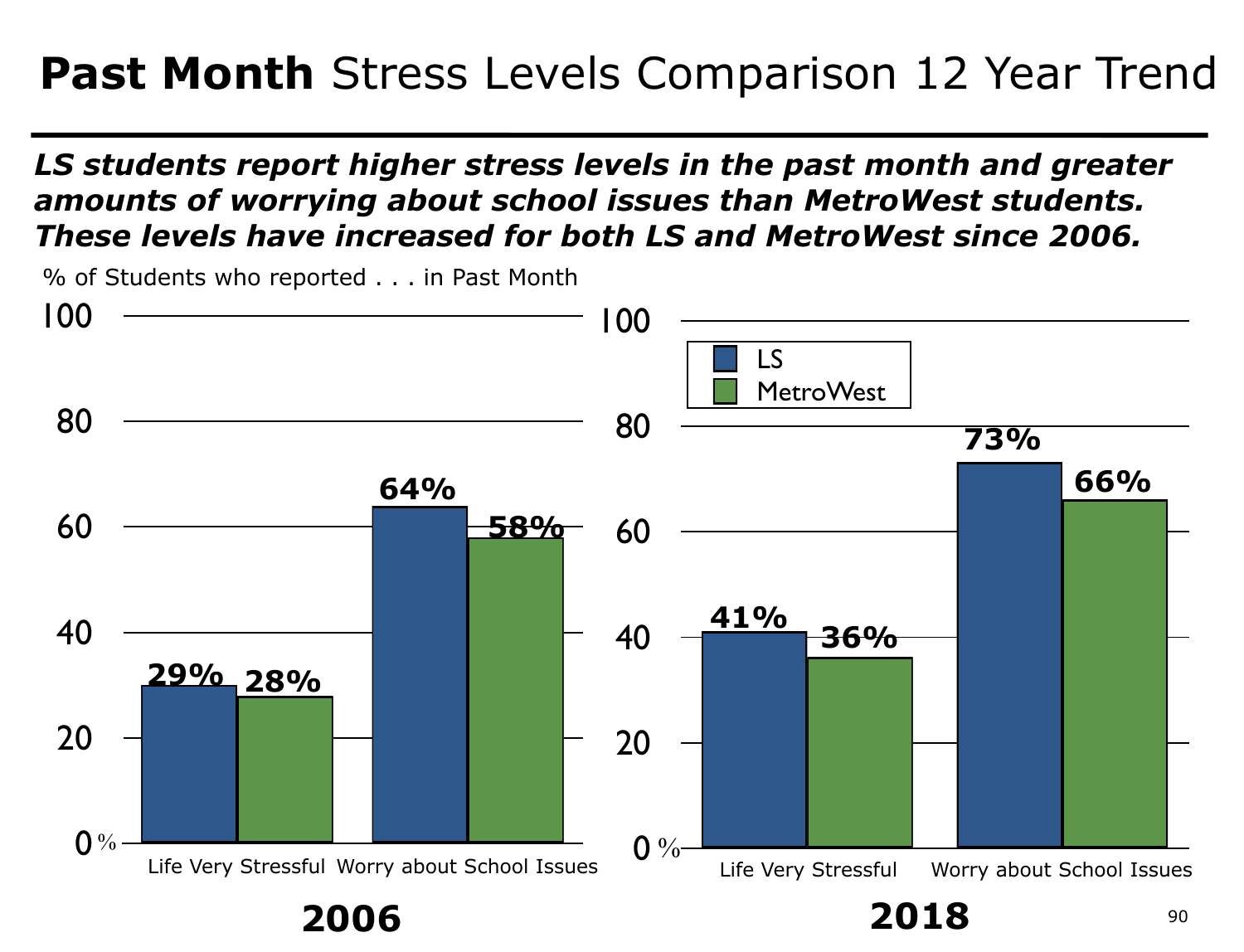# **Past Month** Stress Levels Comparison 12 Year Trend

***LS students report higher stress levels in the past month and greater amounts of worrying about school issues than MetroWest students. These levels have increased for both LS and MetroWest since 2006.***

% of Students who reported . . . in Past Month

**2006**

| | LS | MetroWest |
|---|---|---|
| Life Very Stressful | 29% | 28% |
| Worry about School Issues | 64% | 58% |

**2018**

| | LS | MetroWest |
|---|---|---|
| Life Very Stressful | 41% | 36% |
| Worry about School Issues | 73% | 66% |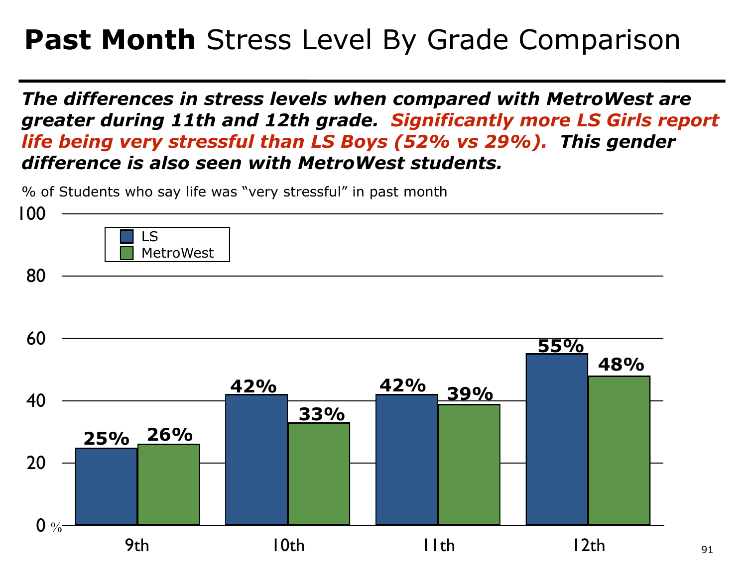# **Past Month** Stress Level By Grade Comparison

***The differences in stress levels when compared with MetroWest are greater during 11th and 12th grade. Significantly more LS Girls report life being very stressful than LS Boys (52% vs 29%). This gender difference is also seen with MetroWest students.***

% of Students who say life was "very stressful" in past month

| Grade | LS | MetroWest |
|---|---|---|
| 9th | 25% | 26% |
| 10th | 42% | 33% |
| 11th | 42% | 39% |
| 12th | 55% | 48% |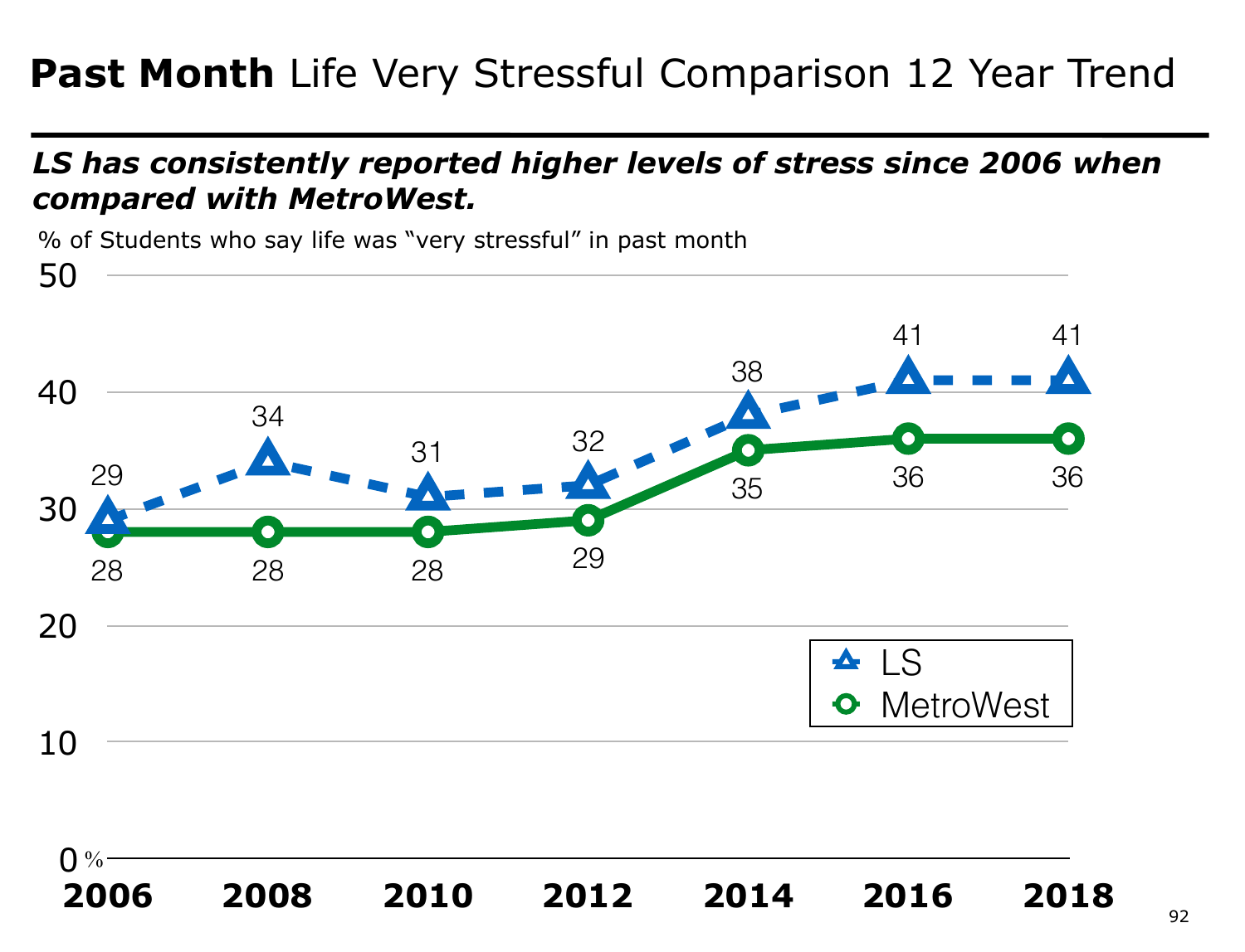# **Past Month** Life Very Stressful Comparison 12 Year Trend

***LS has consistently reported higher levels of stress since 2006 when compared with MetroWest.***

% of Students who say life was "very stressful" in past month

| Year | LS | MetroWest |
|---|---|---|
| 2006 | 29 | 28 |
| 2008 | 34 | 28 |
| 2010 | 31 | 28 |
| 2012 | 32 | 29 |
| 2014 | 38 | 35 |
| 2016 | 41 | 36 |
| 2018 | 41 | 36 |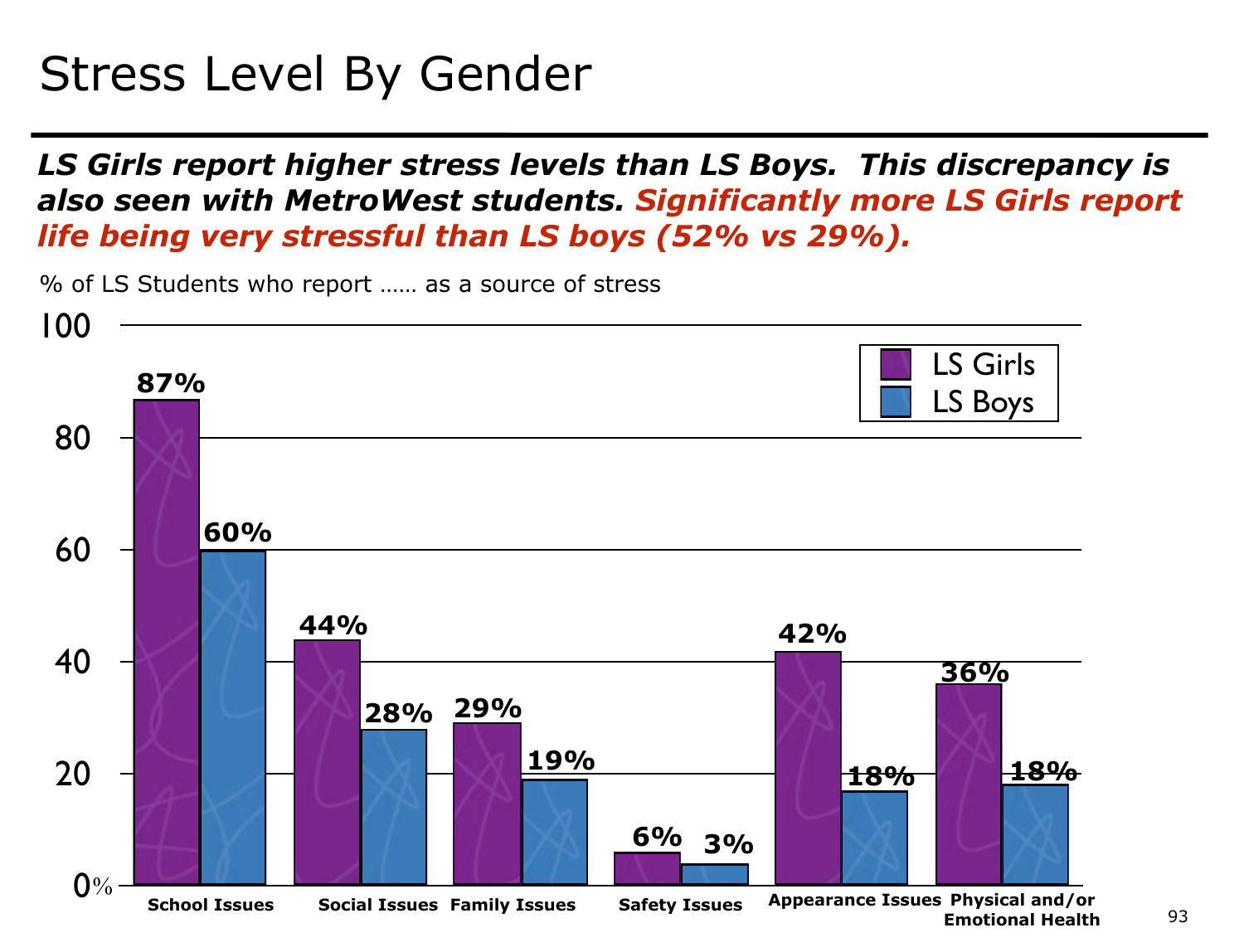# Stress Level By Gender

***LS Girls report higher stress levels than LS Boys. This discrepancy is also seen with MetroWest students. Significantly more LS Girls report life being very stressful than LS boys (52% vs 29%).***

% of LS Students who report …… as a source of stress

| | LS Girls | LS Boys |
|---|---|---|
| School Issues | 87% | 60% |
| Social Issues | 44% | 28% |
| Family Issues | 29% | 19% |
| Safety Issues | 6% | 3% |
| Appearance Issues | 42% | 18% |
| Physical and/or Emotional Health | 36% | 18% |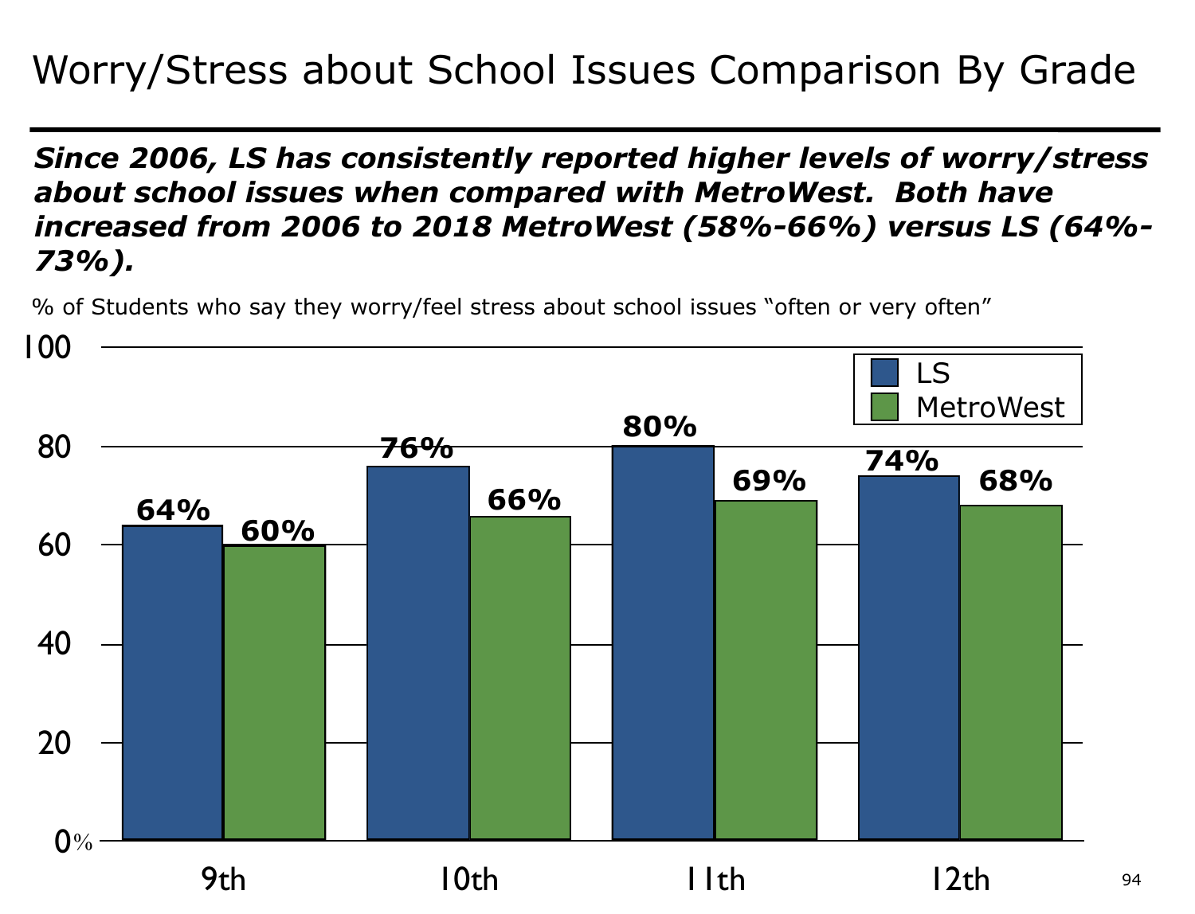# Worry/Stress about School Issues Comparison By Grade

***Since 2006, LS has consistently reported higher levels of worry/stress about school issues when compared with MetroWest. Both have increased from 2006 to 2018 MetroWest (58%-66%) versus LS (64%-73%).***

% of Students who say they worry/feel stress about school issues "often or very often"

| Grade | LS | MetroWest |
|---|---|---|
| 9th | 64% | 60% |
| 10th | 76% | 66% |
| 11th | 80% | 69% |
| 12th | 74% | 68% |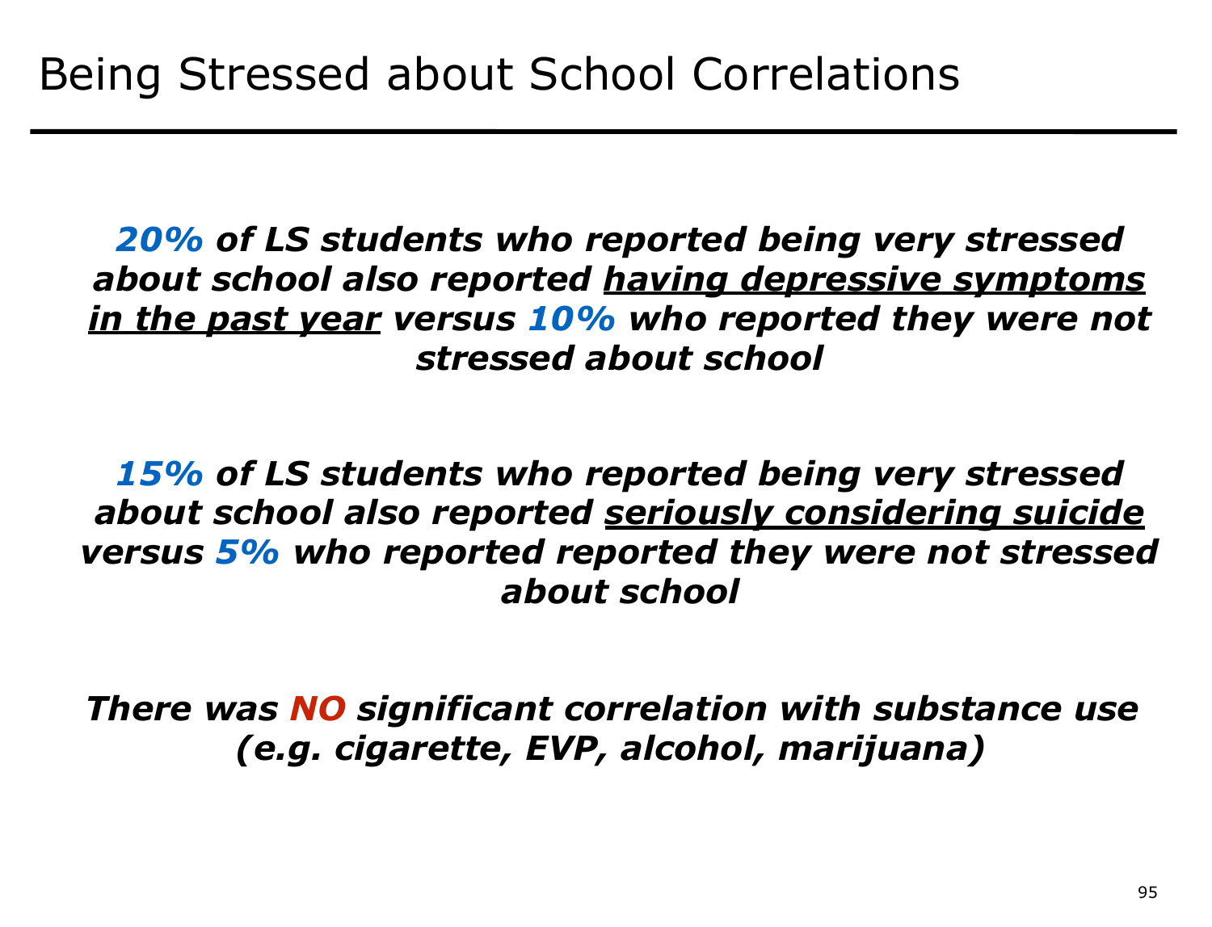# Being Stressed about School Correlations

***20%** of LS students who reported being very stressed about school also reported <u>having depressive symptoms in the past year</u> versus **10%** who reported they were not stressed about school*

***15%** of LS students who reported being very stressed about school also reported <u>seriously considering suicide</u> versus **5%** who reported reported they were not stressed about school*

***There was NO significant correlation with substance use (e.g. cigarette, EVP, alcohol, marijuana)***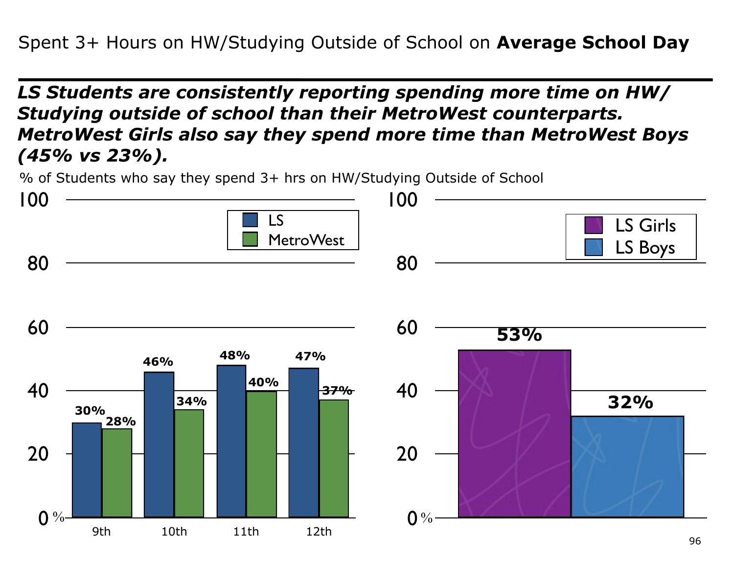# Spent 3+ Hours on HW/Studying Outside of School on **Average School Day**

***LS Students are consistently reporting spending more time on HW/ Studying outside of school than their MetroWest counterparts. MetroWest Girls also say they spend more time than MetroWest Boys (45% vs 23%).***

% of Students who say they spend 3+ hrs on HW/Studying Outside of School

| Grade | LS | MetroWest |
|---|---|---|
| 9th | 30% | 28% |
| 10th | 46% | 34% |
| 11th | 48% | 40% |
| 12th | 47% | 37% |

| LS Girls | LS Boys |
|---|---|
| 53% | 32% |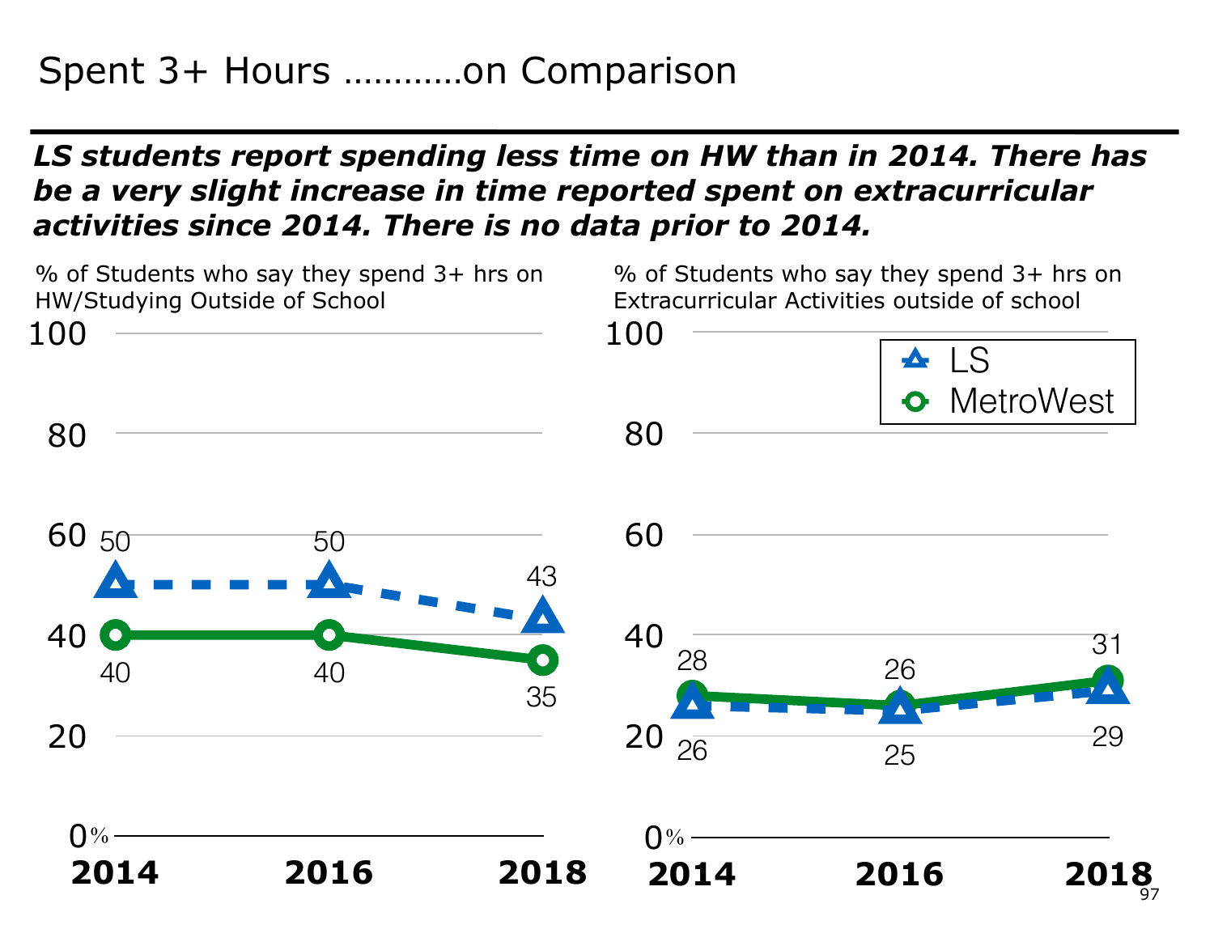# Spent 3+ Hours ………..on Comparison

***LS students report spending less time on HW than in 2014. There has be a very slight increase in time reported spent on extracurricular activities since 2014. There is no data prior to 2014.***

% of Students who say they spend 3+ hrs on HW/Studying Outside of School

| | 2014 | 2016 | 2018 |
|---|---|---|---|
| LS | 50 | 50 | 43 |
| MetroWest | 40 | 40 | 35 |

% of Students who say they spend 3+ hrs on Extracurricular Activities outside of school

| | 2014 | 2016 | 2018 |
|---|---|---|---|
| LS | 26 | 25 | 29 |
| MetroWest | 28 | 26 | 31 |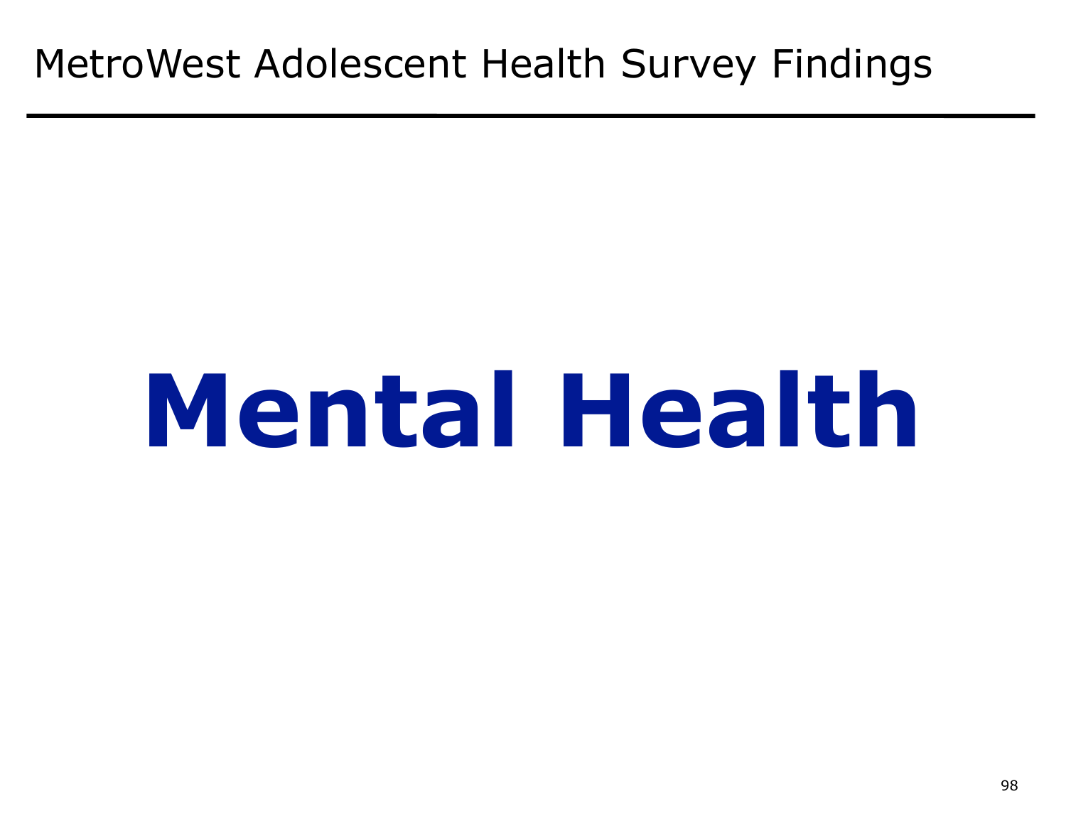MetroWest Adolescent Health Survey Findings

# Mental Health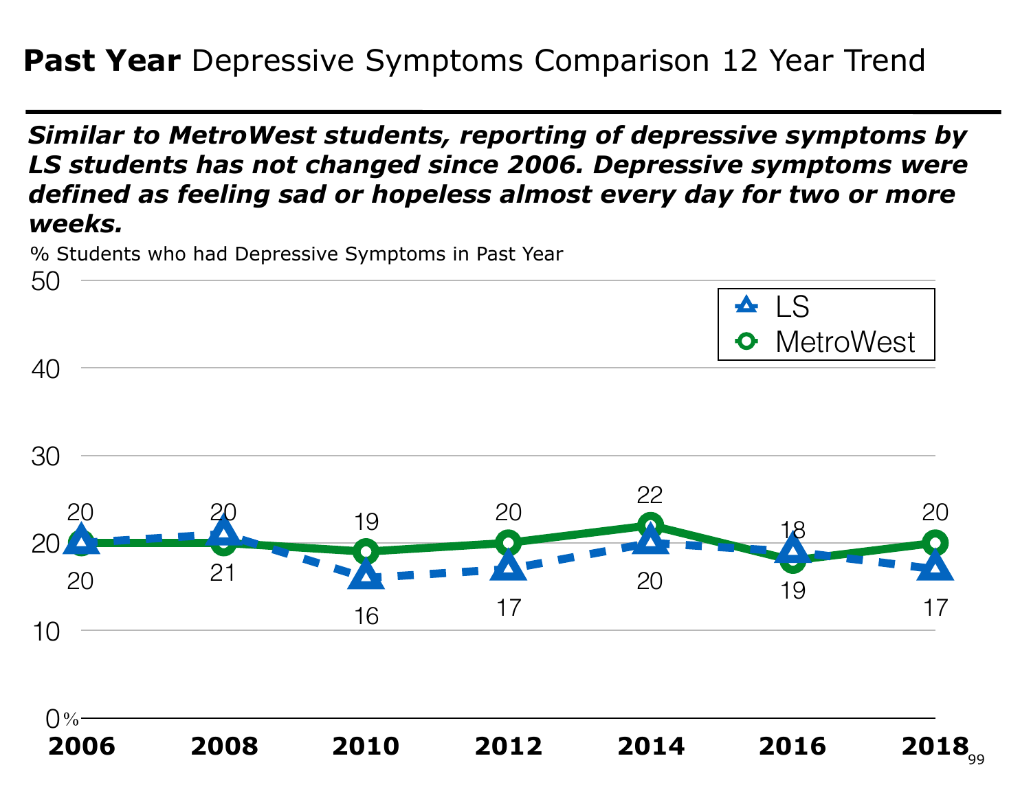# **Past Year** Depressive Symptoms Comparison 12 Year Trend

***Similar to MetroWest students, reporting of depressive symptoms by LS students has not changed since 2006. Depressive symptoms were defined as feeling sad or hopeless almost every day for two or more weeks.***

% Students who had Depressive Symptoms in Past Year

| Year | LS | MetroWest |
|---|---|---|
| 2006 | 20 | 20 |
| 2008 | 21 | 20 |
| 2010 | 16 | 19 |
| 2012 | 17 | 20 |
| 2014 | 20 | 22 |
| 2016 | 19 | 18 |
| 2018 | 17 | 20 |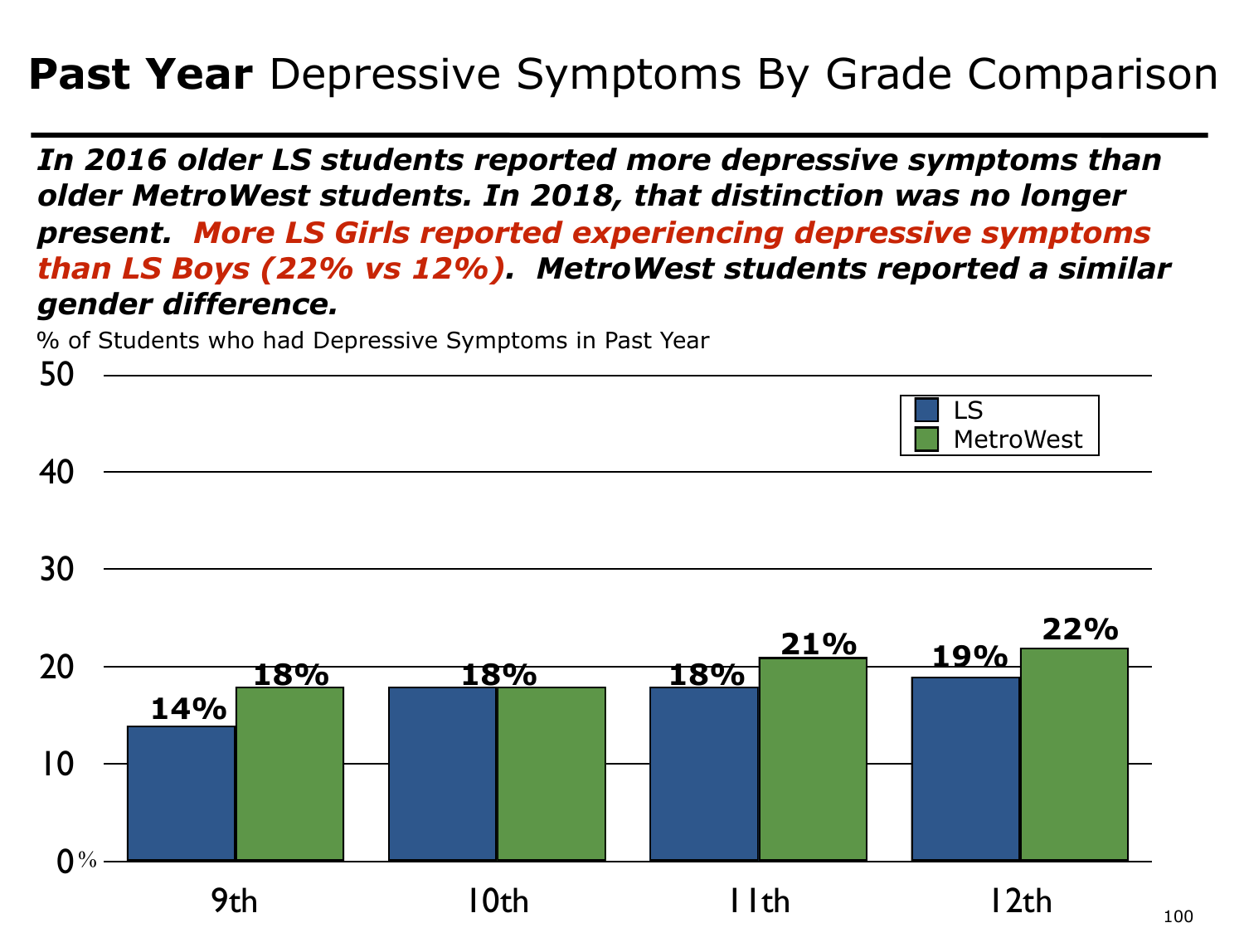# **Past Year** Depressive Symptoms By Grade Comparison

***In 2016 older LS students reported more depressive symptoms than older MetroWest students. In 2018, that distinction was no longer present. More LS Girls reported experiencing depressive symptoms than LS Boys (22% vs 12%). MetroWest students reported a similar gender difference.***

% of Students who had Depressive Symptoms in Past Year

| Grade | LS | MetroWest |
| --- | --- | --- |
| 9th | 14% | 18% |
| 10th | 18% | 18% |
| 11th | 18% | 21% |
| 12th | 19% | 22% |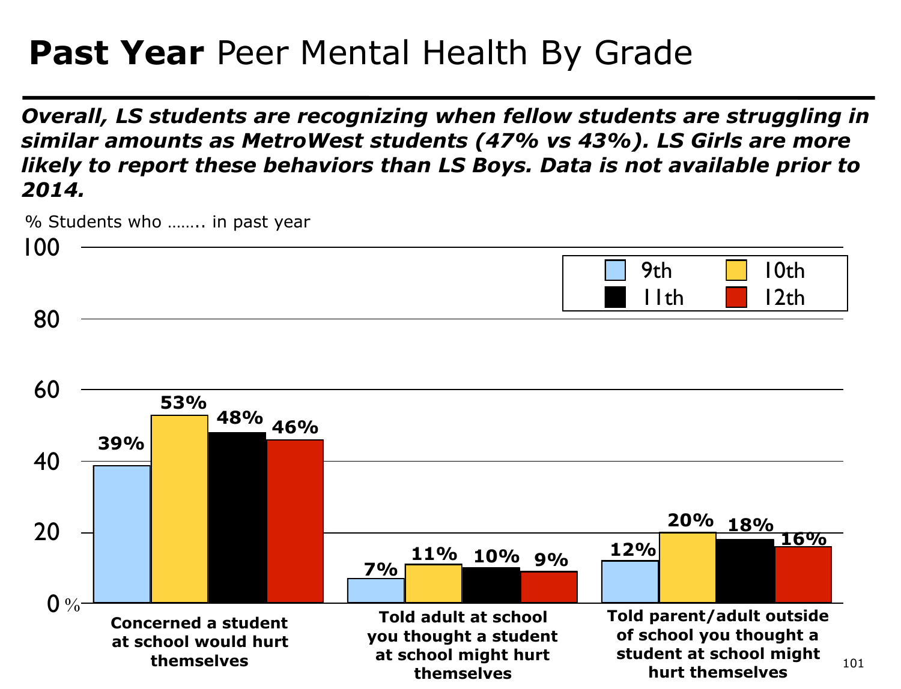# **Past Year** Peer Mental Health By Grade

***Overall, LS students are recognizing when fellow students are struggling in similar amounts as MetroWest students (47% vs 43%). LS Girls are more likely to report these behaviors than LS Boys. Data is not available prior to 2014.***

% Students who …….. in past year

| | 9th | 10th | 11th | 12th |
|---|---|---|---|---|
| **Concerned a student at school would hurt themselves** | 39% | 53% | 48% | 46% |
| **Told adult at school you thought a student at school might hurt themselves** | 7% | 11% | 10% | 9% |
| **Told parent/adult outside of school you thought a student at school might hurt themselves** | 12% | 20% | 18% | 16% |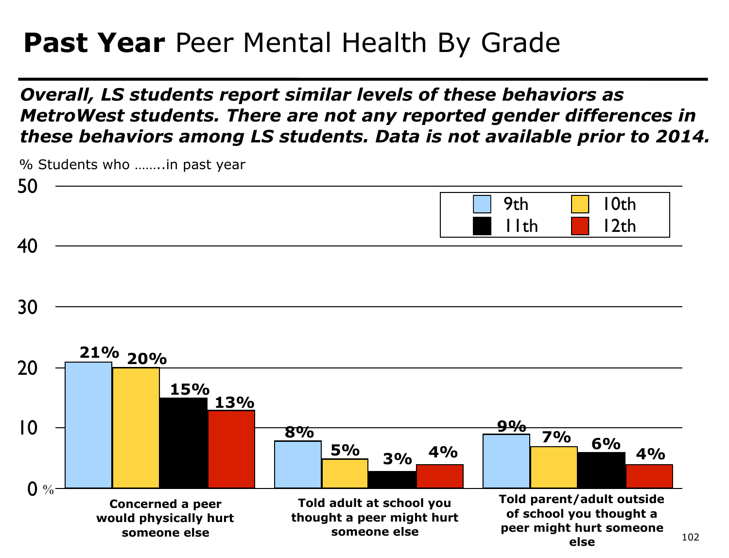# **Past Year** Peer Mental Health By Grade

***Overall, LS students report similar levels of these behaviors as MetroWest students. There are not any reported gender differences in these behaviors among LS students. Data is not available prior to 2014.***

% Students who ……..in past year

| | 9th | 10th | 11th | 12th |
|---|---|---|---|---|
| Concerned a peer would physically hurt someone else | 21% | 20% | 15% | 13% |
| Told adult at school you thought a peer might hurt someone else | 8% | 5% | 3% | 4% |
| Told parent/adult outside of school you thought a peer might hurt someone else | 9% | 7% | 6% | 4% |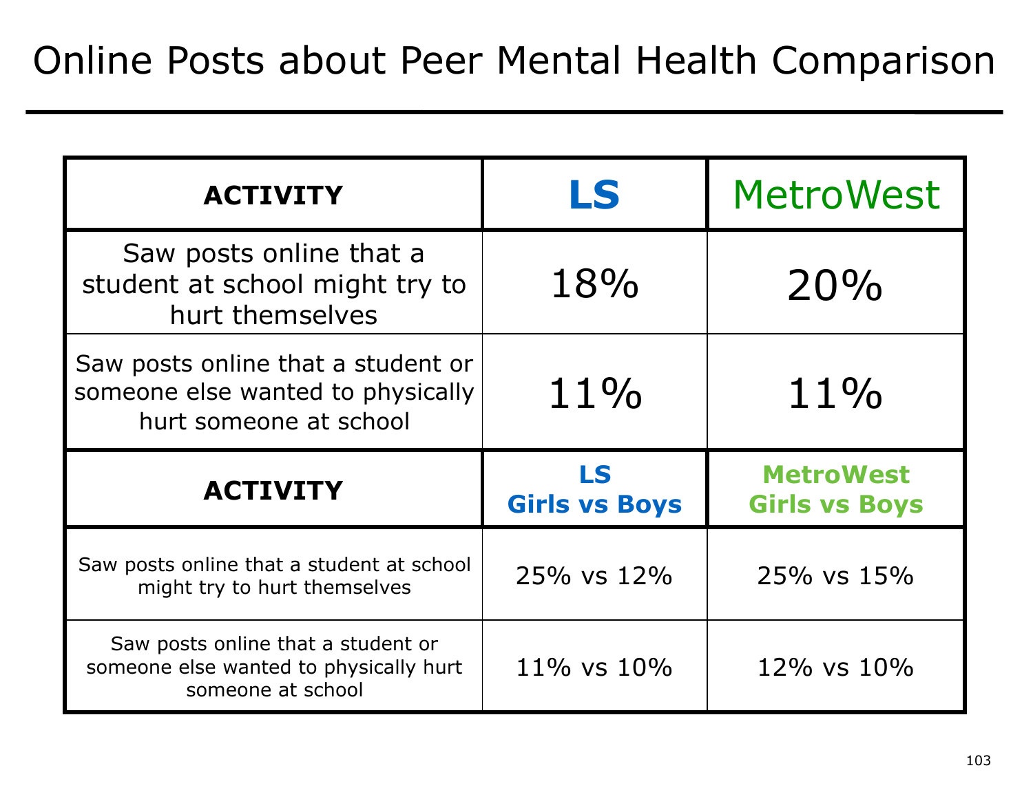# Online Posts about Peer Mental Health Comparison

| ACTIVITY | LS | MetroWest |
|---|---|---|
| Saw posts online that a student at school might try to hurt themselves | 18% | 20% |
| Saw posts online that a student or someone else wanted to physically hurt someone at school | 11% | 11% |
| **ACTIVITY** | **LS Girls vs Boys** | **MetroWest Girls vs Boys** |
| Saw posts online that a student at school might try to hurt themselves | 25% vs 12% | 25% vs 15% |
| Saw posts online that a student or someone else wanted to physically hurt someone at school | 11% vs 10% | 12% vs 10% |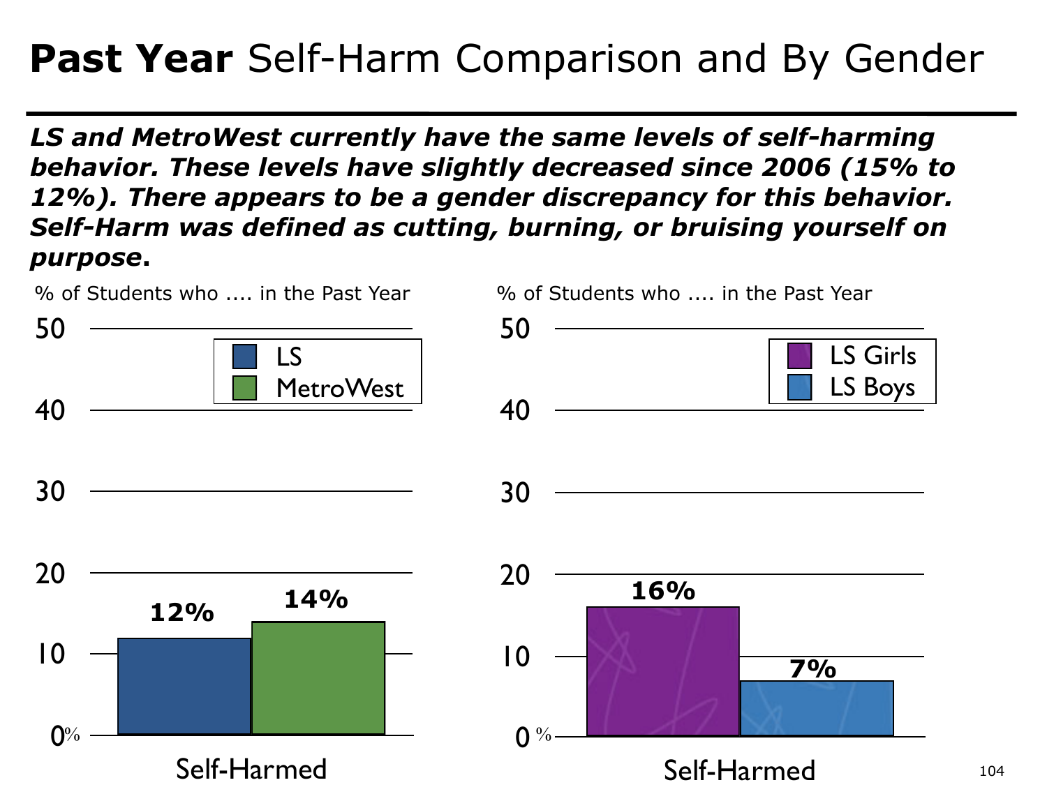# **Past Year** Self-Harm Comparison and By Gender

***LS and MetroWest currently have the same levels of self-harming behavior. These levels have slightly decreased since 2006 (15% to 12%). There appears to be a gender discrepancy for this behavior. Self-Harm was defined as cutting, burning, or bruising yourself on purpose*.**

% of Students who .... in the Past Year

| | LS | MetroWest |
|---|---|---|
| Self-Harmed | 12% | 14% |

% of Students who .... in the Past Year

| | LS Girls | LS Boys |
|---|---|---|
| Self-Harmed | 16% | 7% |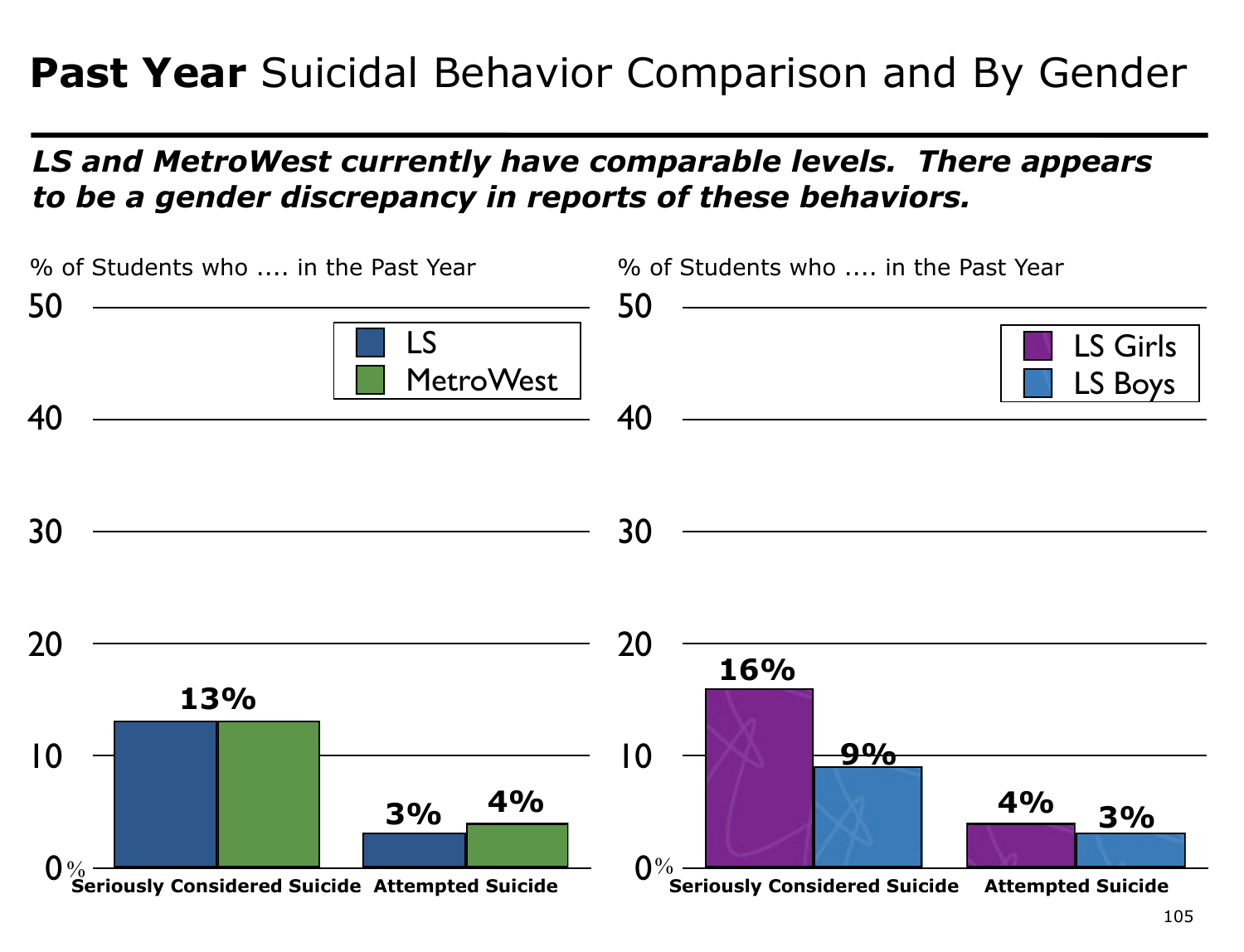# **Past Year** Suicidal Behavior Comparison and By Gender

***LS and MetroWest currently have comparable levels. There appears to be a gender discrepancy in reports of these behaviors.***

% of Students who .... in the Past Year

| | LS | MetroWest |
|---|---|---|
| Seriously Considered Suicide | 13% | 13% |
| Attempted Suicide | 3% | 4% |

% of Students who .... in the Past Year

| | LS Girls | LS Boys |
|---|---|---|
| Seriously Considered Suicide | 16% | 9% |
| Attempted Suicide | 4% | 3% |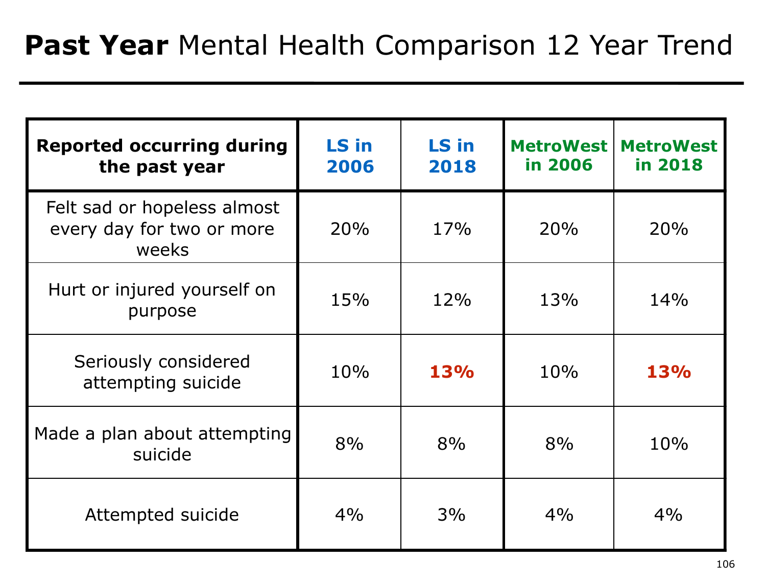# **Past Year** Mental Health Comparison 12 Year Trend

| **Reported occurring during the past year** | **LS in 2006** | **LS in 2018** | **MetroWest in 2006** | **MetroWest in 2018** |
|---|---|---|---|---|
| Felt sad or hopeless almost every day for two or more weeks | 20% | 17% | 20% | 20% |
| Hurt or injured yourself on purpose | 15% | 12% | 13% | 14% |
| Seriously considered attempting suicide | 10% | **13%** | 10% | **13%** |
| Made a plan about attempting suicide | 8% | 8% | 8% | 10% |
| Attempted suicide | 4% | 3% | 4% | 4% |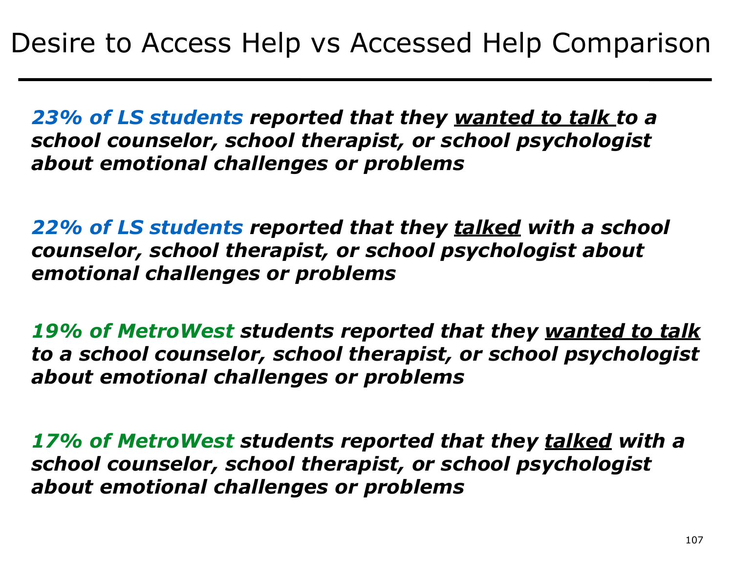# Desire to Access Help vs Accessed Help Comparison

***23% of LS students reported that they <u>wanted to talk</u> to a school counselor, school therapist, or school psychologist about emotional challenges or problems***

***22% of LS students reported that they <u>talked</u> with a school counselor, school therapist, or school psychologist about emotional challenges or problems***

***19% of MetroWest students reported that they <u>wanted to talk</u> to a school counselor, school therapist, or school psychologist about emotional challenges or problems***

***17% of MetroWest students reported that they <u>talked</u> with a school counselor, school therapist, or school psychologist about emotional challenges or problems***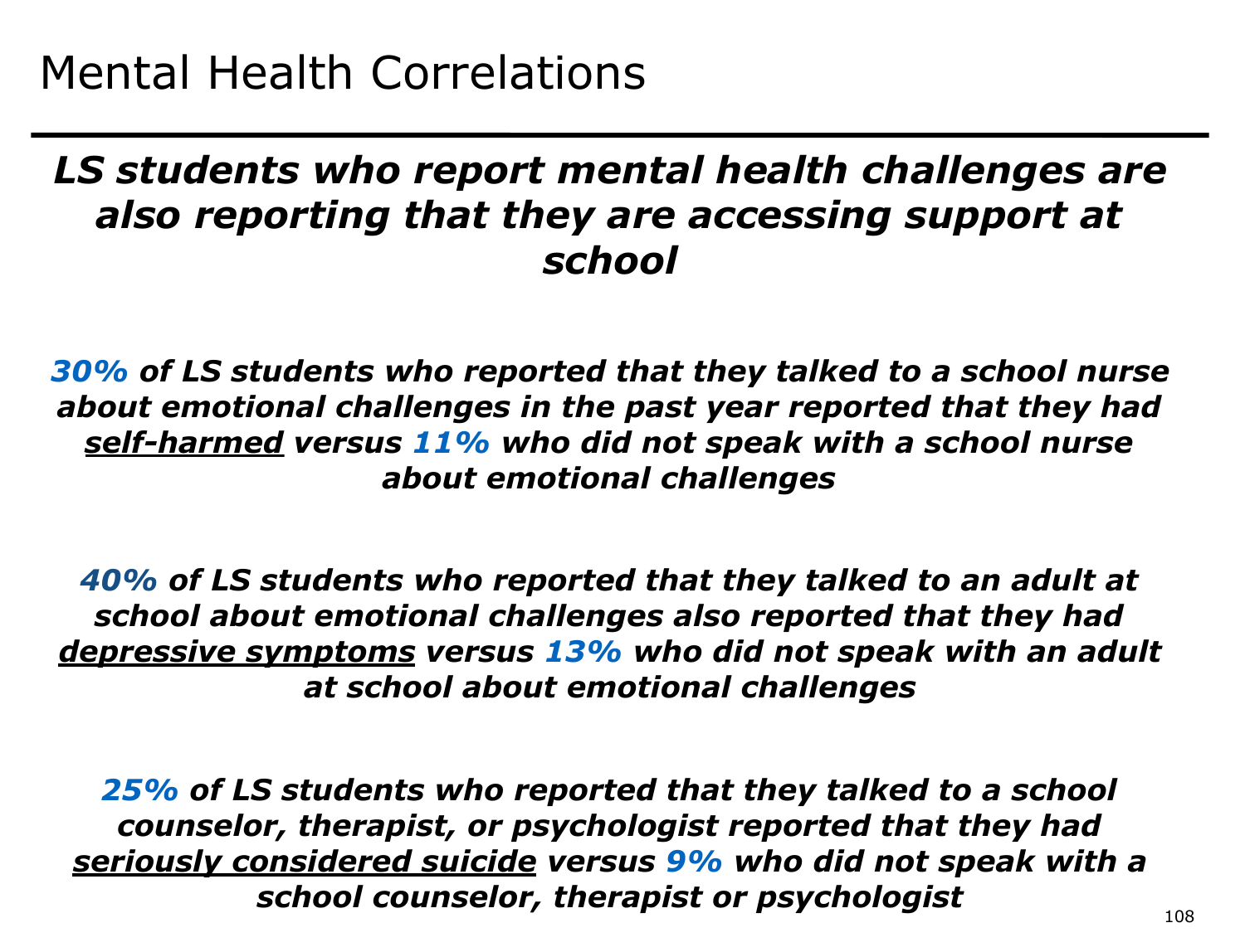# Mental Health Correlations

***LS students who report mental health challenges are also reporting that they are accessing support at school***

***30% of LS students who reported that they talked to a school nurse about emotional challenges in the past year reported that they had self-harmed versus 11% who did not speak with a school nurse about emotional challenges***

***40% of LS students who reported that they talked to an adult at school about emotional challenges also reported that they had depressive symptoms versus 13% who did not speak with an adult at school about emotional challenges***

***25% of LS students who reported that they talked to a school counselor, therapist, or psychologist reported that they had seriously considered suicide versus 9% who did not speak with a school counselor, therapist or psychologist***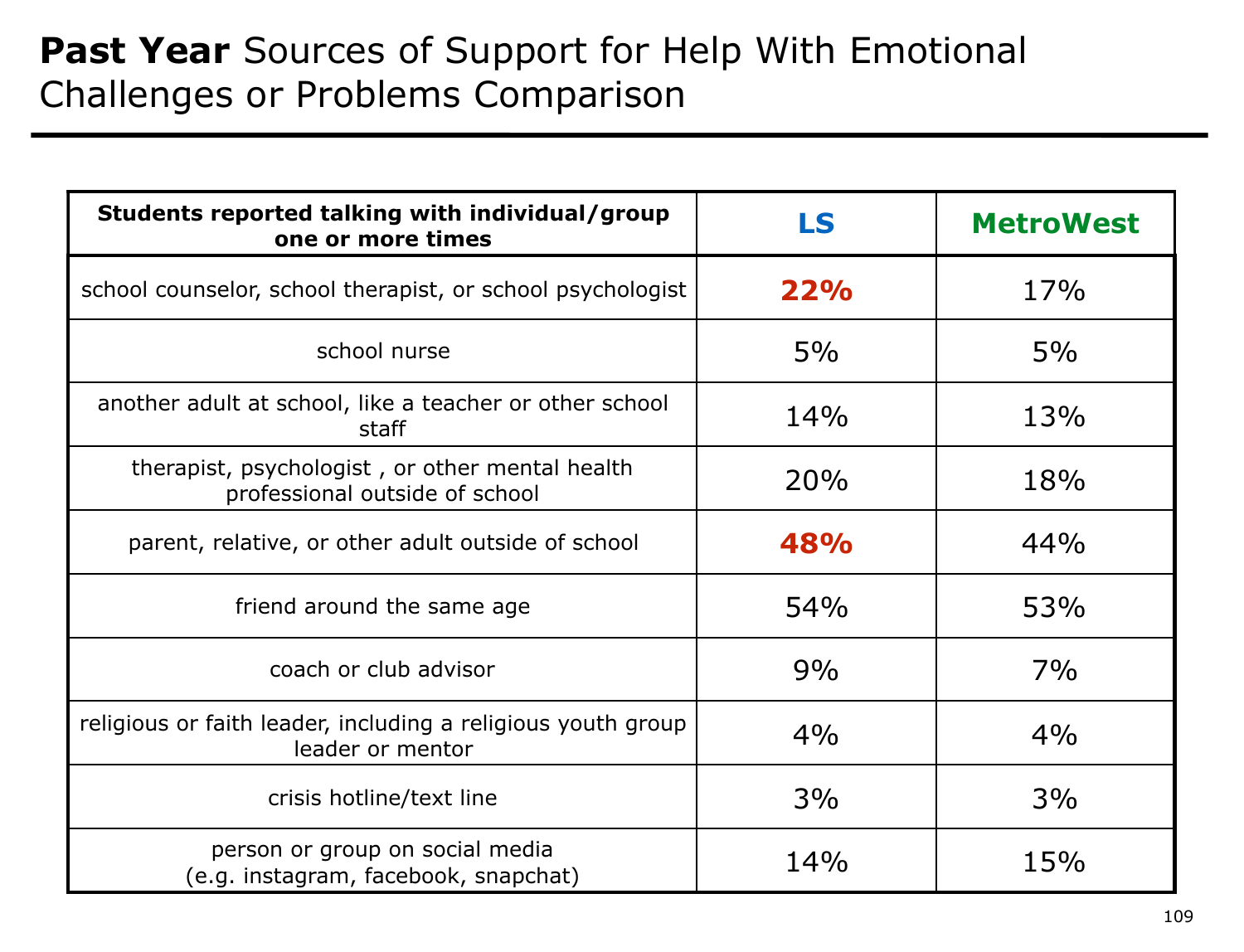# **Past Year** Sources of Support for Help With Emotional Challenges or Problems Comparison

| Students reported talking with individual/group one or more times | LS | MetroWest |
|---|---|---|
| school counselor, school therapist, or school psychologist | **22%** | 17% |
| school nurse | 5% | 5% |
| another adult at school, like a teacher or other school staff | 14% | 13% |
| therapist, psychologist , or other mental health professional outside of school | 20% | 18% |
| parent, relative, or other adult outside of school | **48%** | 44% |
| friend around the same age | 54% | 53% |
| coach or club advisor | 9% | 7% |
| religious or faith leader, including a religious youth group leader or mentor | 4% | 4% |
| crisis hotline/text line | 3% | 3% |
| person or group on social media (e.g. instagram, facebook, snapchat) | 14% | 15% |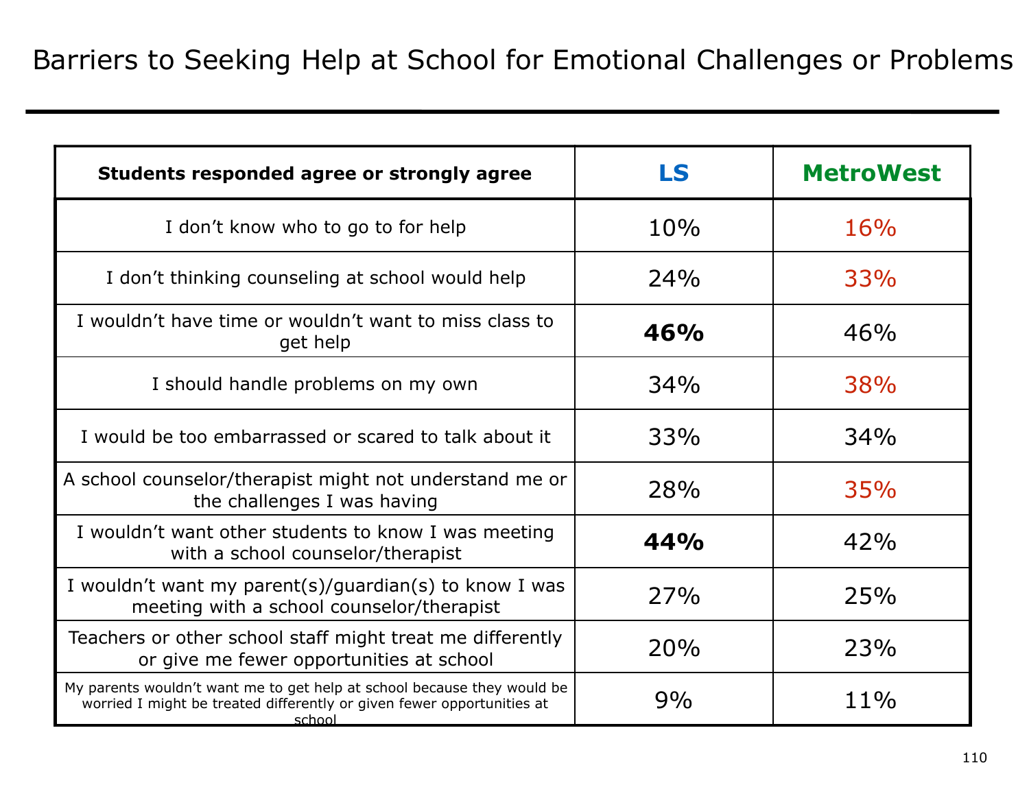# Barriers to Seeking Help at School for Emotional Challenges or Problems

| Students responded agree or strongly agree | LS | MetroWest |
|---|---|---|
| I don't know who to go to for help | 10% | 16% |
| I don't thinking counseling at school would help | 24% | 33% |
| I wouldn't have time or wouldn't want to miss class to get help | **46%** | 46% |
| I should handle problems on my own | 34% | 38% |
| I would be too embarrassed or scared to talk about it | 33% | 34% |
| A school counselor/therapist might not understand me or the challenges I was having | 28% | 35% |
| I wouldn't want other students to know I was meeting with a school counselor/therapist | **44%** | 42% |
| I wouldn't want my parent(s)/guardian(s) to know I was meeting with a school counselor/therapist | 27% | 25% |
| Teachers or other school staff might treat me differently or give me fewer opportunities at school | 20% | 23% |
| My parents wouldn't want me to get help at school because they would be worried I might be treated differently or given fewer opportunities at school | 9% | 11% |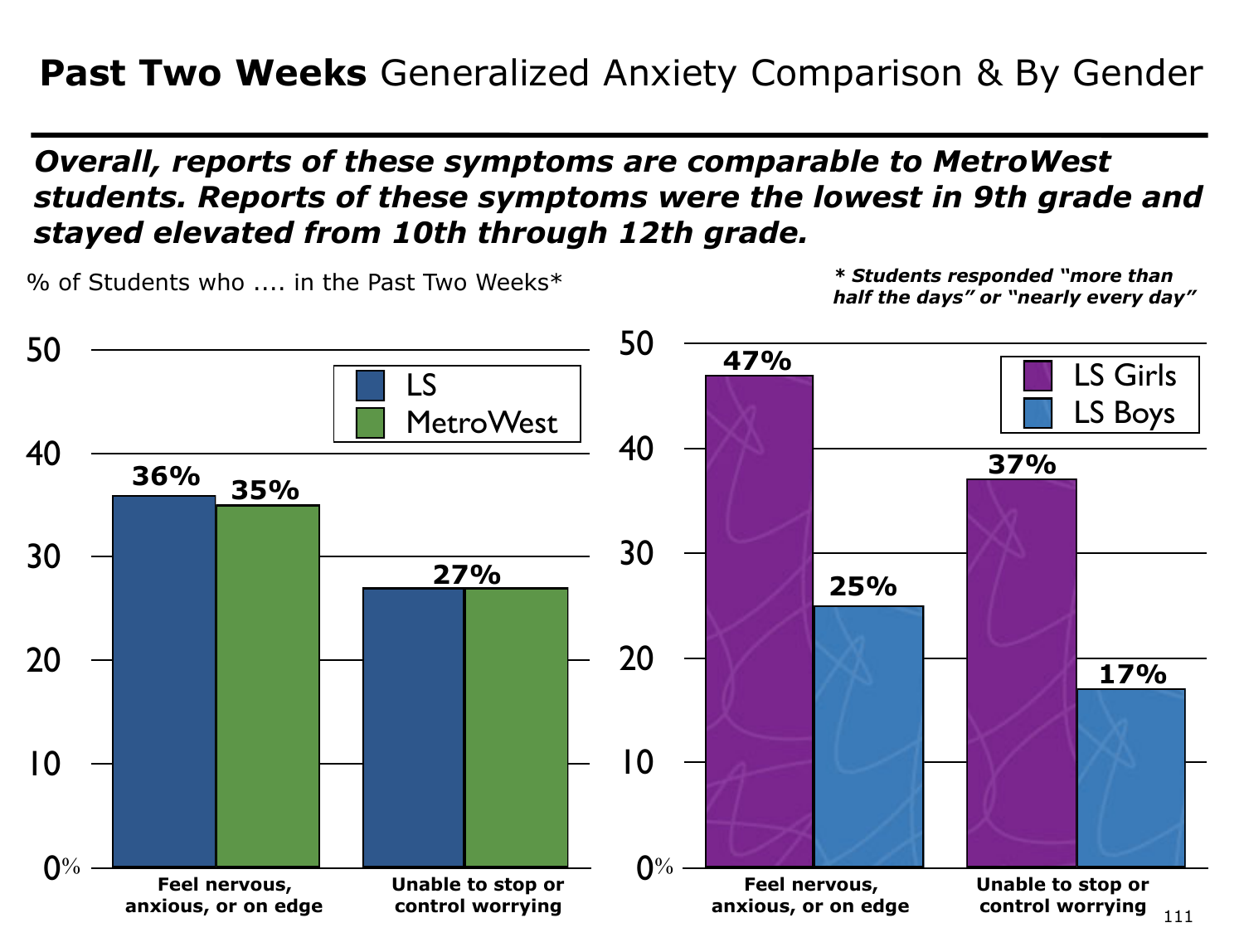# **Past Two Weeks** Generalized Anxiety Comparison & By Gender

***Overall, reports of these symptoms are comparable to MetroWest students. Reports of these symptoms were the lowest in 9th grade and stayed elevated from 10th through 12th grade.***

% of Students who .... in the Past Two Weeks*

****** Students responded "more than half the days" or "nearly every day"***

| | LS | MetroWest |
|---|---|---|
| Feel nervous, anxious, or on edge | 36% | 35% |
| Unable to stop or control worrying | 27% | 27% |

| | LS Girls | LS Boys |
|---|---|---|
| Feel nervous, anxious, or on edge | 47% | 25% |
| Unable to stop or control worrying | 37% | 17% |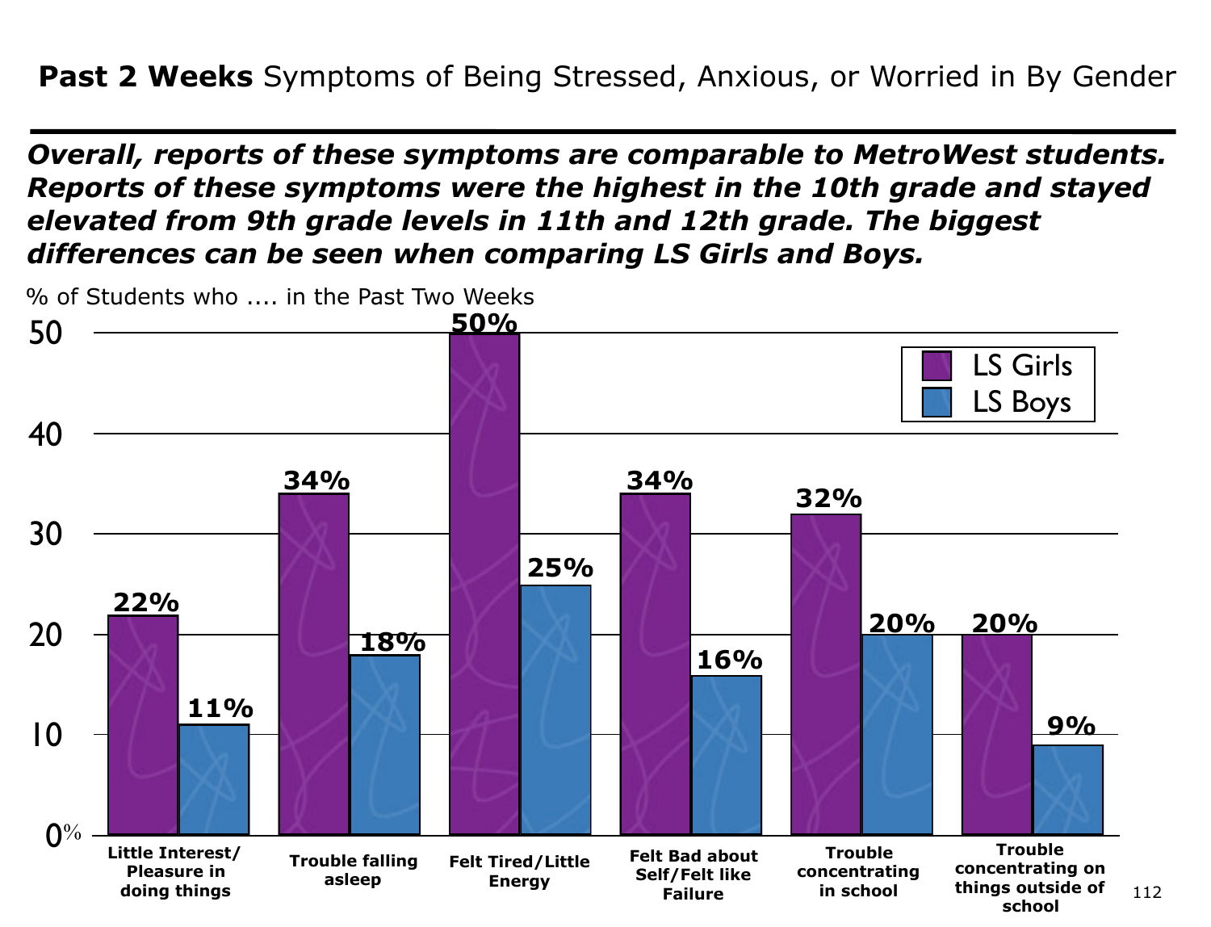**Past 2 Weeks** Symptoms of Being Stressed, Anxious, or Worried in By Gender

***Overall, reports of these symptoms are comparable to MetroWest students. Reports of these symptoms were the highest in the 10th grade and stayed elevated from 9th grade levels in 11th and 12th grade. The biggest differences can be seen when comparing LS Girls and Boys.***

% of Students who .... in the Past Two Weeks

| | LS Girls | LS Boys |
|---|---|---|
| Little Interest/ Pleasure in doing things | 22% | 11% |
| Trouble falling asleep | 34% | 18% |
| Felt Tired/Little Energy | 50% | 25% |
| Felt Bad about Self/Felt like Failure | 34% | 16% |
| Trouble concentrating in school | 32% | 20% |
| Trouble concentrating on things outside of school | 20% | 9% |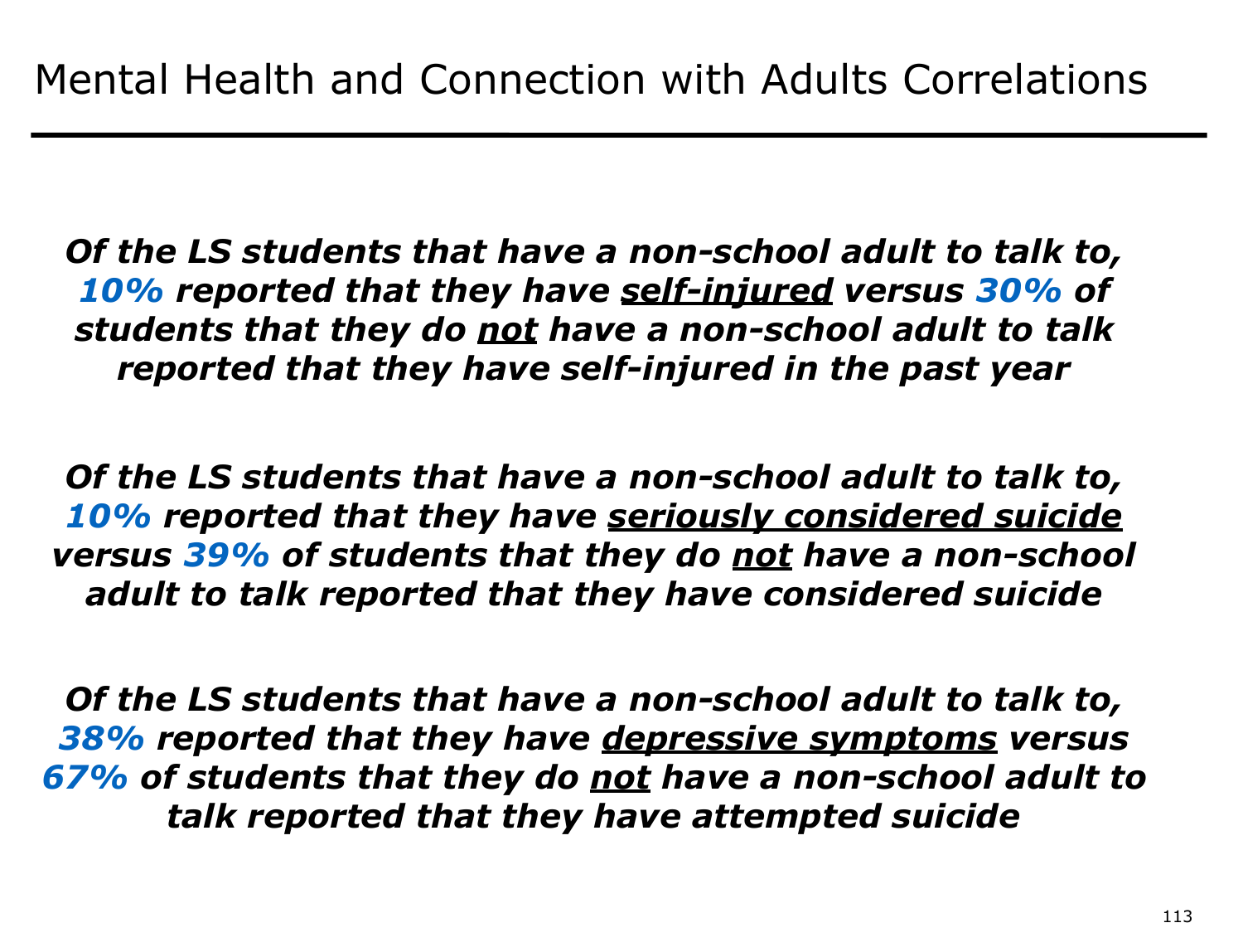# Mental Health and Connection with Adults Correlations

***Of the LS students that have a non-school adult to talk to, 10% reported that they have <u>self-injured</u> versus 30% of students that they do <u>not</u> have a non-school adult to talk reported that they have self-injured in the past year***

***Of the LS students that have a non-school adult to talk to, 10% reported that they have <u>seriously considered suicide</u> versus 39% of students that they do <u>not</u> have a non-school adult to talk reported that they have considered suicide***

***Of the LS students that have a non-school adult to talk to, 38% reported that they have <u>depressive symptoms</u> versus 67% of students that they do <u>not</u> have a non-school adult to talk reported that they have attempted suicide***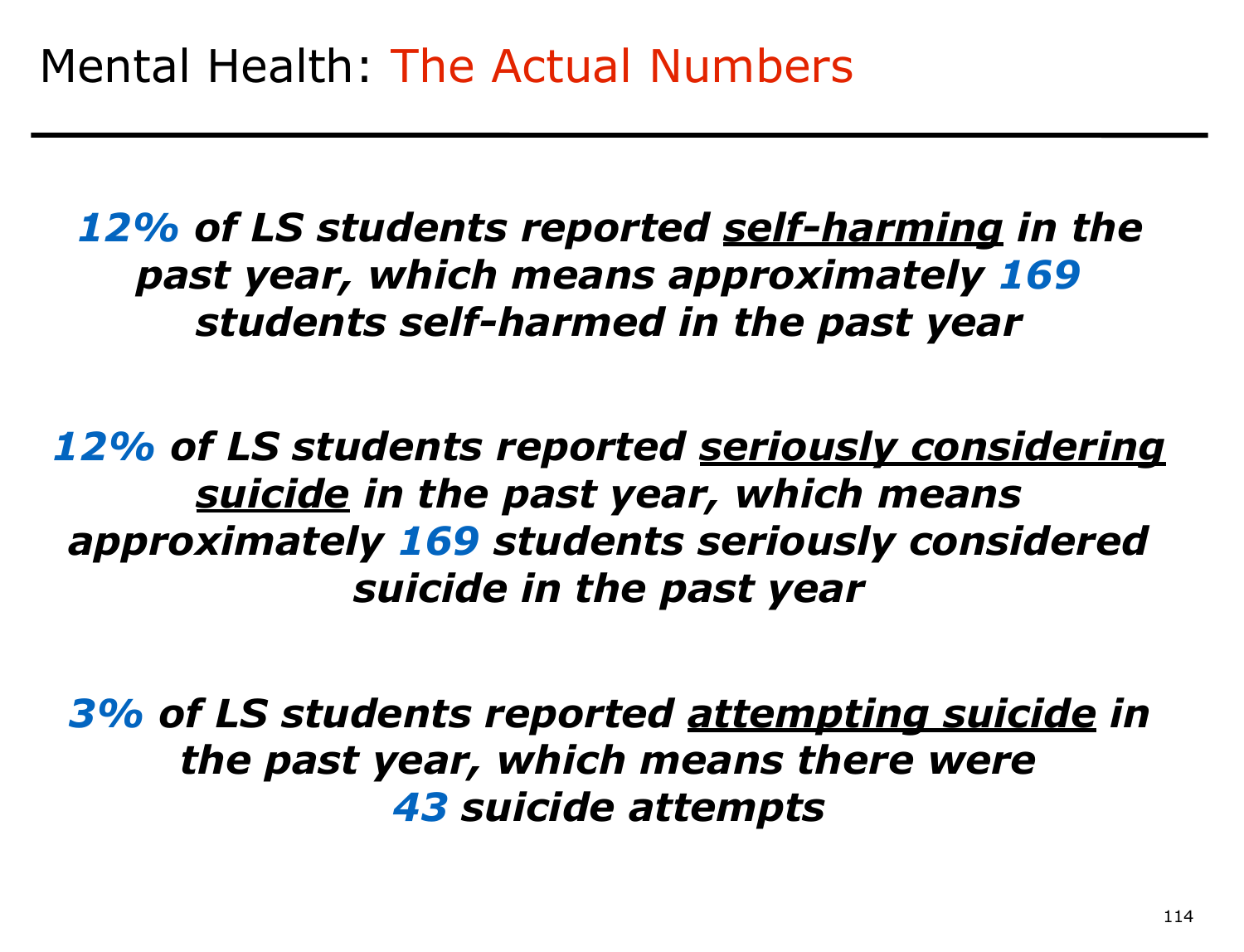# Mental Health: The Actual Numbers

***12%* of LS students reported *self-harming* in the past year, which means approximately *169* students self-harmed in the past year**

***12%* of LS students reported *seriously considering suicide* in the past year, which means approximately *169* students seriously considered suicide in the past year**

***3%* of LS students reported *attempting suicide* in the past year, which means there were *43* suicide attempts**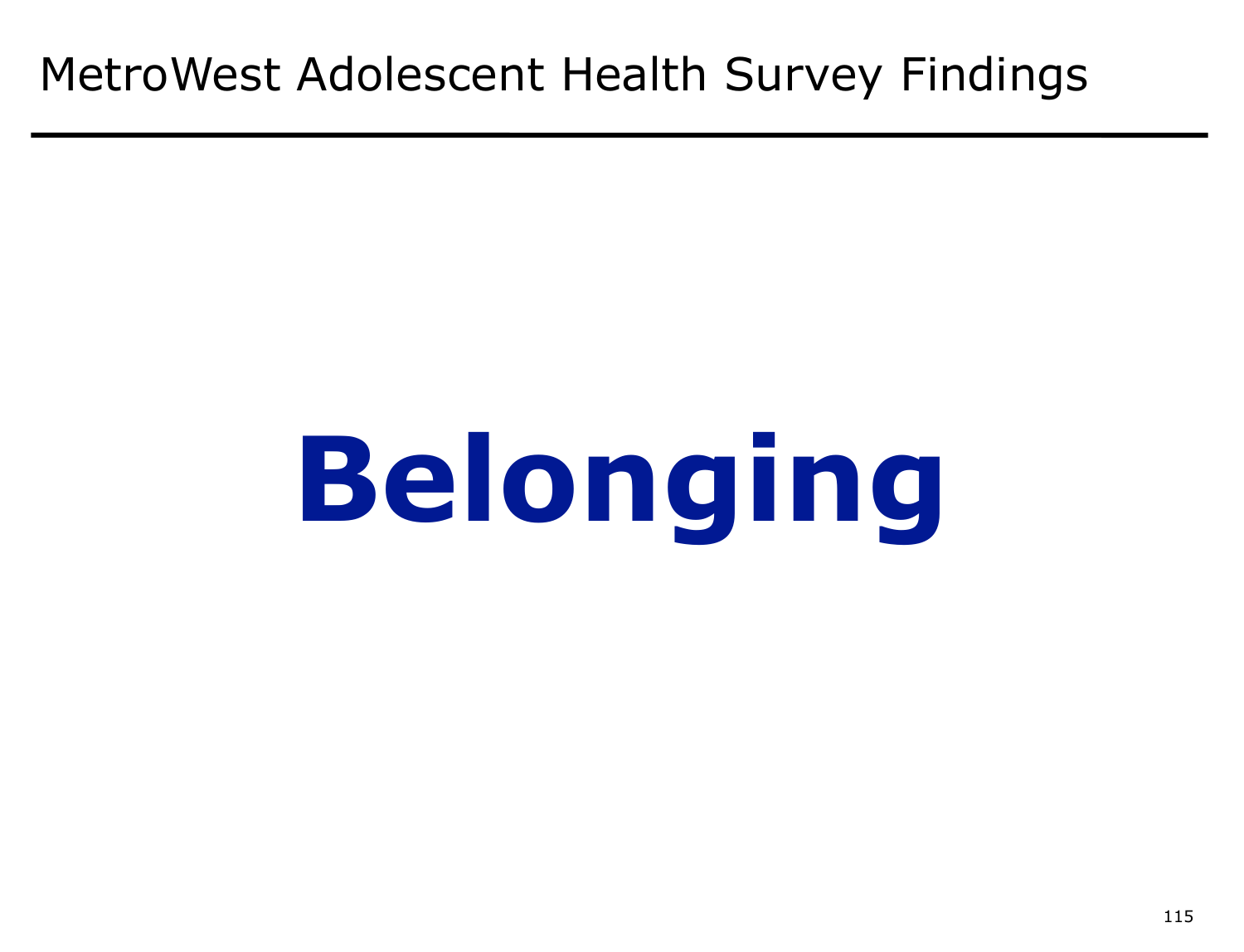# Belonging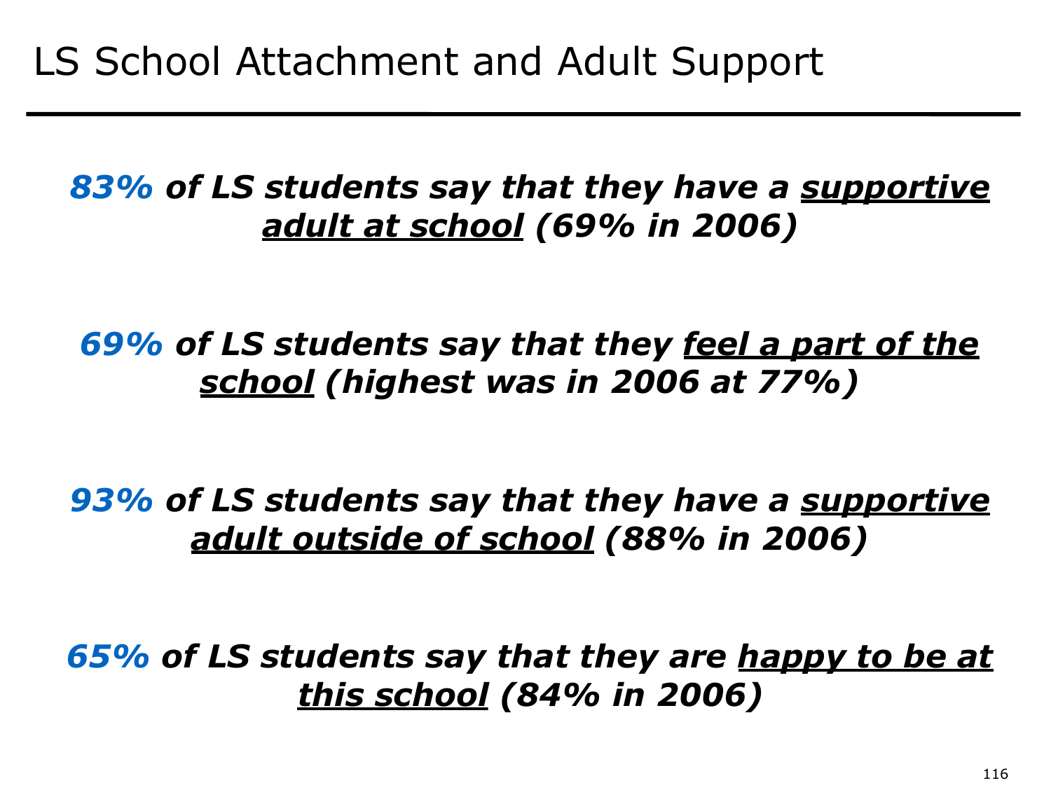# LS School Attachment and Adult Support

***83%** of LS students say that they have a supportive adult at school (69% in 2006)*

***69%** of LS students say that they feel a part of the school (highest was in 2006 at 77%)*

***93%** of LS students say that they have a supportive adult outside of school (88% in 2006)*

***65%** of LS students say that they are happy to be at this school (84% in 2006)*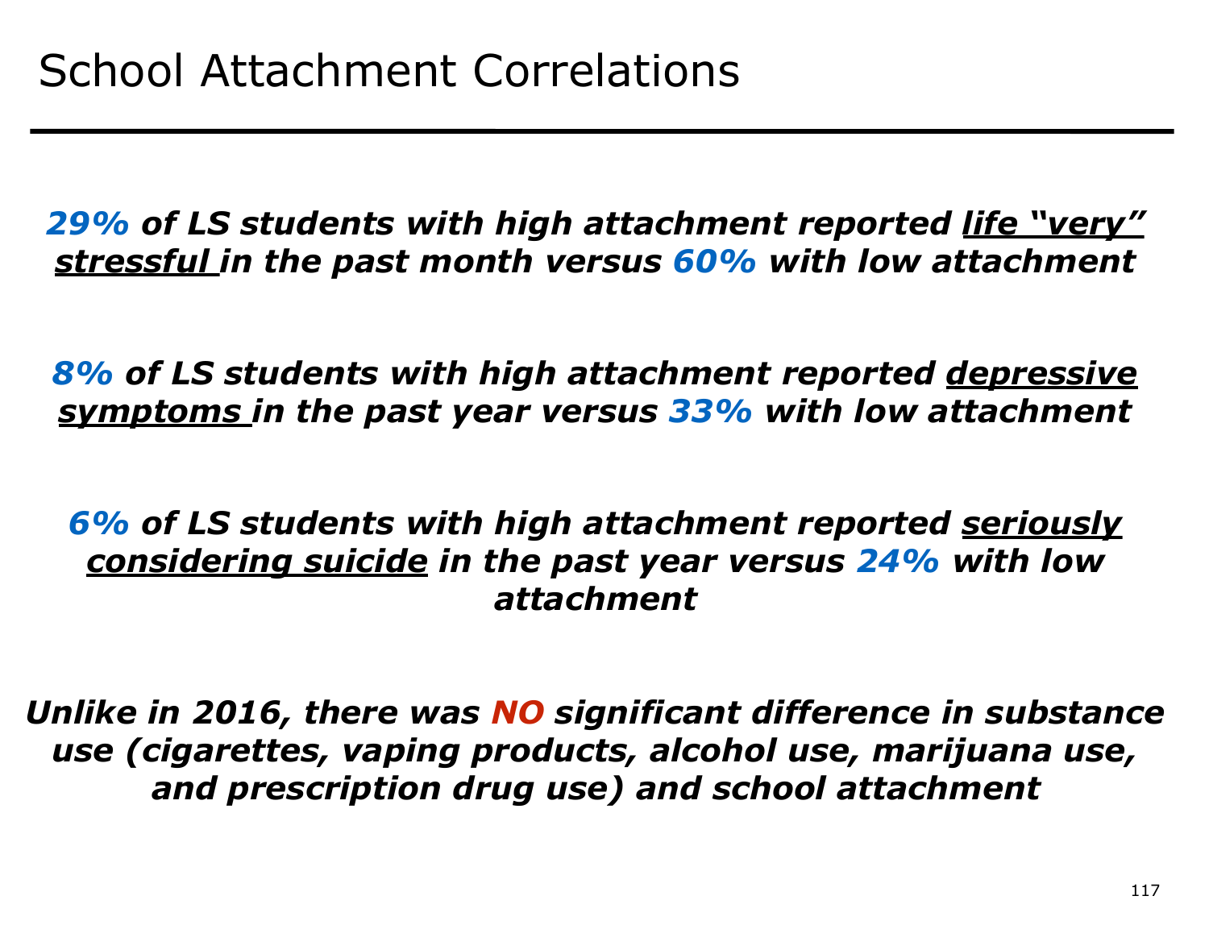# School Attachment Correlations

***29% of LS students with high attachment reported life "very" stressful in the past month versus 60% with low attachment***

***8% of LS students with high attachment reported depressive symptoms in the past year versus 33% with low attachment***

***6% of LS students with high attachment reported seriously considering suicide in the past year versus 24% with low attachment***

***Unlike in 2016, there was NO significant difference in substance use (cigarettes, vaping products, alcohol use, marijuana use, and prescription drug use) and school attachment***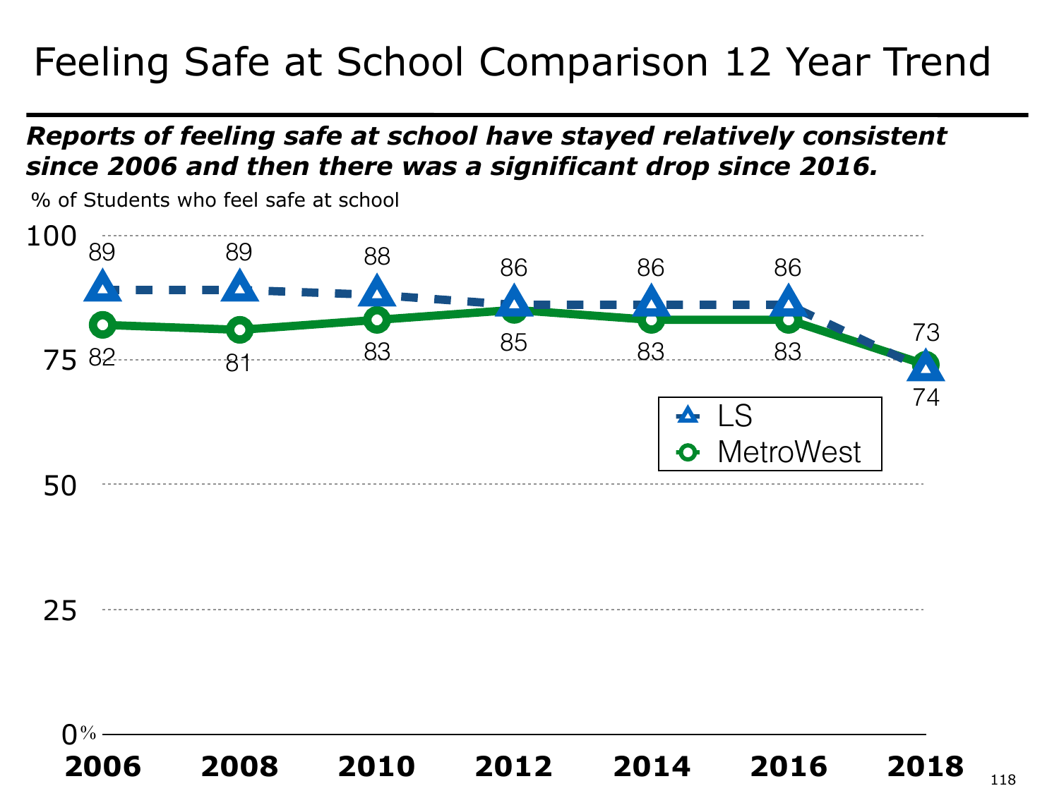# Feeling Safe at School Comparison 12 Year Trend

***Reports of feeling safe at school have stayed relatively consistent since 2006 and then there was a significant drop since 2016.***

% of Students who feel safe at school

| Year | LS | MetroWest |
|---|---|---|
| 2006 | 89 | 82 |
| 2008 | 89 | 81 |
| 2010 | 88 | 83 |
| 2012 | 86 | 85 |
| 2014 | 86 | 83 |
| 2016 | 86 | 83 |
| 2018 | 73 | 74 |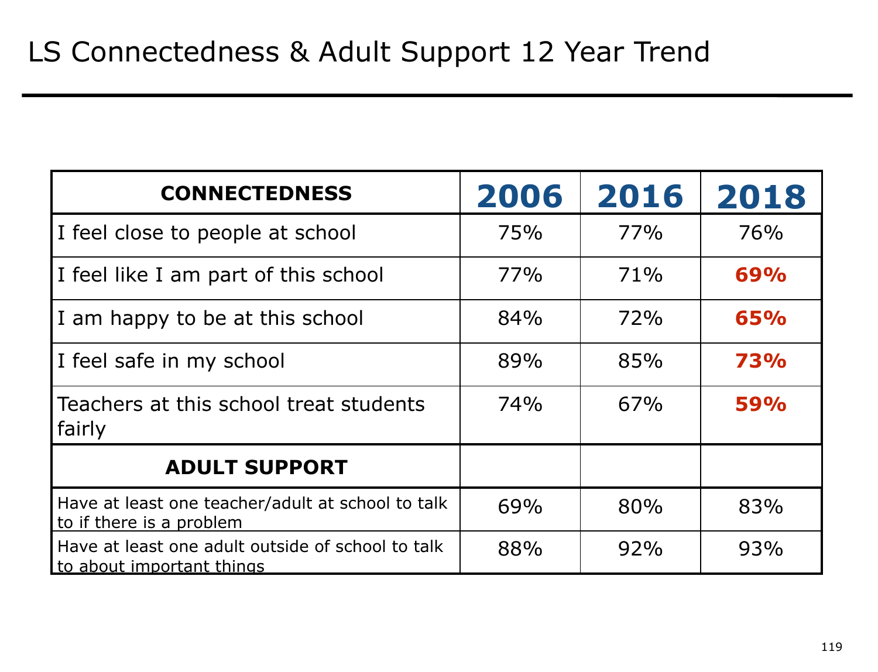# LS Connectedness & Adult Support 12 Year Trend

| CONNECTEDNESS | 2006 | 2016 | 2018 |
|---|---|---|---|
| I feel close to people at school | 75% | 77% | 76% |
| I feel like I am part of this school | 77% | 71% | **69%** |
| I am happy to be at this school | 84% | 72% | **65%** |
| I feel safe in my school | 89% | 85% | **73%** |
| Teachers at this school treat students fairly | 74% | 67% | **59%** |
| **ADULT SUPPORT** | | | |
| Have at least one teacher/adult at school to talk to if there is a problem | 69% | 80% | 83% |
| Have at least one adult outside of school to talk to about important things | 88% | 92% | 93% |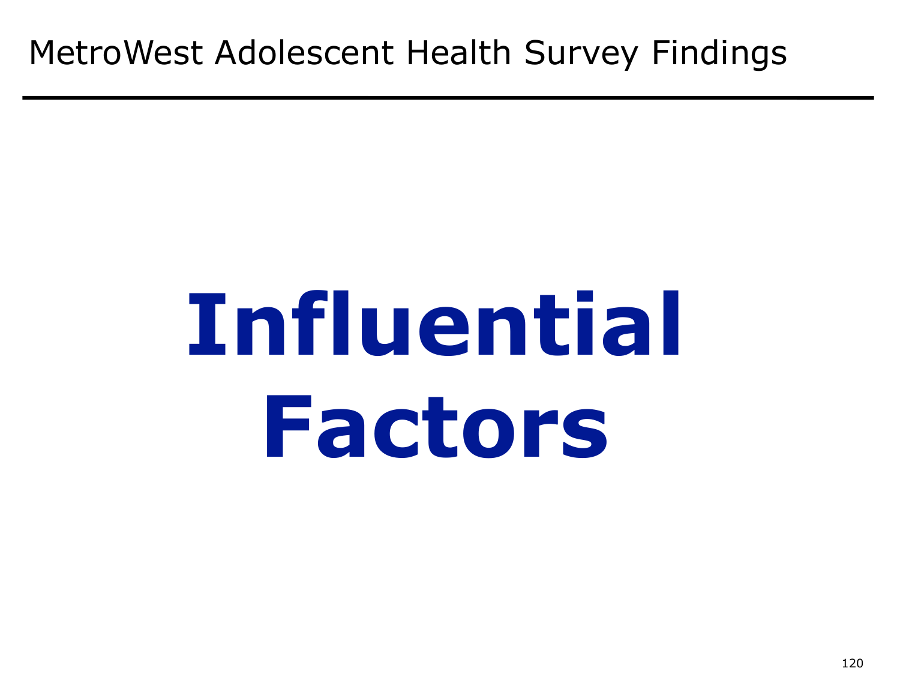# Influential Factors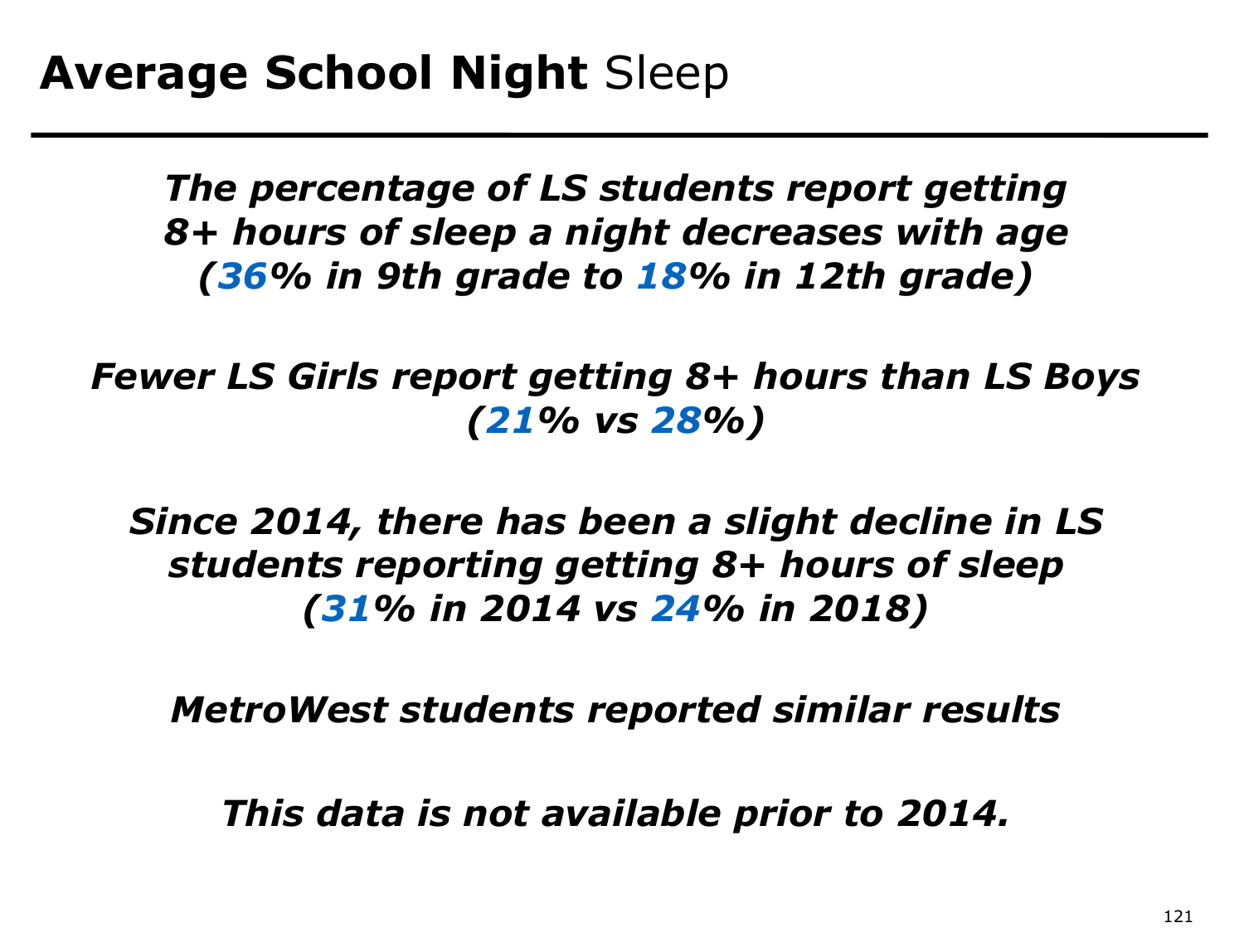# **Average School Night** Sleep

***The percentage of LS students report getting 8+ hours of sleep a night decreases with age (36% in 9th grade to 18% in 12th grade)***

***Fewer LS Girls report getting 8+ hours than LS Boys (21% vs 28%)***

***Since 2014, there has been a slight decline in LS students reporting getting 8+ hours of sleep (31% in 2014 vs 24% in 2018)***

***MetroWest students reported similar results***

***This data is not available prior to 2014.***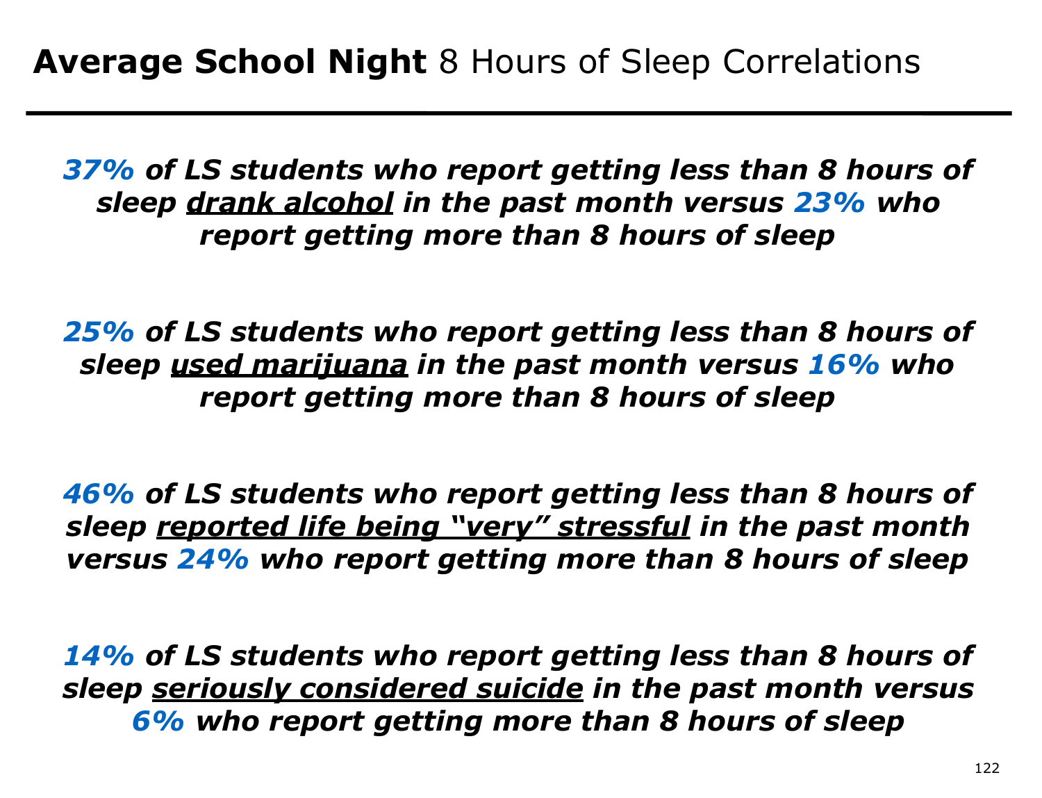# **Average School Night** 8 Hours of Sleep Correlations

***37% of LS students who report getting less than 8 hours of sleep <u>drank alcohol</u> in the past month versus 23% who report getting more than 8 hours of sleep***

***25% of LS students who report getting less than 8 hours of sleep <u>used marijuana</u> in the past month versus 16% who report getting more than 8 hours of sleep***

***46% of LS students who report getting less than 8 hours of sleep <u>reported life being "very" stressful</u> in the past month versus 24% who report getting more than 8 hours of sleep***

***14% of LS students who report getting less than 8 hours of sleep <u>seriously considered suicide</u> in the past month versus 6% who report getting more than 8 hours of sleep***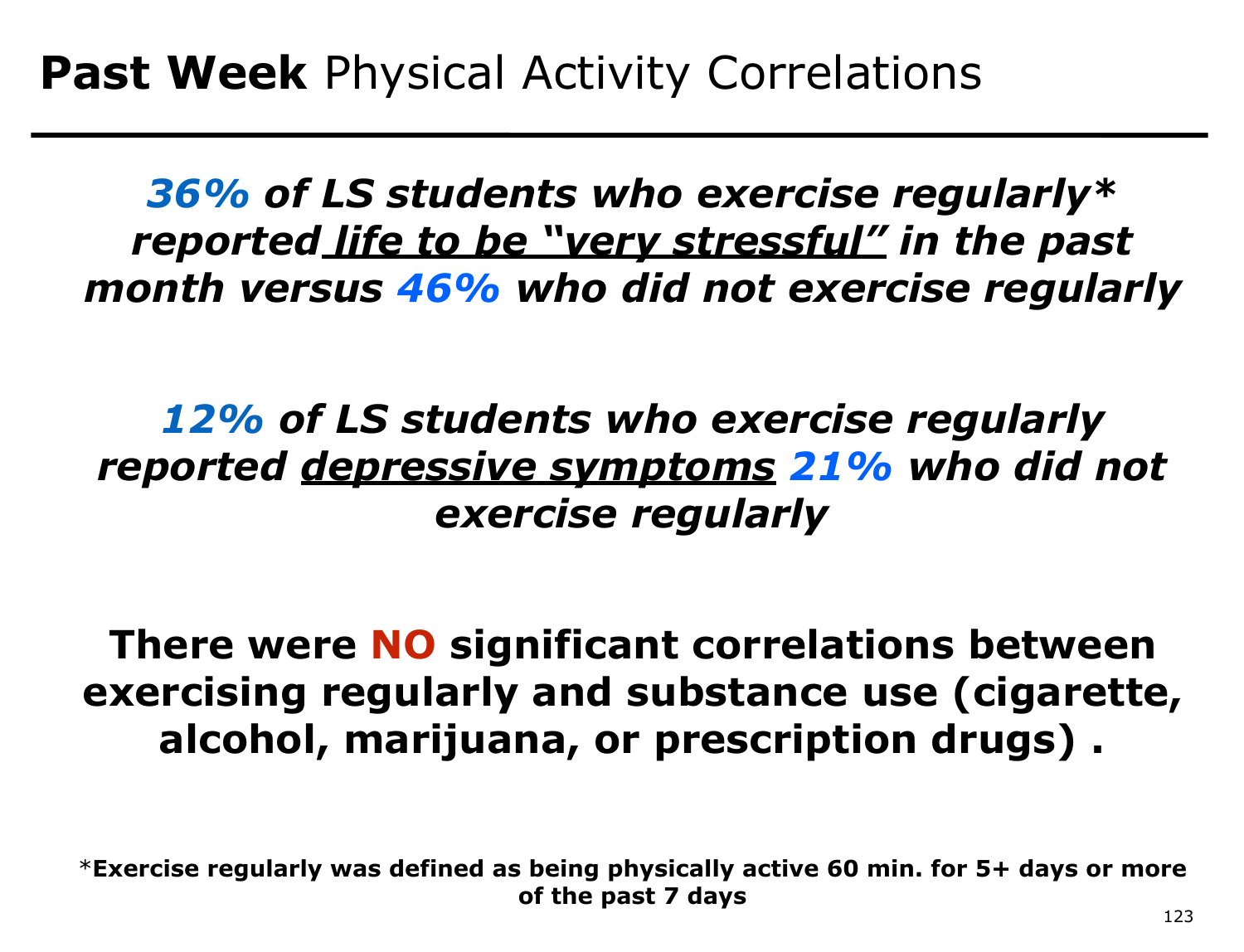# **Past Week** Physical Activity Correlations

***36%** of LS students who exercise regularly* reported life to be "very stressful" in the past month versus **46%** who did not exercise regularly*

***12%** of LS students who exercise regularly reported depressive symptoms **21%** who did not exercise regularly*

**There were NO significant correlations between exercising regularly and substance use (cigarette, alcohol, marijuana, or prescription drugs) .**

*__Exercise regularly was defined as being physically active 60 min. for 5+ days or more of the past 7 days__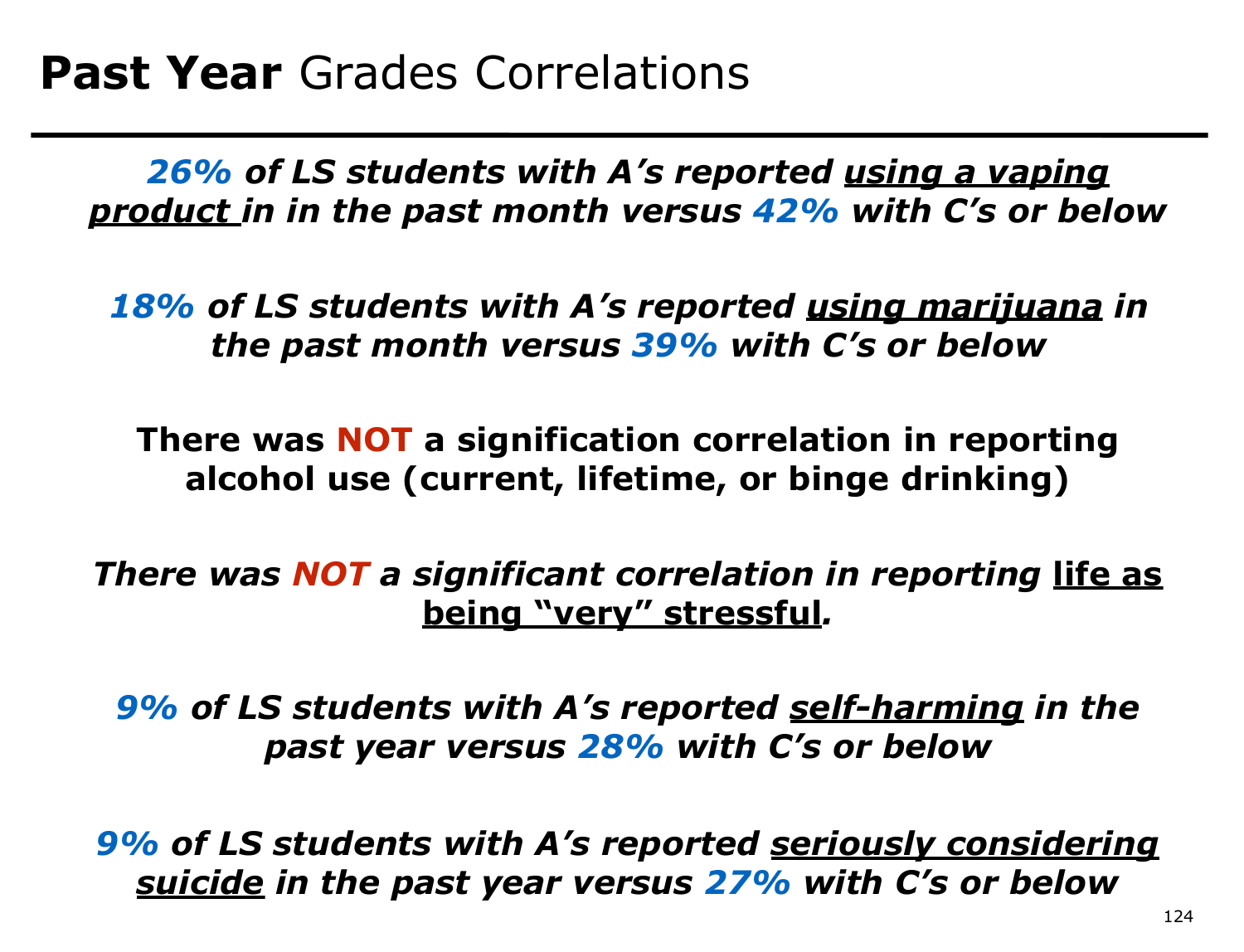# **Past Year** Grades Correlations

***26% of LS students with A's reported <u>using a vaping product</u> in in the past month versus 42% with C's or below***

***18% of LS students with A's reported <u>using marijuana</u> in the past month versus 39% with C's or below***

**There was NOT a signification correlation in reporting alcohol use (current, lifetime, or binge drinking)**

***There was NOT a significant correlation in reporting <u>life as being "very" stressful</u>.***

***9% of LS students with A's reported <u>self-harming</u> in the past year versus 28% with C's or below***

***9% of LS students with A's reported <u>seriously considering suicide</u> in the past year versus 27% with C's or below***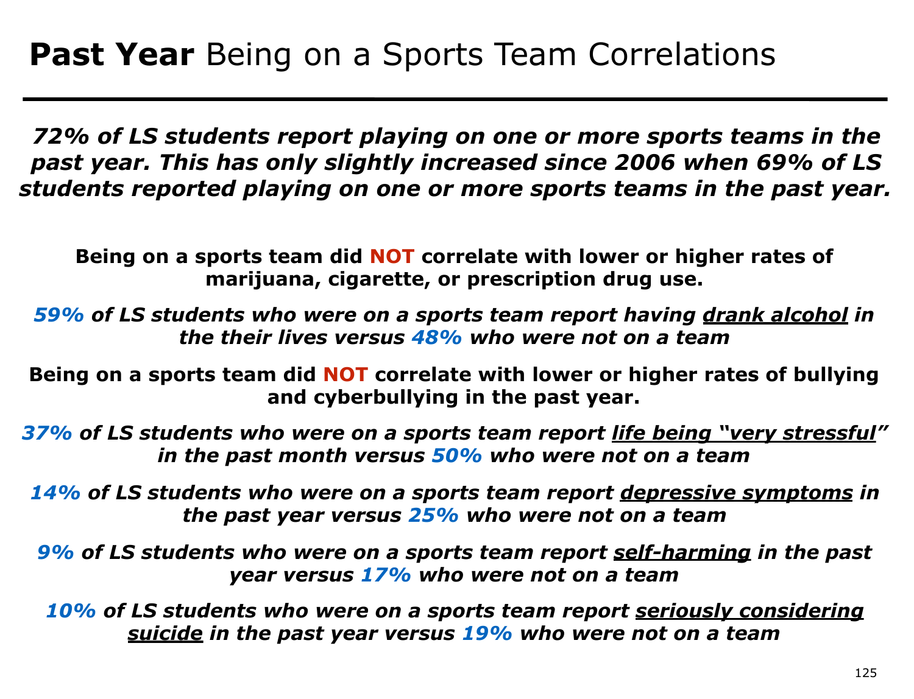# **Past Year** Being on a Sports Team Correlations

***72% of LS students report playing on one or more sports teams in the past year. This has only slightly increased since 2006 when 69% of LS students reported playing on one or more sports teams in the past year.***

**Being on a sports team did NOT correlate with lower or higher rates of marijuana, cigarette, or prescription drug use.**

***59% of LS students who were on a sports team report having drank alcohol in the their lives versus 48% who were not on a team***

**Being on a sports team did NOT correlate with lower or higher rates of bullying and cyberbullying in the past year.**

***37% of LS students who were on a sports team report life being "very stressful" in the past month versus 50% who were not on a team***

***14% of LS students who were on a sports team report depressive symptoms in the past year versus 25% who were not on a team***

***9% of LS students who were on a sports team report self-harming in the past year versus 17% who were not on a team***

***10% of LS students who were on a sports team report seriously considering suicide in the past year versus 19% who were not on a team***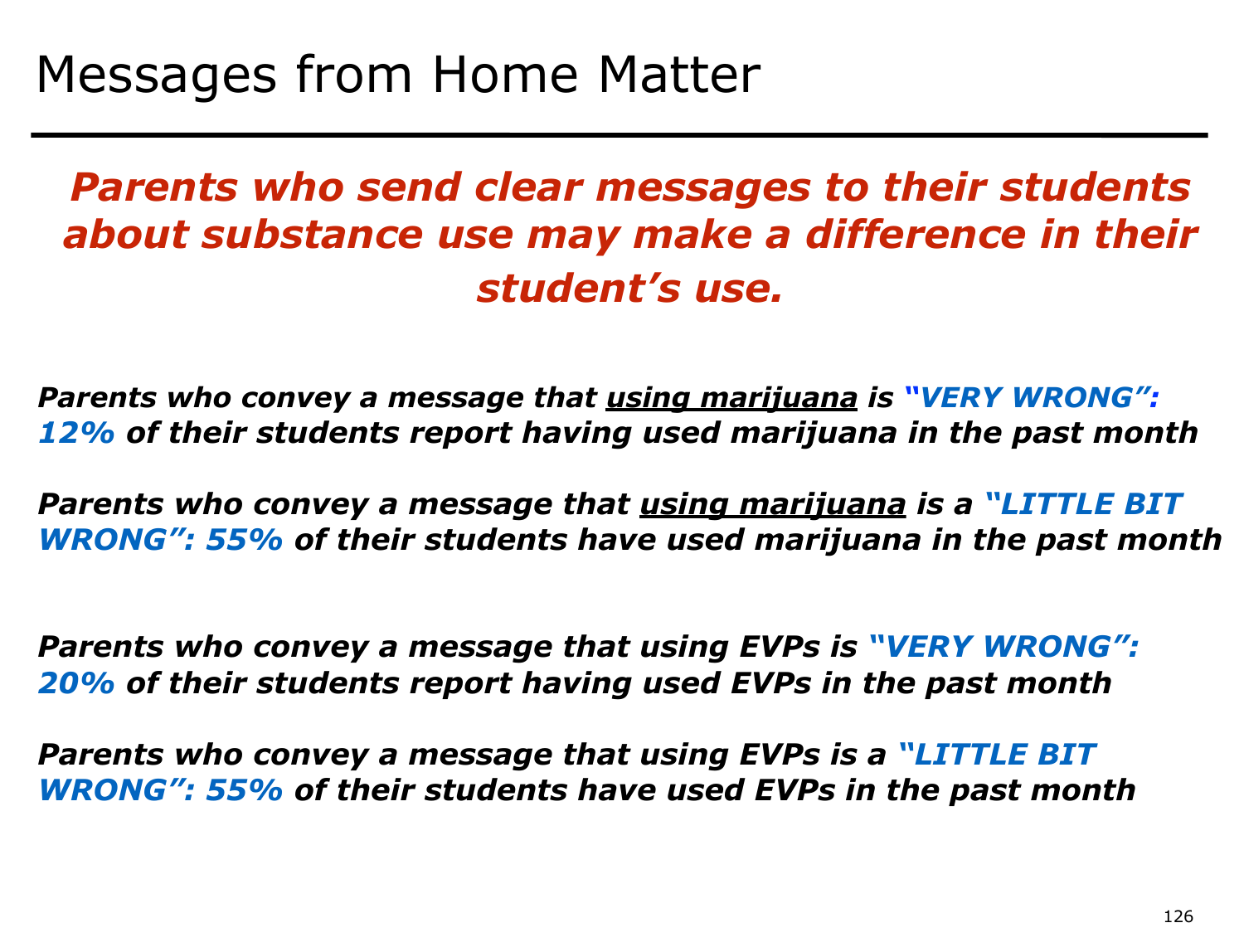# Messages from Home Matter

***Parents who send clear messages to their students about substance use may make a difference in their student's use.***

***Parents who convey a message that <u>using marijuana</u> is "VERY WRONG": 12% of their students report having used marijuana in the past month***

***Parents who convey a message that <u>using marijuana</u> is a "LITTLE BIT WRONG": 55% of their students have used marijuana in the past month***

***Parents who convey a message that using EVPs is "VERY WRONG": 20% of their students report having used EVPs in the past month***

***Parents who convey a message that using EVPs is a "LITTLE BIT WRONG": 55% of their students have used EVPs in the past month***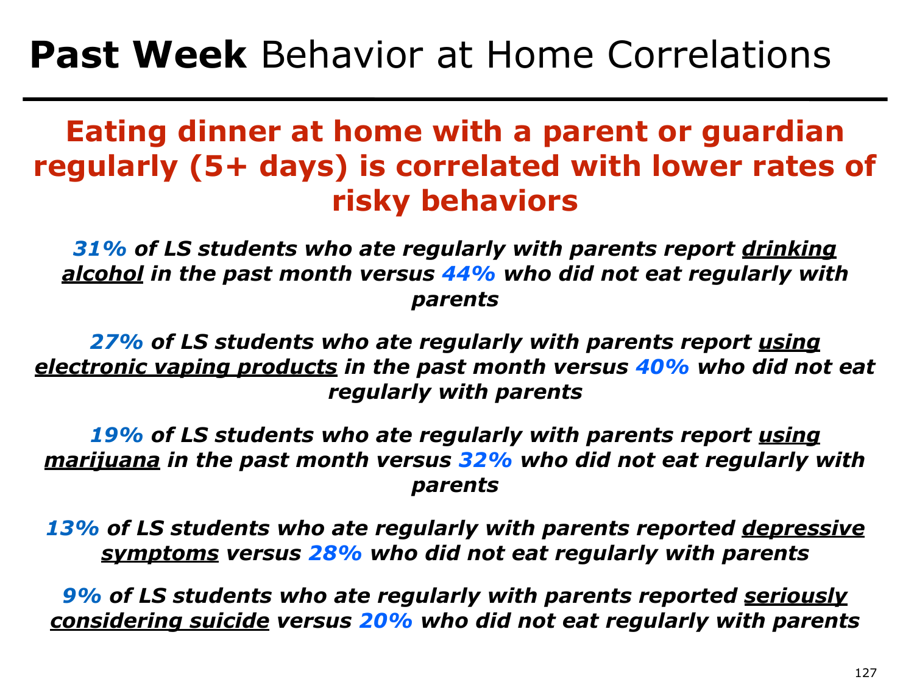# **Past Week** Behavior at Home Correlations

## **Eating dinner at home with a parent or guardian regularly (5+ days) is correlated with lower rates of risky behaviors**

***31%** of LS students who ate regularly with parents report drinking alcohol in the past month versus **44%** who did not eat regularly with parents*

***27%** of LS students who ate regularly with parents report using electronic vaping products in the past month versus **40%** who did not eat regularly with parents*

***19%** of LS students who ate regularly with parents report using marijuana in the past month versus **32%** who did not eat regularly with parents*

***13%** of LS students who ate regularly with parents reported depressive symptoms versus **28%** who did not eat regularly with parents*

***9%** of LS students who ate regularly with parents reported seriously considering suicide versus **20%** who did not eat regularly with parents*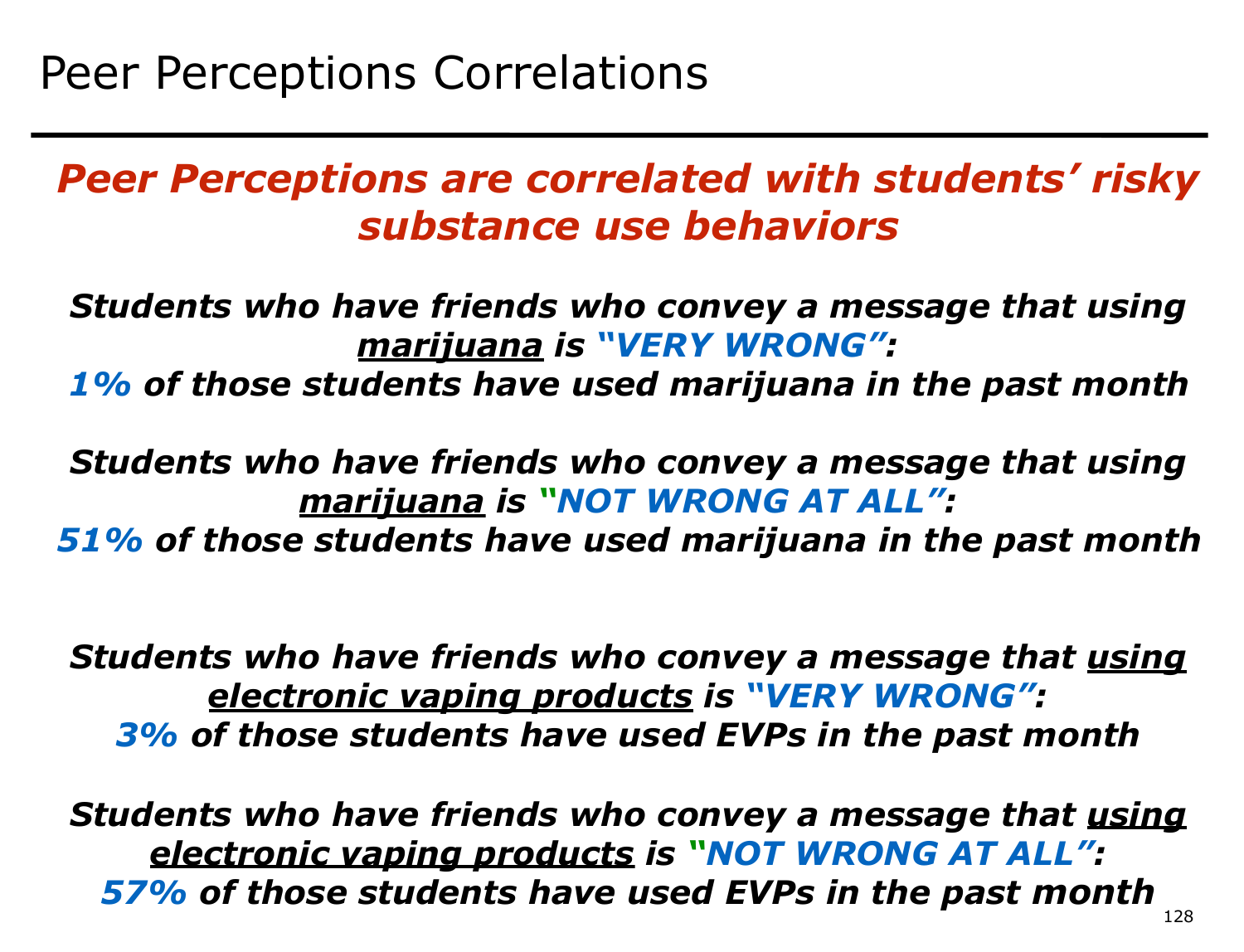# Peer Perceptions Correlations

***Peer Perceptions are correlated with students' risky substance use behaviors***

***Students who have friends who convey a message that using marijuana is "VERY WRONG":***
***1% of those students have used marijuana in the past month***

***Students who have friends who convey a message that using marijuana is "NOT WRONG AT ALL":***
***51% of those students have used marijuana in the past month***

***Students who have friends who convey a message that using electronic vaping products is "VERY WRONG":***
***3% of those students have used EVPs in the past month***

***Students who have friends who convey a message that using electronic vaping products is "NOT WRONG AT ALL":***
***57% of those students have used EVPs in the past month***